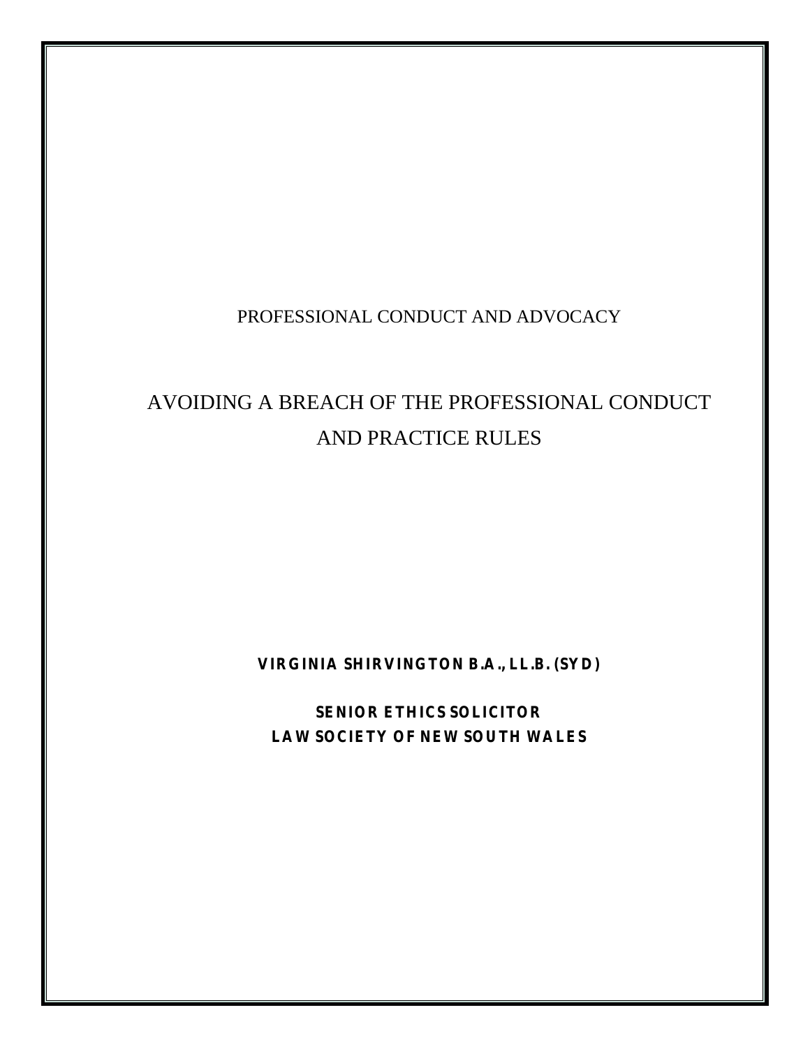PROFESSIONAL CONDUCT AND ADVOCACY

# AVOIDING A BREACH OF THE PROFESSIONAL CONDUCT AND PRACTICE RULES

**VIRGINIA SHIRVINGTON B.A., LL.B. (SYD)**

**SENIOR ETHICS SOLICITOR**
**LAW SOCIETY OF NEW SOUTH WALES**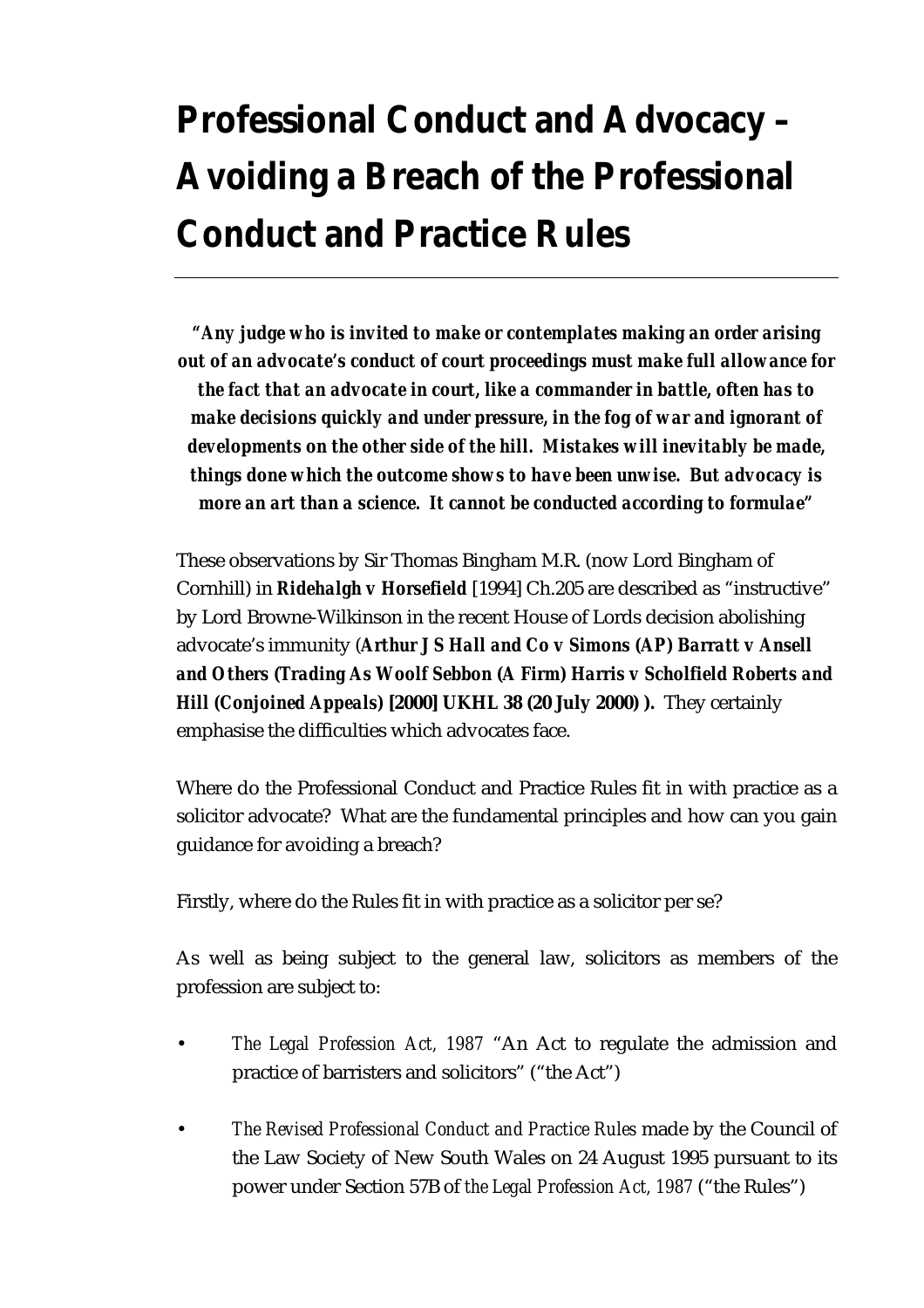# Professional Conduct and Advocacy – Avoiding a Breach of the Professional Conduct and Practice Rules

***"Any judge who is invited to make or contemplates making an order arising out of an advocate's conduct of court proceedings must make full allowance for the fact that an advocate in court, like a commander in battle, often has to make decisions quickly and under pressure, in the fog of war and ignorant of developments on the other side of the hill. Mistakes will inevitably be made, things done which the outcome shows to have been unwise. But advocacy is more an art than a science. It cannot be conducted according to formulae"***

These observations by Sir Thomas Bingham M.R. (now Lord Bingham of Cornhill) in ***Ridehalgh v Horsefield*** [1994] Ch.205 are described as "instructive" by Lord Browne-Wilkinson in the recent House of Lords decision abolishing advocate's immunity (***Arthur J S Hall and Co v Simons (AP) Barratt v Ansell and Others (Trading As Woolf Sebbon (A Firm) Harris v Scholfield Roberts and Hill (Conjoined Appeals) [2000] UKHL 38 (20 July 2000) ).*** They certainly emphasise the difficulties which advocates face.

Where do the Professional Conduct and Practice Rules fit in with practice as a solicitor advocate? What are the fundamental principles and how can you gain guidance for avoiding a breach?

Firstly, where do the Rules fit in with practice as a solicitor per se?

As well as being subject to the general law, solicitors as members of the profession are subject to:

- *The Legal Profession Act, 1987* "An Act to regulate the admission and practice of barristers and solicitors" ("the Act")
- *The Revised Professional Conduct and Practice Rules* made by the Council of the Law Society of New South Wales on 24 August 1995 pursuant to its power under Section 57B of *the Legal Profession Act, 1987* ("the Rules")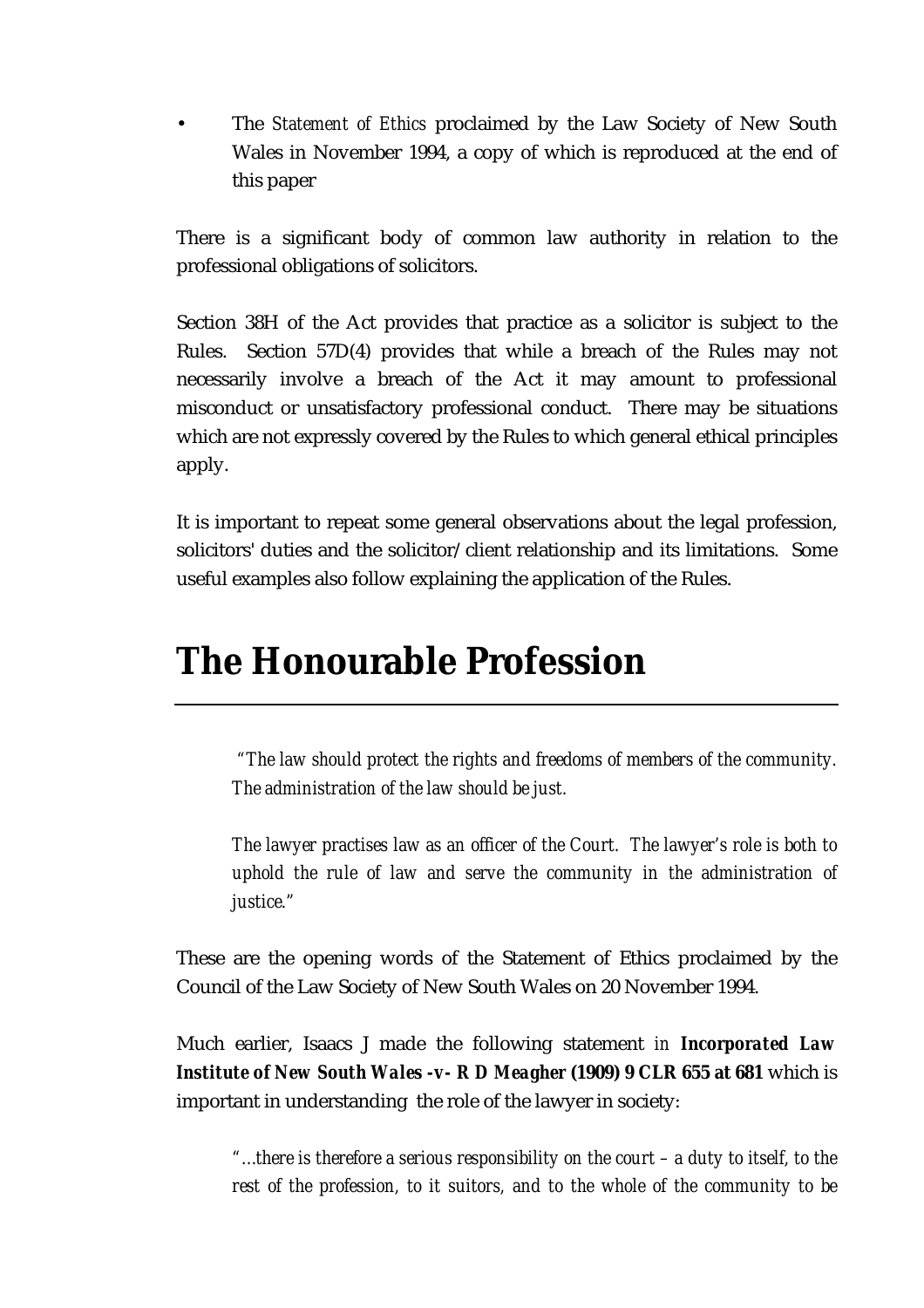- The *Statement of Ethics* proclaimed by the Law Society of New South Wales in November 1994, a copy of which is reproduced at the end of this paper

There is a significant body of common law authority in relation to the professional obligations of solicitors.

Section 38H of the Act provides that practice as a solicitor is subject to the Rules. Section 57D(4) provides that while a breach of the Rules may not necessarily involve a breach of the Act it may amount to professional misconduct or unsatisfactory professional conduct. There may be situations which are not expressly covered by the Rules to which general ethical principles apply.

It is important to repeat some general observations about the legal profession, solicitors' duties and the solicitor/client relationship and its limitations. Some useful examples also follow explaining the application of the Rules.

# The Honourable Profession

> *"The law should protect the rights and freedoms of members of the community. The administration of the law should be just.*
>
> *The lawyer practises law as an officer of the Court. The lawyer's role is both to uphold the rule of law and serve the community in the administration of justice."*

These are the opening words of the Statement of Ethics proclaimed by the Council of the Law Society of New South Wales on 20 November 1994.

Much earlier, Isaacs J made the following statement *in* ***Incorporated Law Institute of New South Wales -v- R D Meagher (1909) 9 CLR 655 at 681*** which is important in understanding the role of the lawyer in society:

> *"…there is therefore a serious responsibility on the court – a duty to itself, to the rest of the profession, to it suitors, and to the whole of the community to be*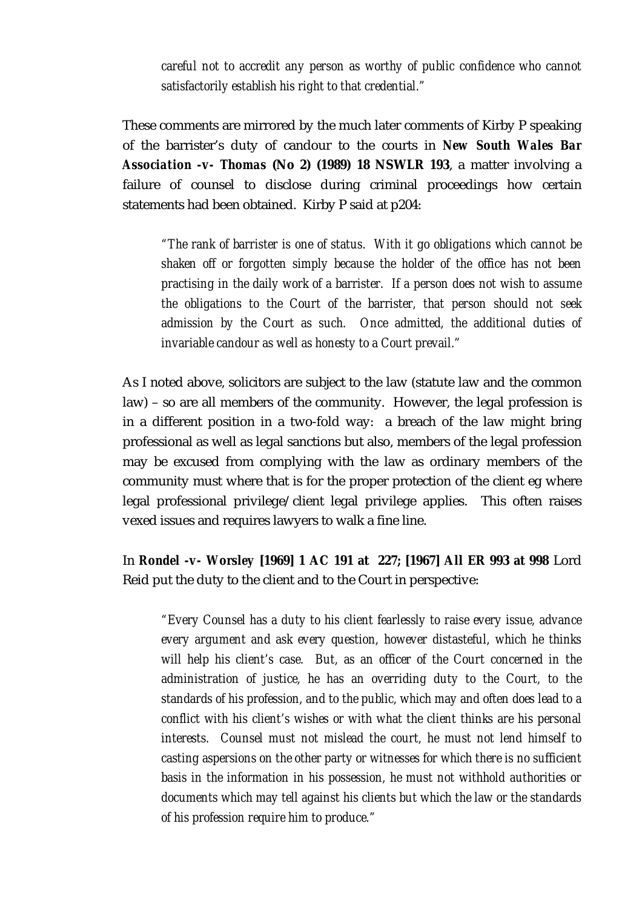> *careful not to accredit any person as worthy of public confidence who cannot satisfactorily establish his right to that credential."*

These comments are mirrored by the much later comments of Kirby P speaking of the barrister's duty of candour to the courts in ***New South Wales Bar Association -v- Thomas (No 2) (1989) 18 NSWLR 193***, a matter involving a failure of counsel to disclose during criminal proceedings how certain statements had been obtained. Kirby P said at p204:

> *"The rank of barrister is one of status. With it go obligations which cannot be shaken off or forgotten simply because the holder of the office has not been practising in the daily work of a barrister. If a person does not wish to assume the obligations to the Court of the barrister, that person should not seek admission by the Court as such. Once admitted, the additional duties of invariable candour as well as honesty to a Court prevail."*

As I noted above, solicitors are subject to the law (statute law and the common law) – so are all members of the community. However, the legal profession is in a different position in a two-fold way: a breach of the law might bring professional as well as legal sanctions but also, members of the legal profession may be excused from complying with the law as ordinary members of the community must where that is for the proper protection of the client eg where legal professional privilege/client legal privilege applies. This often raises vexed issues and requires lawyers to walk a fine line.

In **Rondel -v- Worsley [1969] 1 AC 191 at 227; [1967] All ER 993 at 998** Lord Reid put the duty to the client and to the Court in perspective:

> *"Every Counsel has a duty to his client fearlessly to raise every issue, advance every argument and ask every question, however distasteful, which he thinks will help his client's case. But, as an officer of the Court concerned in the administration of justice, he has an overriding duty to the Court, to the standards of his profession, and to the public, which may and often does lead to a conflict with his client's wishes or with what the client thinks are his personal interests. Counsel must not mislead the court, he must not lend himself to casting aspersions on the other party or witnesses for which there is no sufficient basis in the information in his possession, he must not withhold authorities or documents which may tell against his clients but which the law or the standards of his profession require him to produce."*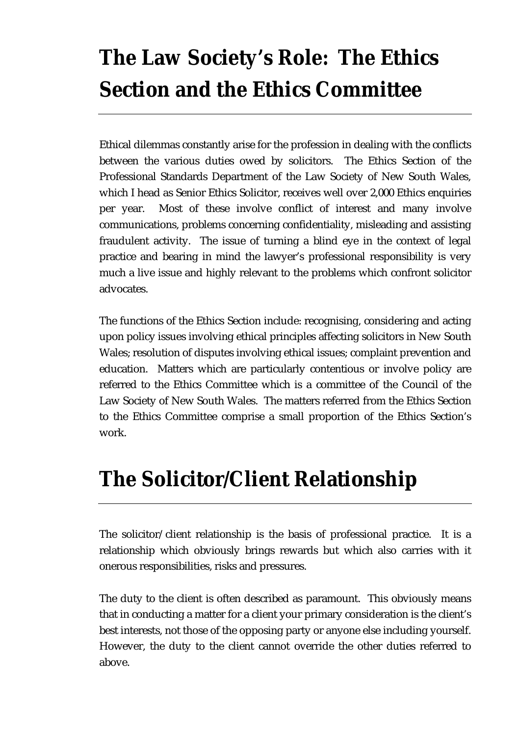# The Law Society's Role: The Ethics Section and the Ethics Committee

Ethical dilemmas constantly arise for the profession in dealing with the conflicts between the various duties owed by solicitors. The Ethics Section of the Professional Standards Department of the Law Society of New South Wales, which I head as Senior Ethics Solicitor, receives well over 2,000 Ethics enquiries per year. Most of these involve conflict of interest and many involve communications, problems concerning confidentiality, misleading and assisting fraudulent activity. The issue of turning a blind eye in the context of legal practice and bearing in mind the lawyer's professional responsibility is very much a live issue and highly relevant to the problems which confront solicitor advocates.

The functions of the Ethics Section include: recognising, considering and acting upon policy issues involving ethical principles affecting solicitors in New South Wales; resolution of disputes involving ethical issues; complaint prevention and education. Matters which are particularly contentious or involve policy are referred to the Ethics Committee which is a committee of the Council of the Law Society of New South Wales. The matters referred from the Ethics Section to the Ethics Committee comprise a small proportion of the Ethics Section's work.

# The Solicitor/Client Relationship

The solicitor/client relationship is the basis of professional practice. It is a relationship which obviously brings rewards but which also carries with it onerous responsibilities, risks and pressures.

The duty to the client is often described as paramount. This obviously means that in conducting a matter for a client your primary consideration is the client's best interests, not those of the opposing party or anyone else including yourself. However, the duty to the client cannot override the other duties referred to above.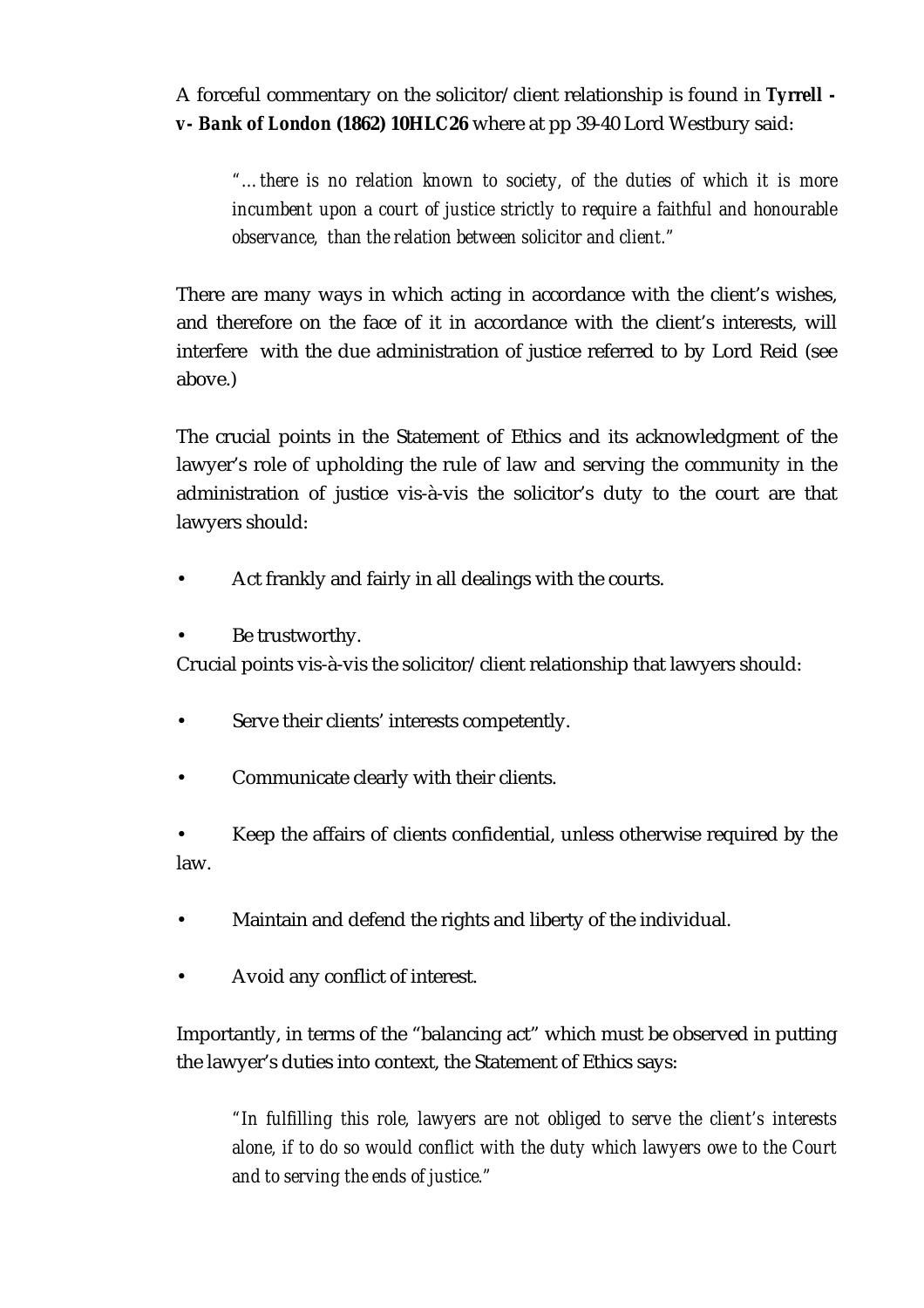A forceful commentary on the solicitor/client relationship is found in ***Tyrrell -v- Bank of London* (1862) 10HLC26** where at pp 39-40 Lord Westbury said:

> *"…there is no relation known to society, of the duties of which it is more incumbent upon a court of justice strictly to require a faithful and honourable observance, than the relation between solicitor and client."*

There are many ways in which acting in accordance with the client's wishes, and therefore on the face of it in accordance with the client's interests, will interfere with the due administration of justice referred to by Lord Reid (see above.)

The crucial points in the Statement of Ethics and its acknowledgment of the lawyer's role of upholding the rule of law and serving the community in the administration of justice vis-à-vis the solicitor's duty to the court are that lawyers should:

- Act frankly and fairly in all dealings with the courts.
- Be trustworthy.

Crucial points vis-à-vis the solicitor/client relationship that lawyers should:

- Serve their clients' interests competently.
- Communicate clearly with their clients.
- Keep the affairs of clients confidential, unless otherwise required by the law.
- Maintain and defend the rights and liberty of the individual.
- Avoid any conflict of interest.

Importantly, in terms of the "balancing act" which must be observed in putting the lawyer's duties into context, the Statement of Ethics says:

> *"In fulfilling this role, lawyers are not obliged to serve the client's interests alone, if to do so would conflict with the duty which lawyers owe to the Court and to serving the ends of justice."*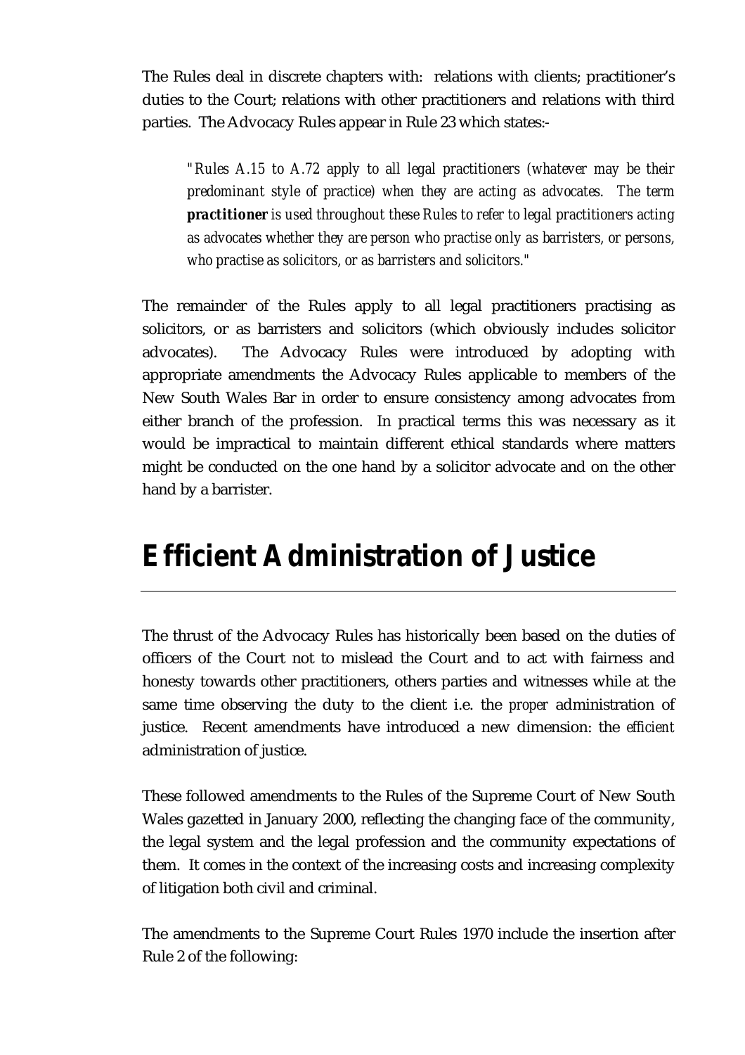The Rules deal in discrete chapters with: relations with clients; practitioner's duties to the Court; relations with other practitioners and relations with third parties. The Advocacy Rules appear in Rule 23 which states:-

> *"Rules A.15 to A.72 apply to all legal practitioners (whatever may be their predominant style of practice) when they are acting as advocates. The term **practitioner** is used throughout these Rules to refer to legal practitioners acting as advocates whether they are person who practise only as barristers, or persons, who practise as solicitors, or as barristers and solicitors."*

The remainder of the Rules apply to all legal practitioners practising as solicitors, or as barristers and solicitors (which obviously includes solicitor advocates). The Advocacy Rules were introduced by adopting with appropriate amendments the Advocacy Rules applicable to members of the New South Wales Bar in order to ensure consistency among advocates from either branch of the profession. In practical terms this was necessary as it would be impractical to maintain different ethical standards where matters might be conducted on the one hand by a solicitor advocate and on the other hand by a barrister.

# Efficient Administration of Justice

The thrust of the Advocacy Rules has historically been based on the duties of officers of the Court not to mislead the Court and to act with fairness and honesty towards other practitioners, others parties and witnesses while at the same time observing the duty to the client i.e. the *proper* administration of justice. Recent amendments have introduced a new dimension: the *efficient* administration of justice.

These followed amendments to the Rules of the Supreme Court of New South Wales gazetted in January 2000, reflecting the changing face of the community, the legal system and the legal profession and the community expectations of them. It comes in the context of the increasing costs and increasing complexity of litigation both civil and criminal.

The amendments to the Supreme Court Rules 1970 include the insertion after Rule 2 of the following: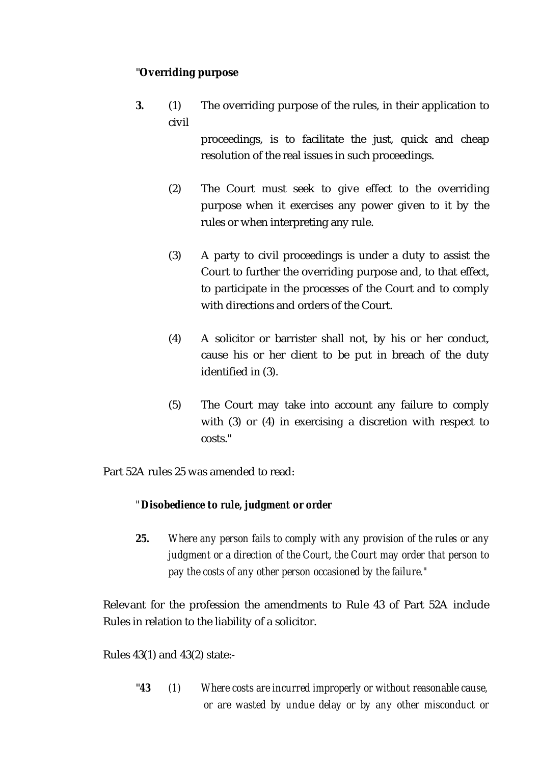"**Overriding purpose**

**3.** (1) The overriding purpose of the rules, in their application to civil proceedings, is to facilitate the just, quick and cheap resolution of the real issues in such proceedings.

(2) The Court must seek to give effect to the overriding purpose when it exercises any power given to it by the rules or when interpreting any rule.

(3) A party to civil proceedings is under a duty to assist the Court to further the overriding purpose and, to that effect, to participate in the processes of the Court and to comply with directions and orders of the Court.

(4) A solicitor or barrister shall not, by his or her conduct, cause his or her client to be put in breach of the duty identified in (3).

(5) The Court may take into account any failure to comply with (3) or (4) in exercising a discretion with respect to costs."

Part 52A rules 25 was amended to read:

"***Disobedience to rule, judgment or order***

**25.** *Where any person fails to comply with any provision of the rules or any judgment or a direction of the Court, the Court may order that person to pay the costs of any other person occasioned by the failure."*

Relevant for the profession the amendments to Rule 43 of Part 52A include Rules in relation to the liability of a solicitor.

Rules 43(1) and 43(2) state:-

"**43** *(1) Where costs are incurred improperly or without reasonable cause, or are wasted by undue delay or by any other misconduct or*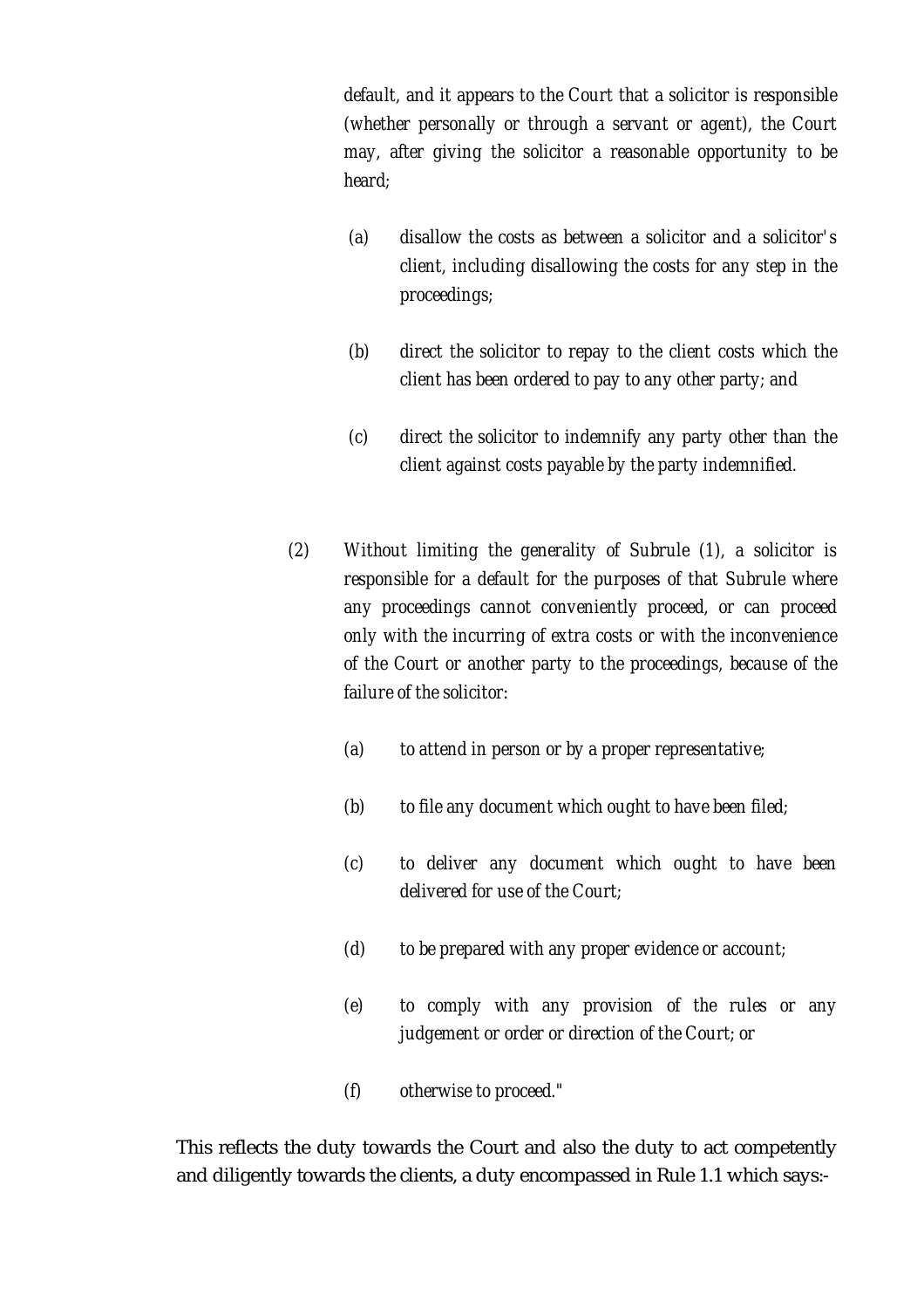default, and it appears to the Court that a solicitor is responsible (whether personally or through a servant or agent), the Court may, after giving the solicitor a reasonable opportunity to be heard;

(a) disallow the costs as between a solicitor and a solicitor's client, including disallowing the costs for any step in the proceedings;

(b) direct the solicitor to repay to the client costs which the client has been ordered to pay to any other party; and

(c) direct the solicitor to indemnify any party other than the client against costs payable by the party indemnified.

(2) Without limiting the generality of Subrule (1), a solicitor is responsible for a default for the purposes of that Subrule where any proceedings cannot conveniently proceed, or can proceed only with the incurring of extra costs or with the inconvenience of the Court or another party to the proceedings, because of the failure of the solicitor:

(a) to attend in person or by a proper representative;

(b) to file any document which ought to have been filed;

(c) to deliver any document which ought to have been delivered for use of the Court;

(d) to be prepared with any proper evidence or account;

(e) to comply with any provision of the rules or any judgement or order or direction of the Court; or

(f) otherwise to proceed."

This reflects the duty towards the Court and also the duty to act competently and diligently towards the clients, a duty encompassed in Rule 1.1 which says:-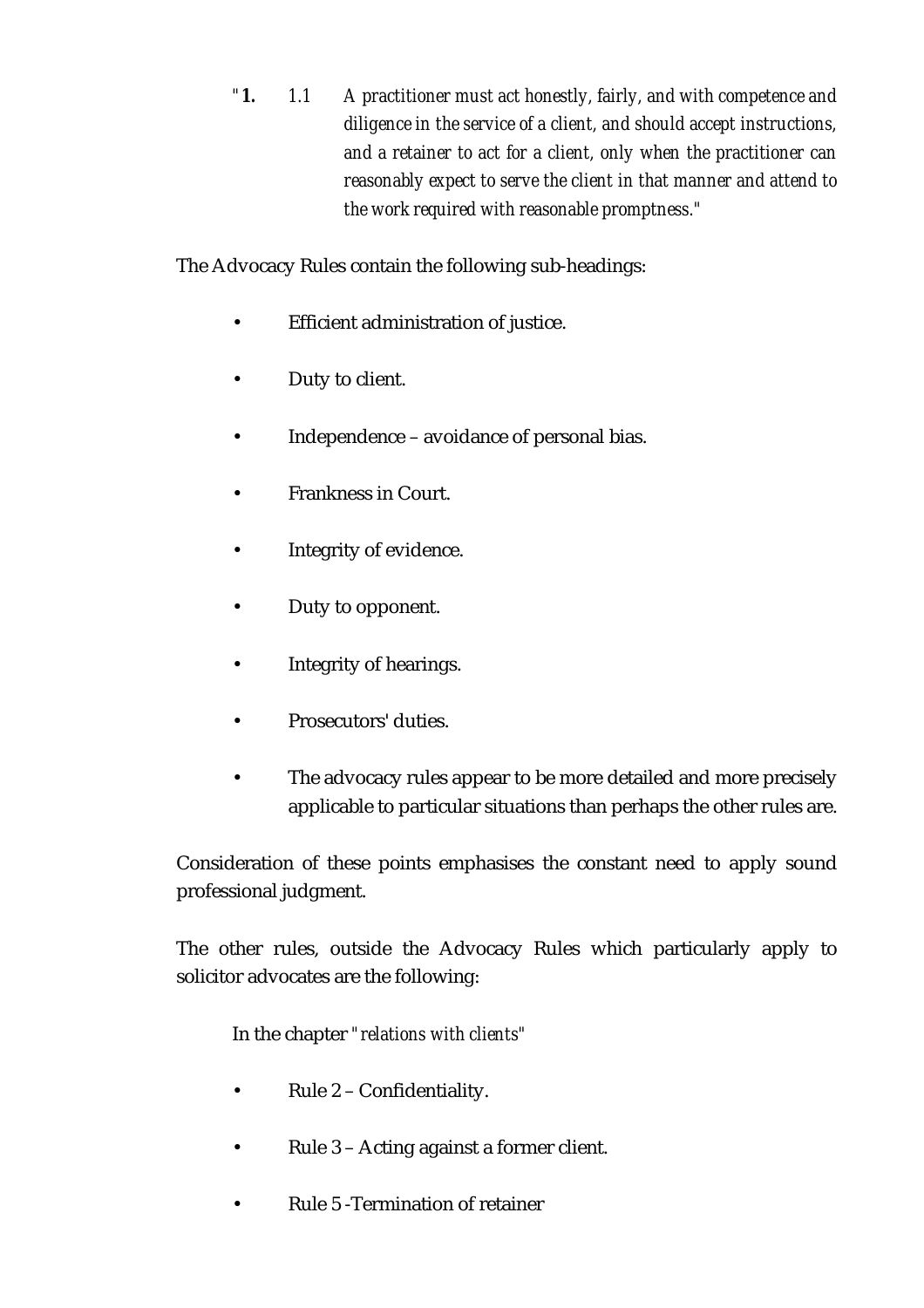"**1.** 1.1 *A practitioner must act honestly, fairly, and with competence and diligence in the service of a client, and should accept instructions, and a retainer to act for a client, only when the practitioner can reasonably expect to serve the client in that manner and attend to the work required with reasonable promptness."*

The Advocacy Rules contain the following sub-headings:

- Efficient administration of justice.
- Duty to client.
- Independence – avoidance of personal bias.
- Frankness in Court.
- Integrity of evidence.
- Duty to opponent.
- Integrity of hearings.
- Prosecutors' duties.
- The advocacy rules appear to be more detailed and more precisely applicable to particular situations than perhaps the other rules are.

Consideration of these points emphasises the constant need to apply sound professional judgment.

The other rules, outside the Advocacy Rules which particularly apply to solicitor advocates are the following:

In the chapter *"relations with clients"*

- Rule 2 – Confidentiality.
- Rule 3 – Acting against a former client.
- Rule 5 -Termination of retainer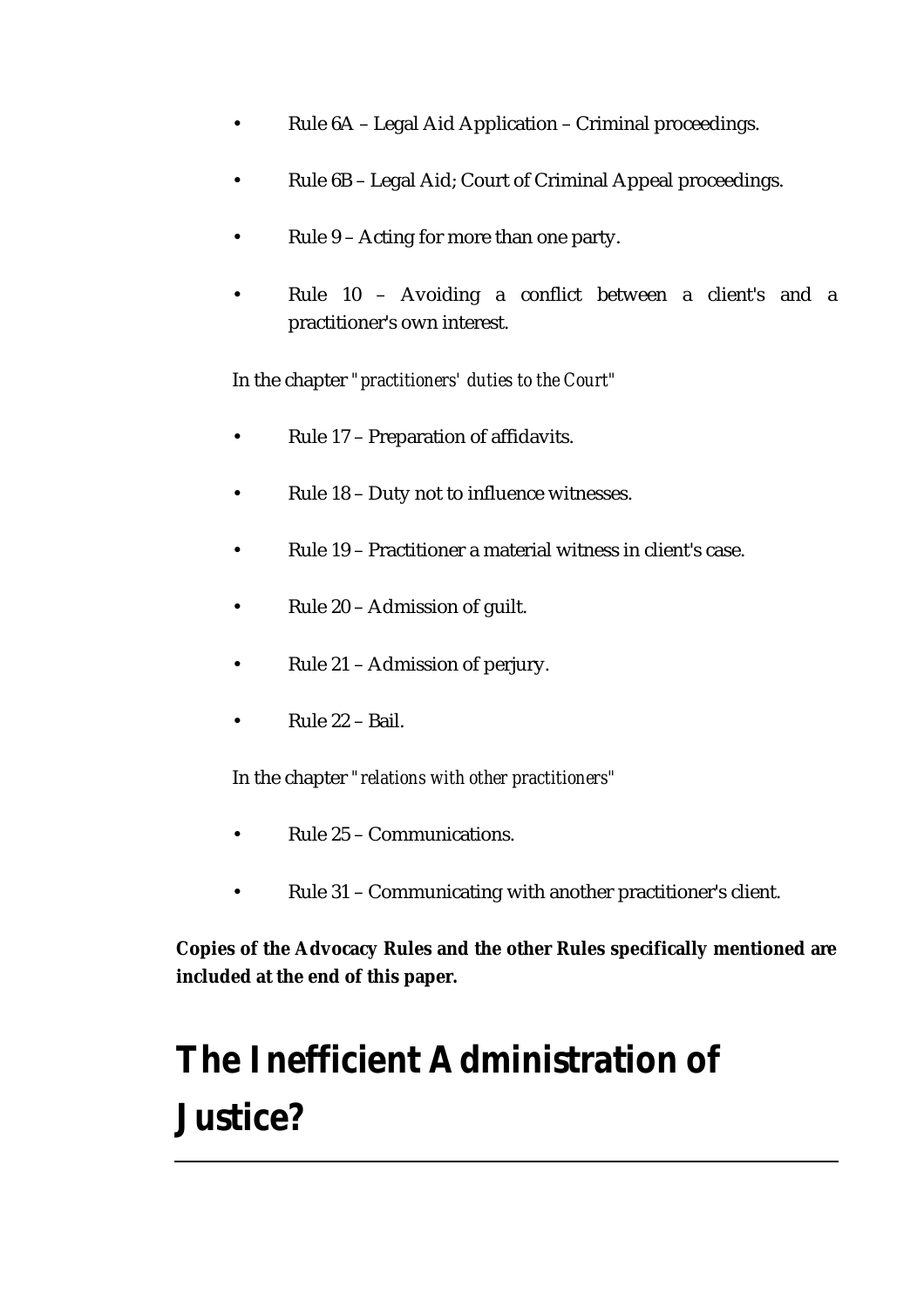- Rule 6A – Legal Aid Application – Criminal proceedings.
- Rule 6B – Legal Aid; Court of Criminal Appeal proceedings.
- Rule 9 – Acting for more than one party.
- Rule 10 – Avoiding a conflict between a client's and a practitioner's own interest.

In the chapter "*practitioners' duties to the Court*"

- Rule 17 – Preparation of affidavits.
- Rule 18 – Duty not to influence witnesses.
- Rule 19 – Practitioner a material witness in client's case.
- Rule 20 – Admission of guilt.
- Rule 21 – Admission of perjury.
- Rule 22 – Bail.

In the chapter "*relations with other practitioners*"

- Rule 25 – Communications.
- Rule 31 – Communicating with another practitioner's client.

**Copies of the Advocacy Rules and the other Rules specifically mentioned are included at the end of this paper.**

# The Inefficient Administration of Justice?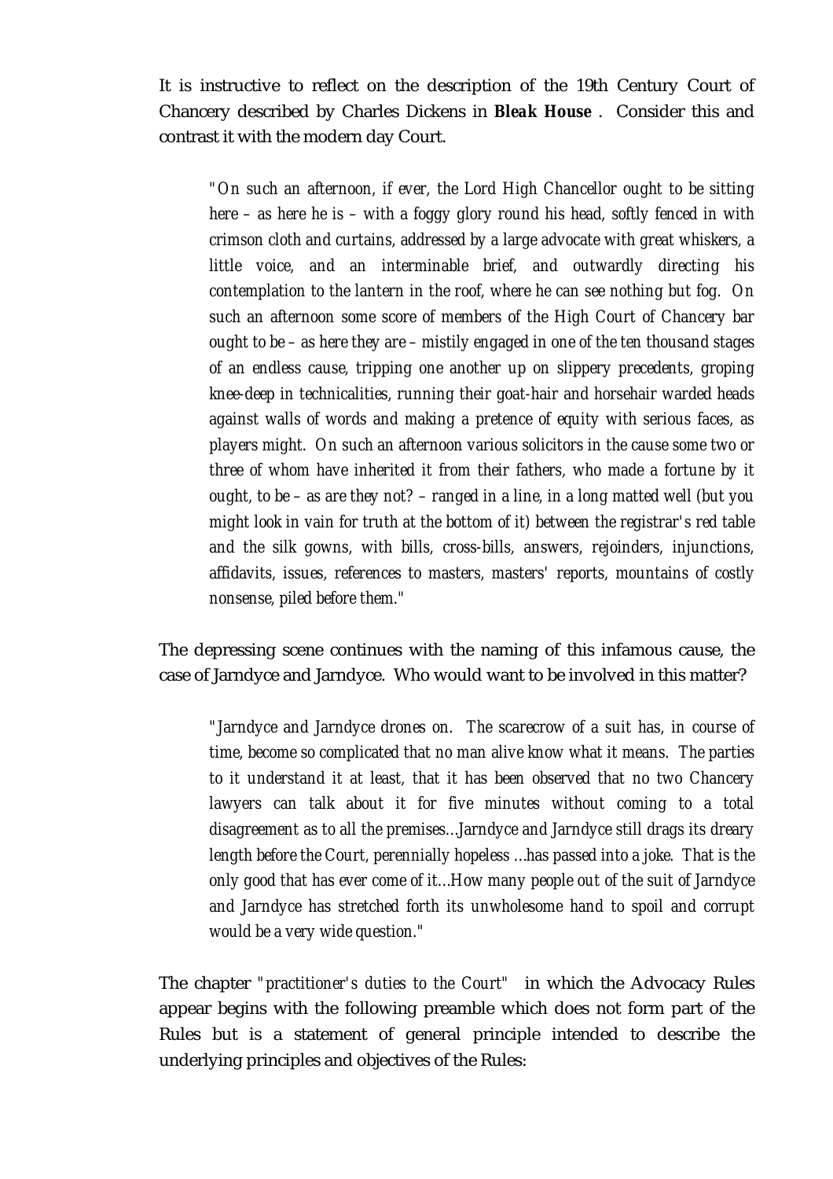It is instructive to reflect on the description of the 19th Century Court of Chancery described by Charles Dickens in ***Bleak House*** . Consider this and contrast it with the modern day Court.

> *"On such an afternoon, if ever, the Lord High Chancellor ought to be sitting here – as here he is – with a foggy glory round his head, softly fenced in with crimson cloth and curtains, addressed by a large advocate with great whiskers, a little voice, and an interminable brief, and outwardly directing his contemplation to the lantern in the roof, where he can see nothing but fog. On such an afternoon some score of members of the High Court of Chancery bar ought to be – as here they are – mistily engaged in one of the ten thousand stages of an endless cause, tripping one another up on slippery precedents, groping knee-deep in technicalities, running their goat-hair and horsehair warded heads against walls of words and making a pretence of equity with serious faces, as players might. On such an afternoon various solicitors in the cause some two or three of whom have inherited it from their fathers, who made a fortune by it ought, to be – as are they not? – ranged in a line, in a long matted well (but you might look in vain for truth at the bottom of it) between the registrar's red table and the silk gowns, with bills, cross-bills, answers, rejoinders, injunctions, affidavits, issues, references to masters, masters' reports, mountains of costly nonsense, piled before them."*

The depressing scene continues with the naming of this infamous cause, the case of Jarndyce and Jarndyce. Who would want to be involved in this matter?

> *"Jarndyce and Jarndyce drones on. The scarecrow of a suit has, in course of time, become so complicated that no man alive know what it means. The parties to it understand it at least, that it has been observed that no two Chancery lawyers can talk about it for five minutes without coming to a total disagreement as to all the premises...Jarndyce and Jarndyce still drags its dreary length before the Court, perennially hopeless ...has passed into a joke. That is the only good that has ever come of it...How many people out of the suit of Jarndyce and Jarndyce has stretched forth its unwholesome hand to spoil and corrupt would be a very wide question."*

The chapter *"practitioner's duties to the Court"* in which the Advocacy Rules appear begins with the following preamble which does not form part of the Rules but is a statement of general principle intended to describe the underlying principles and objectives of the Rules: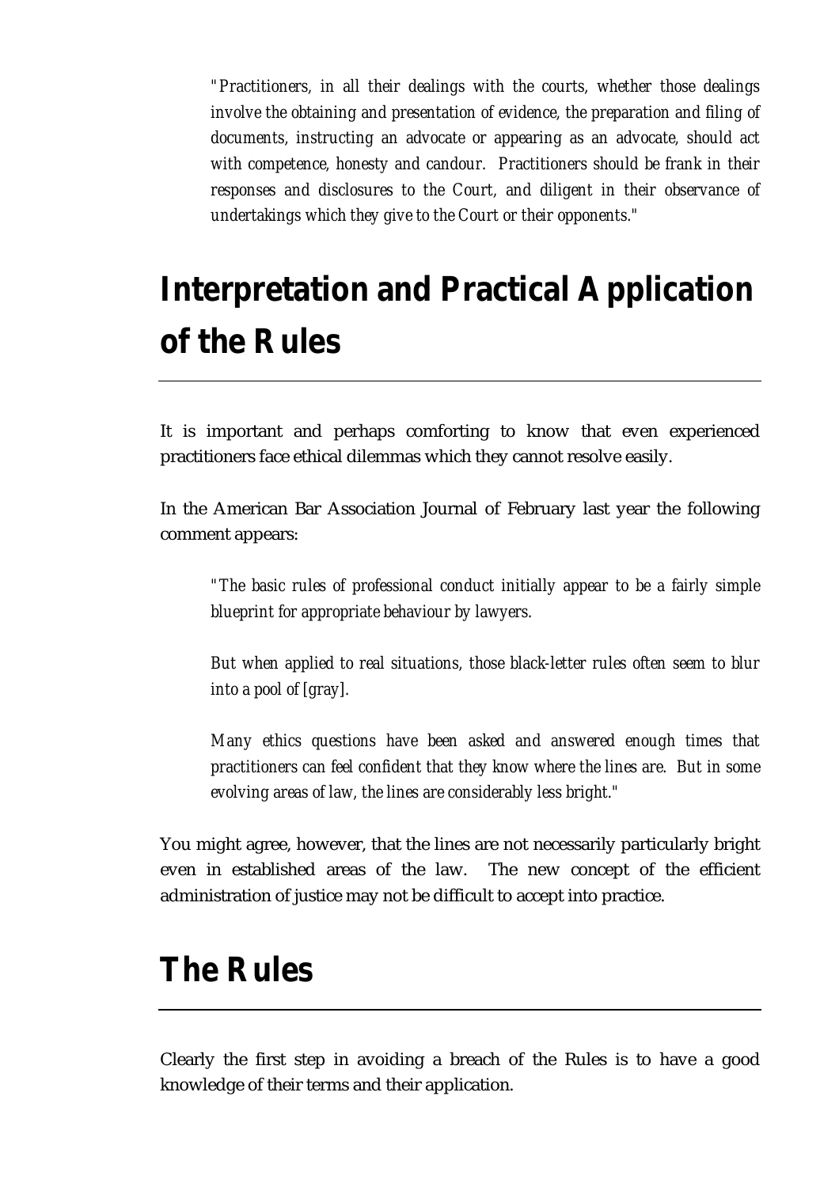> *"Practitioners, in all their dealings with the courts, whether those dealings involve the obtaining and presentation of evidence, the preparation and filing of documents, instructing an advocate or appearing as an advocate, should act with competence, honesty and candour. Practitioners should be frank in their responses and disclosures to the Court, and diligent in their observance of undertakings which they give to the Court or their opponents."*

## Interpretation and Practical Application of the Rules

It is important and perhaps comforting to know that even experienced practitioners face ethical dilemmas which they cannot resolve easily.

In the American Bar Association Journal of February last year the following comment appears:

> *"The basic rules of professional conduct initially appear to be a fairly simple blueprint for appropriate behaviour by lawyers.*
>
> *But when applied to real situations, those black-letter rules often seem to blur into a pool of [gray].*
>
> *Many ethics questions have been asked and answered enough times that practitioners can feel confident that they know where the lines are. But in some evolving areas of law, the lines are considerably less bright."*

You might agree, however, that the lines are not necessarily particularly bright even in established areas of the law. The new concept of the efficient administration of justice may not be difficult to accept into practice.

## The Rules

Clearly the first step in avoiding a breach of the Rules is to have a good knowledge of their terms and their application.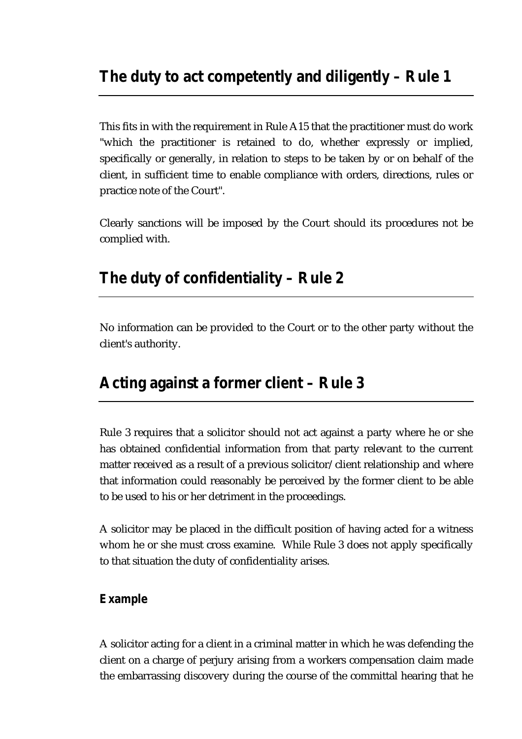## The duty to act competently and diligently – Rule 1

This fits in with the requirement in Rule A15 that the practitioner must do work "which the practitioner is retained to do, whether expressly or implied, specifically or generally, in relation to steps to be taken by or on behalf of the client, in sufficient time to enable compliance with orders, directions, rules or practice note of the Court".

Clearly sanctions will be imposed by the Court should its procedures not be complied with.

## The duty of confidentiality – Rule 2

No information can be provided to the Court or to the other party without the client's authority.

## Acting against a former client – Rule 3

Rule 3 requires that a solicitor should not act against a party where he or she has obtained confidential information from that party relevant to the current matter received as a result of a previous solicitor/client relationship and where that information could reasonably be perceived by the former client to be able to be used to his or her detriment in the proceedings.

A solicitor may be placed in the difficult position of having acted for a witness whom he or she must cross examine. While Rule 3 does not apply specifically to that situation the duty of confidentiality arises.

### Example

A solicitor acting for a client in a criminal matter in which he was defending the client on a charge of perjury arising from a workers compensation claim made the embarrassing discovery during the course of the committal hearing that he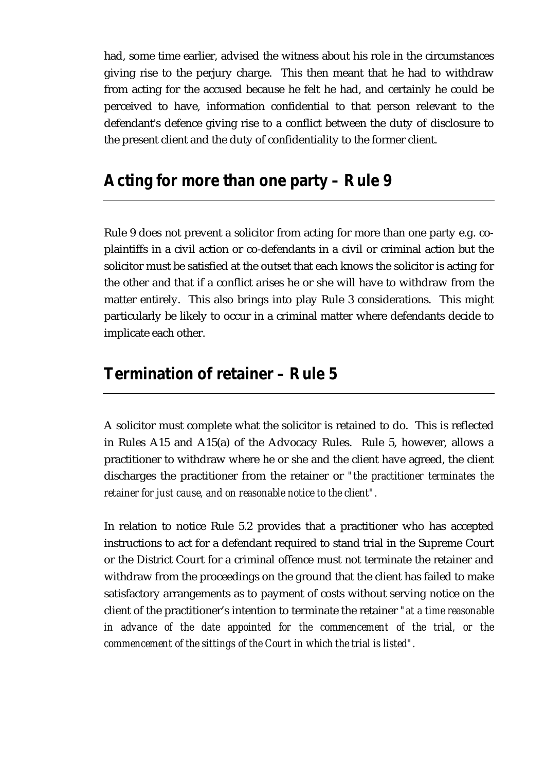had, some time earlier, advised the witness about his role in the circumstances giving rise to the perjury charge. This then meant that he had to withdraw from acting for the accused because he felt he had, and certainly he could be perceived to have, information confidential to that person relevant to the defendant's defence giving rise to a conflict between the duty of disclosure to the present client and the duty of confidentiality to the former client.

## Acting for more than one party – Rule 9

Rule 9 does not prevent a solicitor from acting for more than one party e.g. co-plaintiffs in a civil action or co-defendants in a civil or criminal action but the solicitor must be satisfied at the outset that each knows the solicitor is acting for the other and that if a conflict arises he or she will have to withdraw from the matter entirely. This also brings into play Rule 3 considerations. This might particularly be likely to occur in a criminal matter where defendants decide to implicate each other.

## Termination of retainer – Rule 5

A solicitor must complete what the solicitor is retained to do. This is reflected in Rules A15 and A15(a) of the Advocacy Rules. Rule 5, however, allows a practitioner to withdraw where he or she and the client have agreed, the client discharges the practitioner from the retainer or *"the practitioner terminates the retainer for just cause, and on reasonable notice to the client"*.

In relation to notice Rule 5.2 provides that a practitioner who has accepted instructions to act for a defendant required to stand trial in the Supreme Court or the District Court for a criminal offence must not terminate the retainer and withdraw from the proceedings on the ground that the client has failed to make satisfactory arrangements as to payment of costs without serving notice on the client of the practitioner's intention to terminate the retainer *"at a time reasonable in advance of the date appointed for the commencement of the trial, or the commencement of the sittings of the Court in which the trial is listed"*.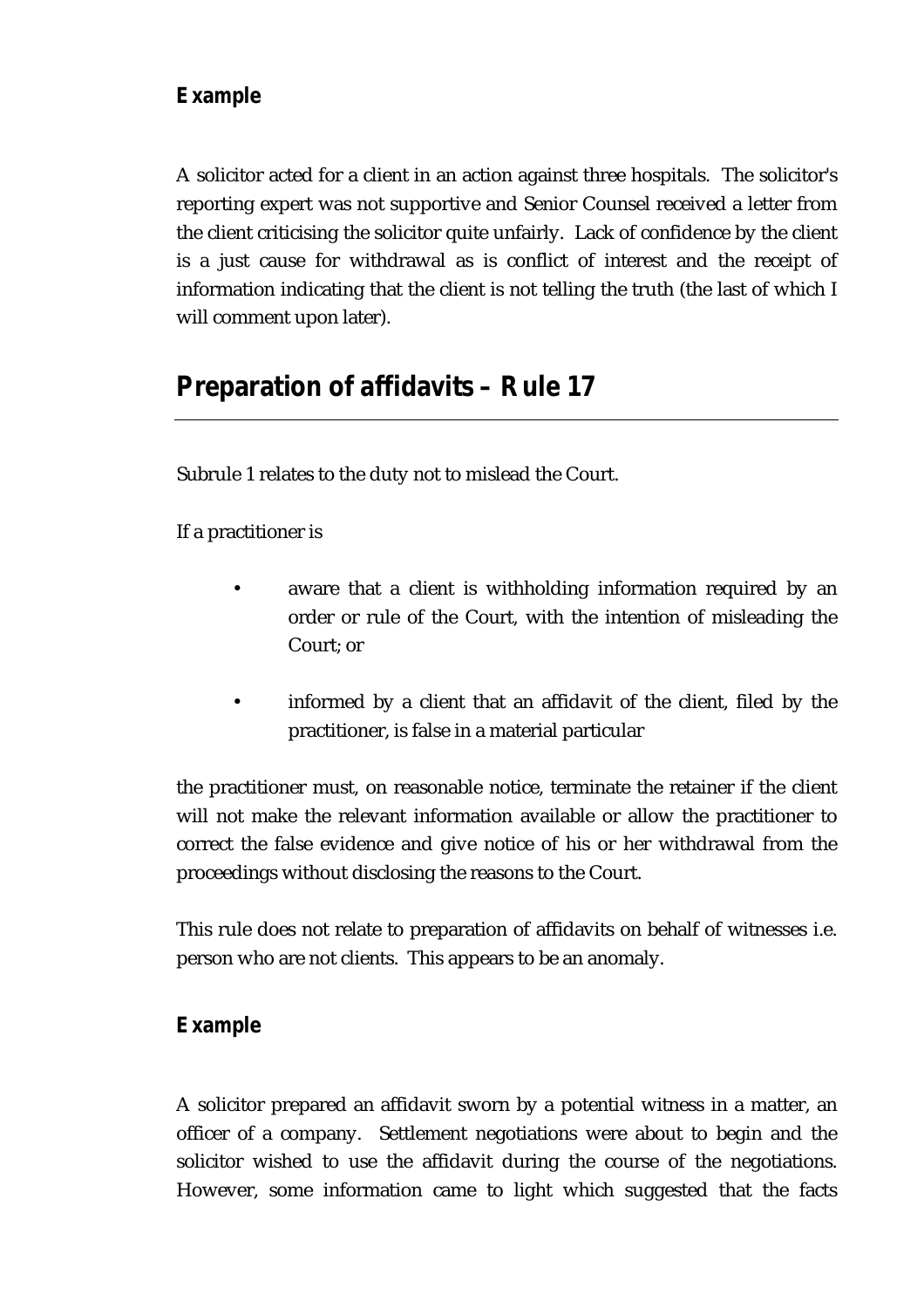### Example

A solicitor acted for a client in an action against three hospitals. The solicitor's reporting expert was not supportive and Senior Counsel received a letter from the client criticising the solicitor quite unfairly. Lack of confidence by the client is a just cause for withdrawal as is conflict of interest and the receipt of information indicating that the client is not telling the truth (the last of which I will comment upon later).

## Preparation of affidavits – Rule 17

Subrule 1 relates to the duty not to mislead the Court.

If a practitioner is

- aware that a client is withholding information required by an order or rule of the Court, with the intention of misleading the Court; or
- informed by a client that an affidavit of the client, filed by the practitioner, is false in a material particular

the practitioner must, on reasonable notice, terminate the retainer if the client will not make the relevant information available or allow the practitioner to correct the false evidence and give notice of his or her withdrawal from the proceedings without disclosing the reasons to the Court.

This rule does not relate to preparation of affidavits on behalf of witnesses i.e. person who are not clients. This appears to be an anomaly.

### Example

A solicitor prepared an affidavit sworn by a potential witness in a matter, an officer of a company. Settlement negotiations were about to begin and the solicitor wished to use the affidavit during the course of the negotiations. However, some information came to light which suggested that the facts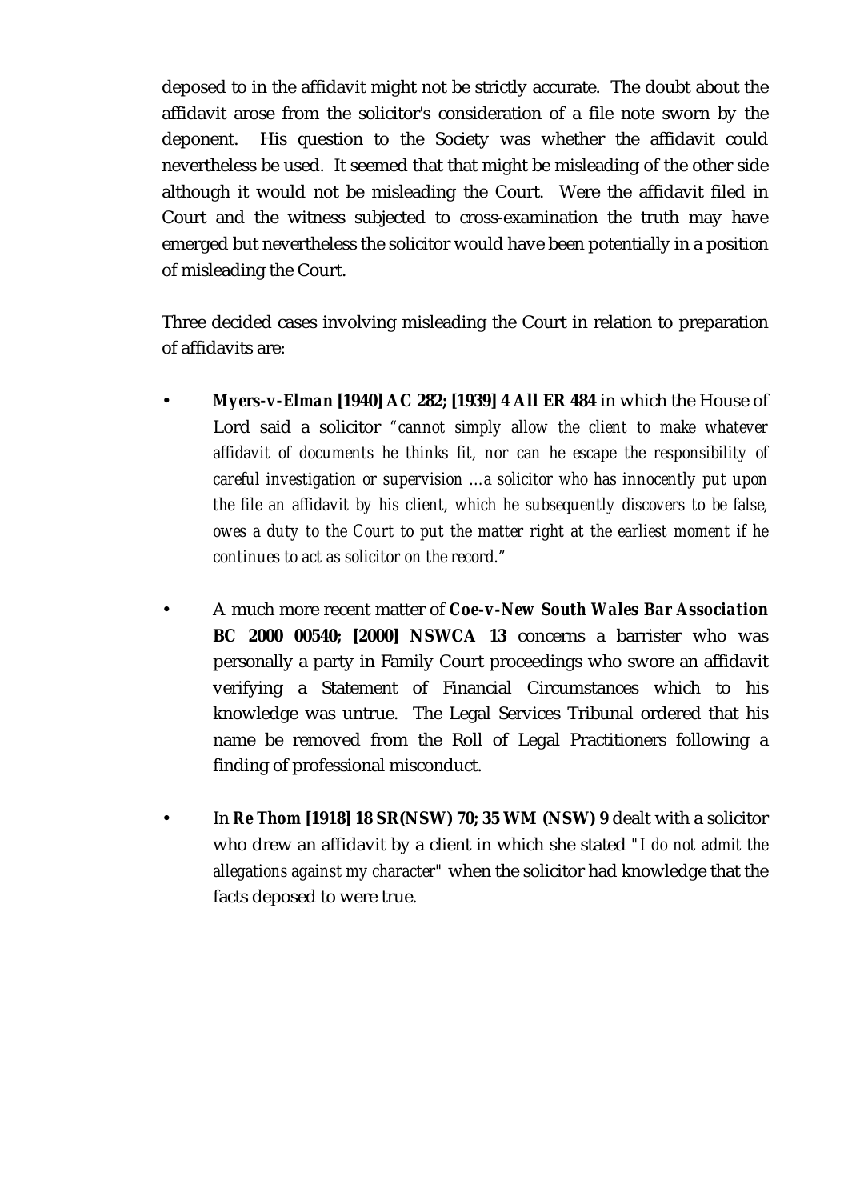deposed to in the affidavit might not be strictly accurate. The doubt about the affidavit arose from the solicitor's consideration of a file note sworn by the deponent. His question to the Society was whether the affidavit could nevertheless be used. It seemed that that might be misleading of the other side although it would not be misleading the Court. Were the affidavit filed in Court and the witness subjected to cross-examination the truth may have emerged but nevertheless the solicitor would have been potentially in a position of misleading the Court.

Three decided cases involving misleading the Court in relation to preparation of affidavits are:

- ***Myers-v-Elman* [1940] AC 282; [1939] 4 All ER 484** in which the House of Lord said a solicitor *"cannot simply allow the client to make whatever affidavit of documents he thinks fit, nor can he escape the responsibility of careful investigation or supervision …a solicitor who has innocently put upon the file an affidavit by his client, which he subsequently discovers to be false, owes a duty to the Court to put the matter right at the earliest moment if he continues to act as solicitor on the record."*

- A much more recent matter of ***Coe-v-New South Wales Bar Association* BC 2000 00540; [2000] NSWCA 13** concerns a barrister who was personally a party in Family Court proceedings who swore an affidavit verifying a Statement of Financial Circumstances which to his knowledge was untrue. The Legal Services Tribunal ordered that his name be removed from the Roll of Legal Practitioners following a finding of professional misconduct.

- In ***Re Thom* [1918] 18 SR(NSW) 70; 35 WM (NSW) 9** dealt with a solicitor who drew an affidavit by a client in which she stated *"I do not admit the allegations against my character"* when the solicitor had knowledge that the facts deposed to were true.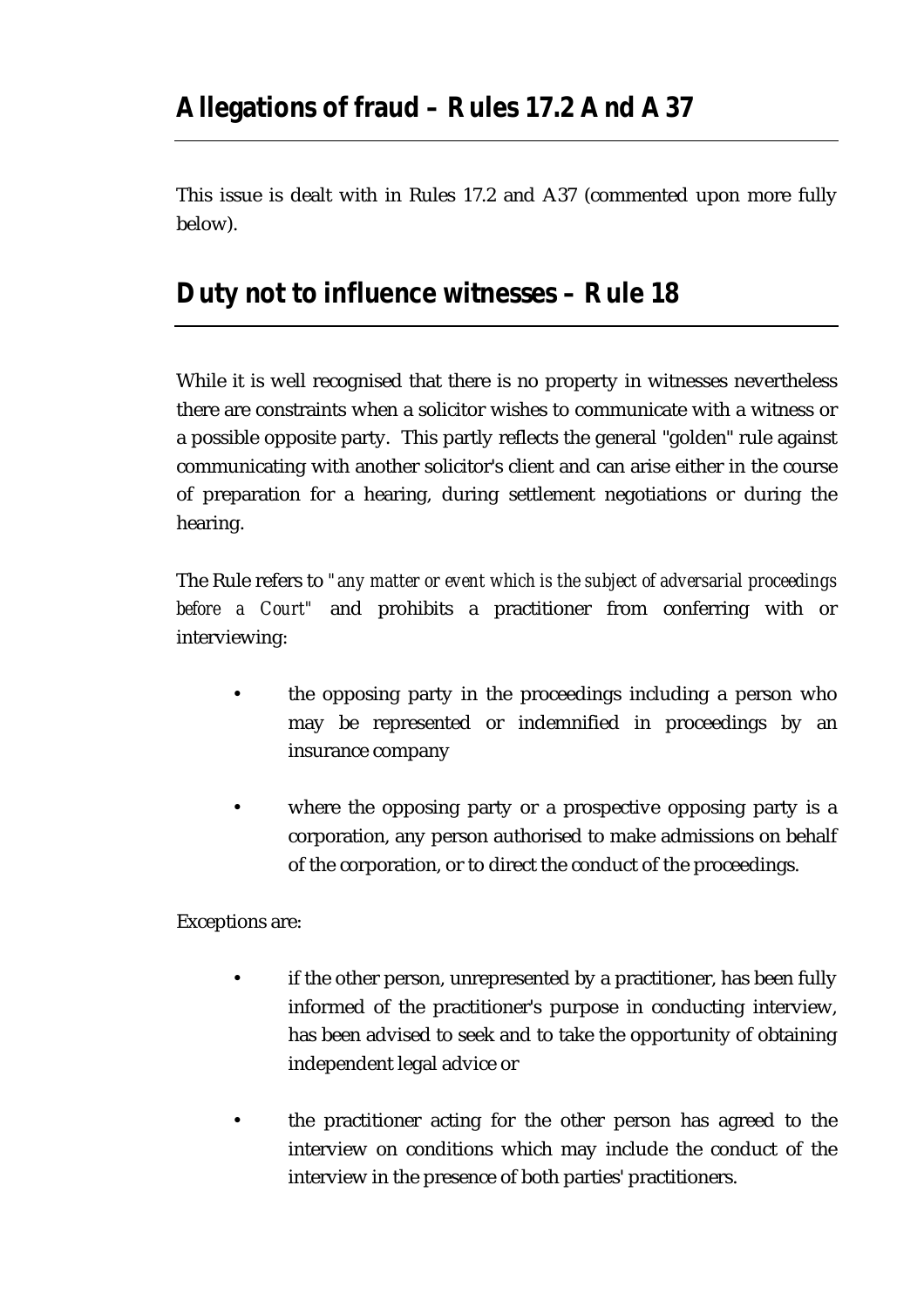## Allegations of fraud – Rules 17.2 And A 37

This issue is dealt with in Rules 17.2 and A37 (commented upon more fully below).

## Duty not to influence witnesses – Rule 18

While it is well recognised that there is no property in witnesses nevertheless there are constraints when a solicitor wishes to communicate with a witness or a possible opposite party. This partly reflects the general "golden" rule against communicating with another solicitor's client and can arise either in the course of preparation for a hearing, during settlement negotiations or during the hearing.

The Rule refers to *"any matter or event which is the subject of adversarial proceedings before a Court"* and prohibits a practitioner from conferring with or interviewing:

- the opposing party in the proceedings including a person who may be represented or indemnified in proceedings by an insurance company
- where the opposing party or a prospective opposing party is a corporation, any person authorised to make admissions on behalf of the corporation, or to direct the conduct of the proceedings.

Exceptions are:

- if the other person, unrepresented by a practitioner, has been fully informed of the practitioner's purpose in conducting interview, has been advised to seek and to take the opportunity of obtaining independent legal advice or
- the practitioner acting for the other person has agreed to the interview on conditions which may include the conduct of the interview in the presence of both parties' practitioners.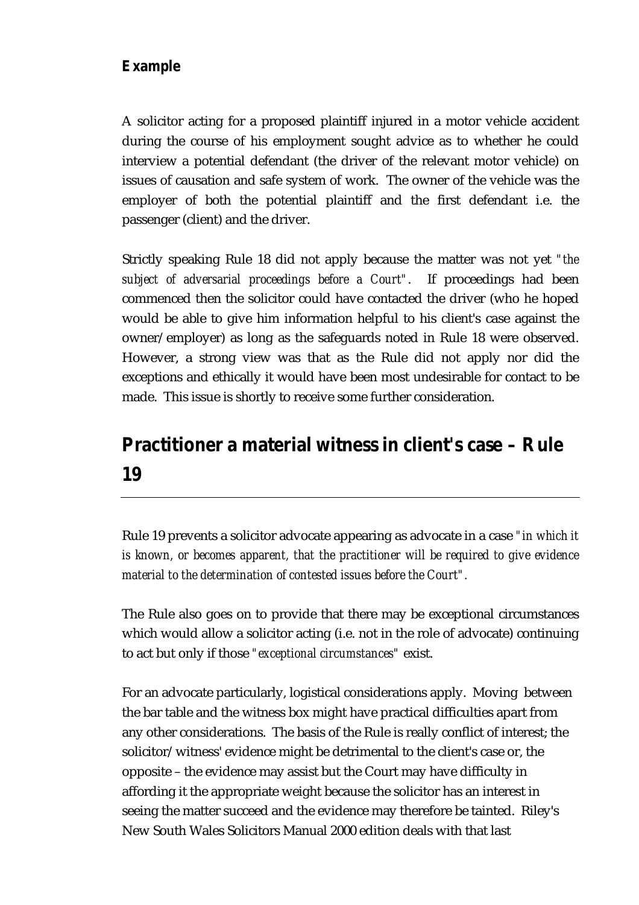**Example**

A solicitor acting for a proposed plaintiff injured in a motor vehicle accident during the course of his employment sought advice as to whether he could interview a potential defendant (the driver of the relevant motor vehicle) on issues of causation and safe system of work. The owner of the vehicle was the employer of both the potential plaintiff and the first defendant i.e. the passenger (client) and the driver.

Strictly speaking Rule 18 did not apply because the matter was not yet *"the subject of adversarial proceedings before a Court"*. If proceedings had been commenced then the solicitor could have contacted the driver (who he hoped would be able to give him information helpful to his client's case against the owner/employer) as long as the safeguards noted in Rule 18 were observed. However, a strong view was that as the Rule did not apply nor did the exceptions and ethically it would have been most undesirable for contact to be made. This issue is shortly to receive some further consideration.

## Practitioner a material witness in client's case – Rule 19

Rule 19 prevents a solicitor advocate appearing as advocate in a case *"in which it is known, or becomes apparent, that the practitioner will be required to give evidence material to the determination of contested issues before the Court"*.

The Rule also goes on to provide that there may be exceptional circumstances which would allow a solicitor acting (i.e. not in the role of advocate) continuing to act but only if those *"exceptional circumstances"* exist.

For an advocate particularly, logistical considerations apply. Moving between the bar table and the witness box might have practical difficulties apart from any other considerations. The basis of the Rule is really conflict of interest; the solicitor/witness' evidence might be detrimental to the client's case or, the opposite – the evidence may assist but the Court may have difficulty in affording it the appropriate weight because the solicitor has an interest in seeing the matter succeed and the evidence may therefore be tainted. Riley's New South Wales Solicitors Manual 2000 edition deals with that last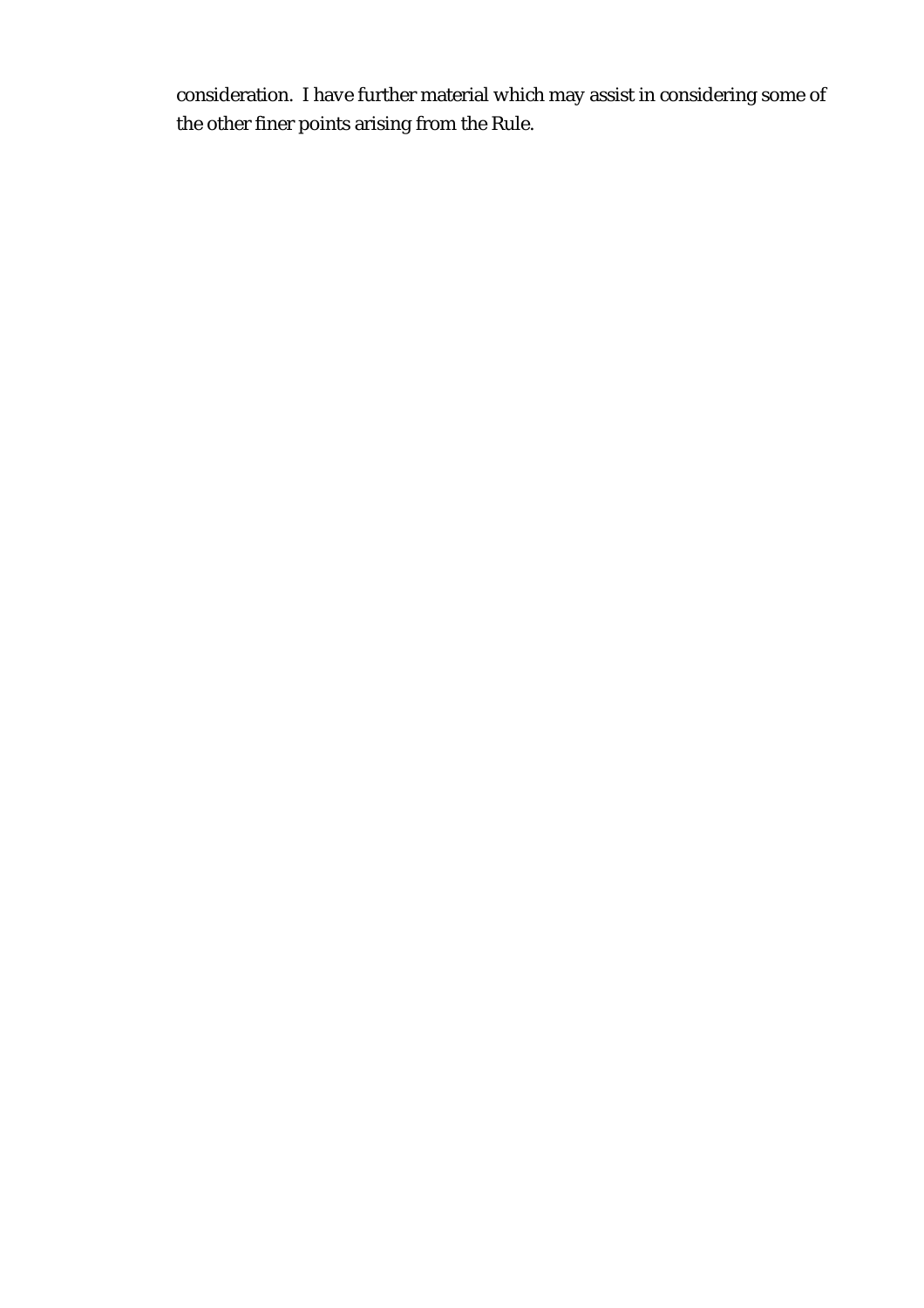consideration. I have further material which may assist in considering some of the other finer points arising from the Rule.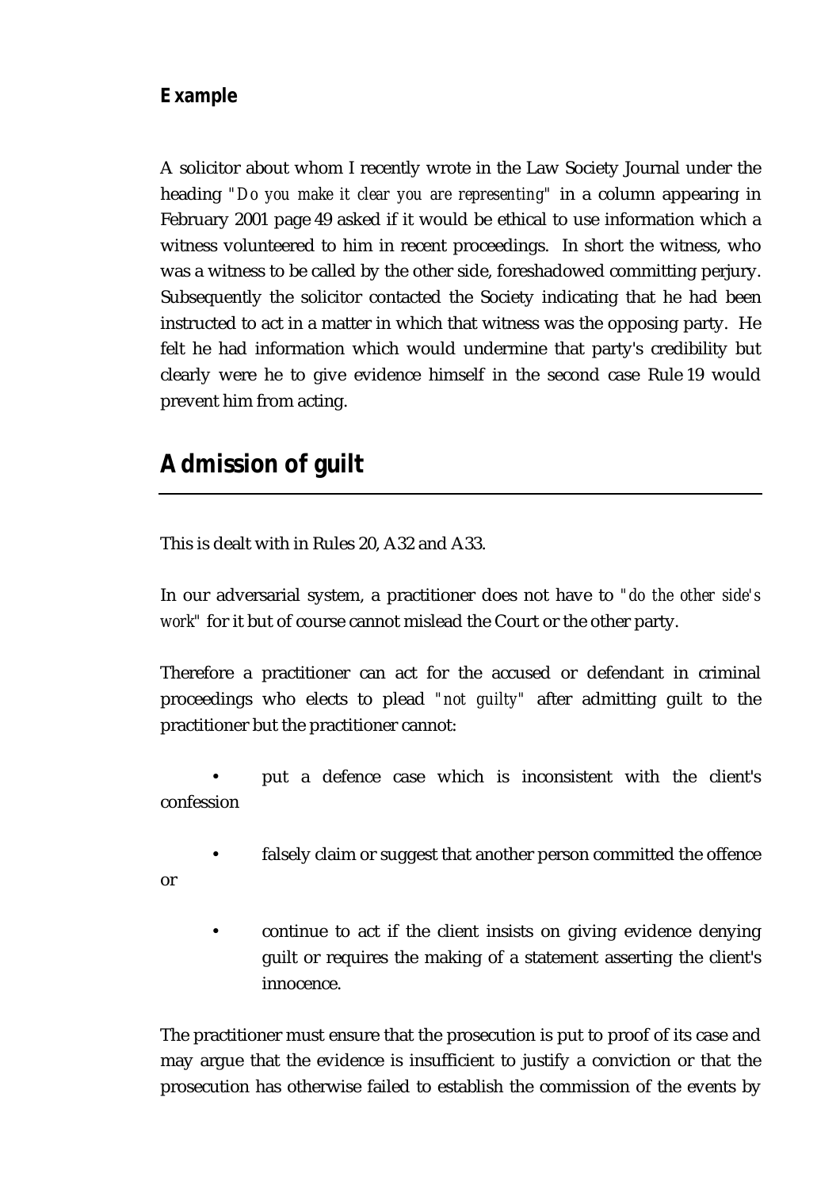**Example**

A solicitor about whom I recently wrote in the Law Society Journal under the heading *"Do you make it clear you are representing"* in a column appearing in February 2001 page 49 asked if it would be ethical to use information which a witness volunteered to him in recent proceedings. In short the witness, who was a witness to be called by the other side, foreshadowed committing perjury. Subsequently the solicitor contacted the Society indicating that he had been instructed to act in a matter in which that witness was the opposing party. He felt he had information which would undermine that party's credibility but clearly were he to give evidence himself in the second case Rule 19 would prevent him from acting.

## Admission of guilt

This is dealt with in Rules 20, A32 and A33.

In our adversarial system, a practitioner does not have to *"do the other side's work"* for it but of course cannot mislead the Court or the other party.

Therefore a practitioner can act for the accused or defendant in criminal proceedings who elects to plead *"not guilty"* after admitting guilt to the practitioner but the practitioner cannot:

- put a defence case which is inconsistent with the client's confession
- falsely claim or suggest that another person committed the offence or
- continue to act if the client insists on giving evidence denying guilt or requires the making of a statement asserting the client's innocence.

The practitioner must ensure that the prosecution is put to proof of its case and may argue that the evidence is insufficient to justify a conviction or that the prosecution has otherwise failed to establish the commission of the events by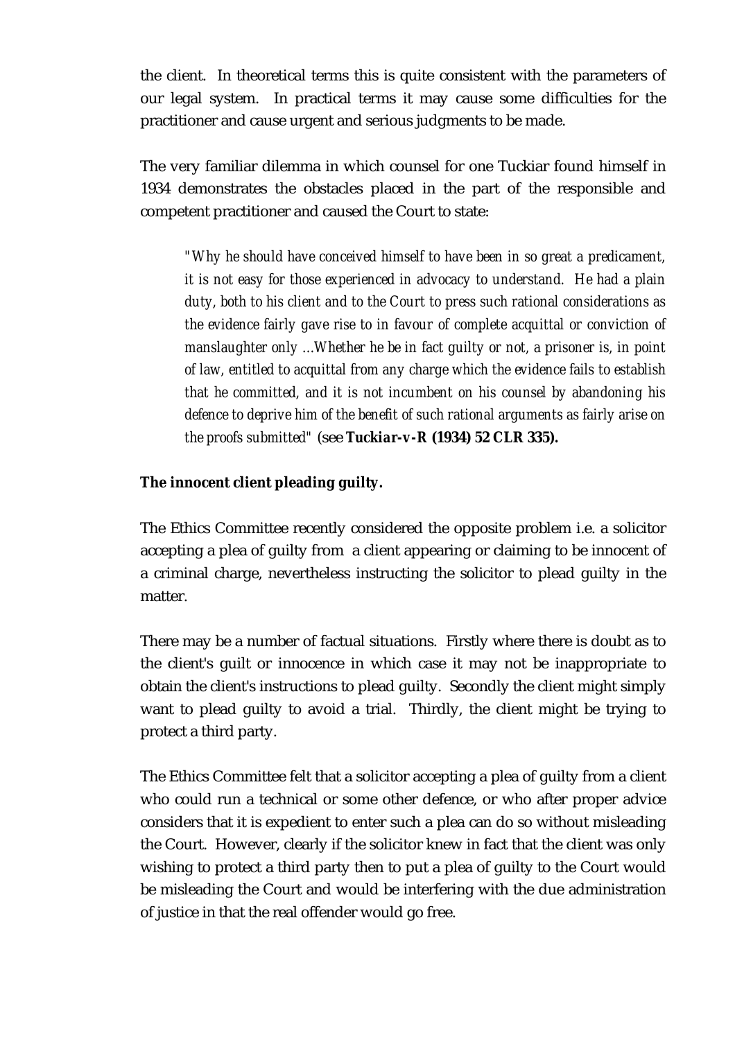the client. In theoretical terms this is quite consistent with the parameters of our legal system. In practical terms it may cause some difficulties for the practitioner and cause urgent and serious judgments to be made.

The very familiar dilemma in which counsel for one Tuckiar found himself in 1934 demonstrates the obstacles placed in the part of the responsible and competent practitioner and caused the Court to state:

> *"Why he should have conceived himself to have been in so great a predicament, it is not easy for those experienced in advocacy to understand. He had a plain duty, both to his client and to the Court to press such rational considerations as the evidence fairly gave rise to in favour of complete acquittal or conviction of manslaughter only …Whether he be in fact guilty or not, a prisoner is, in point of law, entitled to acquittal from any charge which the evidence fails to establish that he committed, and it is not incumbent on his counsel by abandoning his defence to deprive him of the benefit of such rational arguments as fairly arise on the proofs submitted"* (see **Tuckiar-v-R (1934) 52 CLR 335).**

**The innocent client pleading guilty.**

The Ethics Committee recently considered the opposite problem i.e. a solicitor accepting a plea of guilty from a client appearing or claiming to be innocent of a criminal charge, nevertheless instructing the solicitor to plead guilty in the matter.

There may be a number of factual situations. Firstly where there is doubt as to the client's guilt or innocence in which case it may not be inappropriate to obtain the client's instructions to plead guilty. Secondly the client might simply want to plead guilty to avoid a trial. Thirdly, the client might be trying to protect a third party.

The Ethics Committee felt that a solicitor accepting a plea of guilty from a client who could run a technical or some other defence, or who after proper advice considers that it is expedient to enter such a plea can do so without misleading the Court. However, clearly if the solicitor knew in fact that the client was only wishing to protect a third party then to put a plea of guilty to the Court would be misleading the Court and would be interfering with the due administration of justice in that the real offender would go free.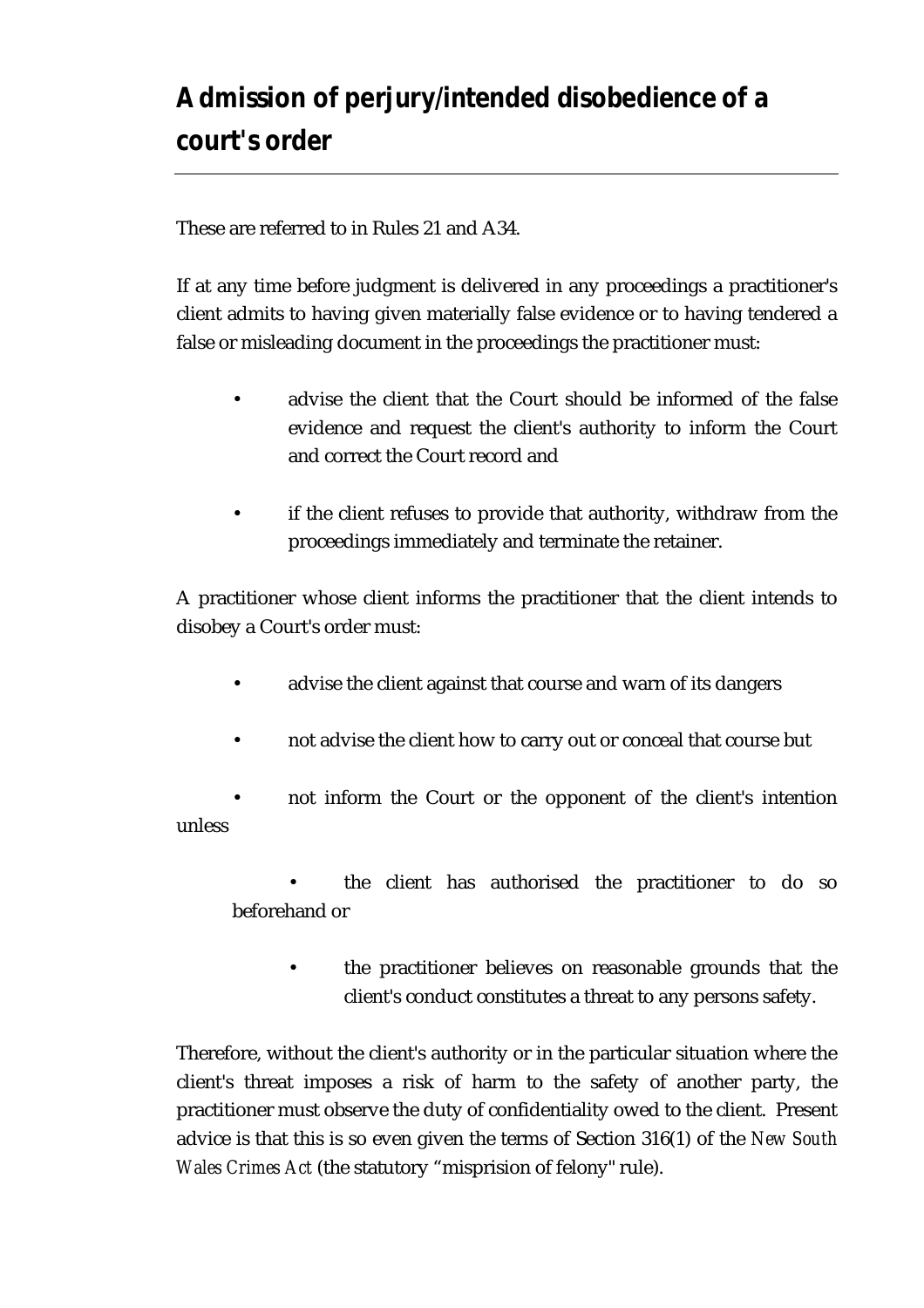# Admission of perjury/intended disobedience of a court's order

These are referred to in Rules 21 and A34.

If at any time before judgment is delivered in any proceedings a practitioner's client admits to having given materially false evidence or to having tendered a false or misleading document in the proceedings the practitioner must:

- advise the client that the Court should be informed of the false evidence and request the client's authority to inform the Court and correct the Court record and
- if the client refuses to provide that authority, withdraw from the proceedings immediately and terminate the retainer.

A practitioner whose client informs the practitioner that the client intends to disobey a Court's order must:

- advise the client against that course and warn of its dangers
- not advise the client how to carry out or conceal that course but
- not inform the Court or the opponent of the client's intention unless
  - the client has authorised the practitioner to do so beforehand or
  - the practitioner believes on reasonable grounds that the client's conduct constitutes a threat to any persons safety.

Therefore, without the client's authority or in the particular situation where the client's threat imposes a risk of harm to the safety of another party, the practitioner must observe the duty of confidentiality owed to the client. Present advice is that this is so even given the terms of Section 316(1) of the *New South Wales Crimes Act* (the statutory "misprision of felony" rule).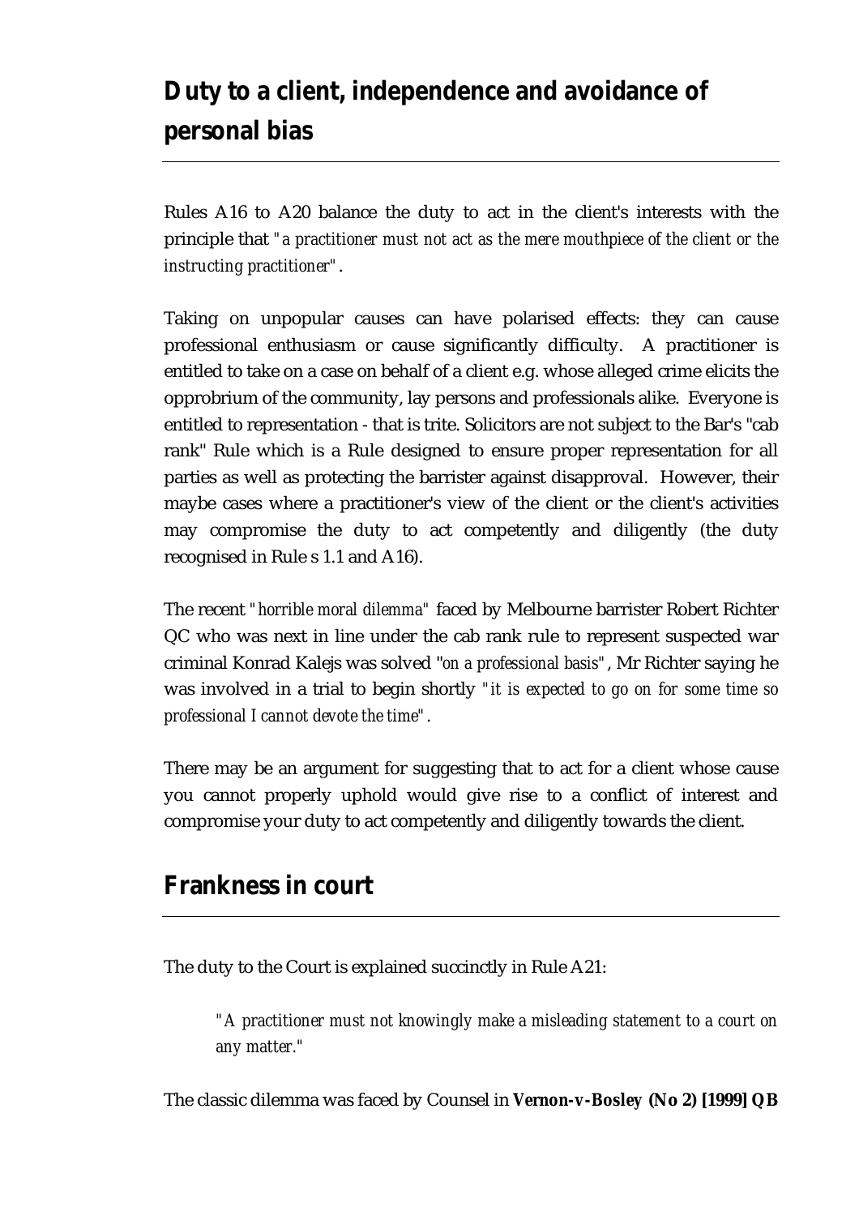## Duty to a client, independence and avoidance of personal bias

Rules A16 to A20 balance the duty to act in the client's interests with the principle that *"a practitioner must not act as the mere mouthpiece of the client or the instructing practitioner"*.

Taking on unpopular causes can have polarised effects: they can cause professional enthusiasm or cause significantly difficulty. A practitioner is entitled to take on a case on behalf of a client e.g. whose alleged crime elicits the opprobrium of the community, lay persons and professionals alike. Everyone is entitled to representation - that is trite. Solicitors are not subject to the Bar's "cab rank" Rule which is a Rule designed to ensure proper representation for all parties as well as protecting the barrister against disapproval. However, their maybe cases where a practitioner's view of the client or the client's activities may compromise the duty to act competently and diligently (the duty recognised in Rule s 1.1 and A16).

The recent *"horrible moral dilemma"* faced by Melbourne barrister Robert Richter QC who was next in line under the cab rank rule to represent suspected war criminal Konrad Kalejs was solved "*on a professional basis*", Mr Richter saying he was involved in a trial to begin shortly *"it is expected to go on for some time so professional I cannot devote the time"*.

There may be an argument for suggesting that to act for a client whose cause you cannot properly uphold would give rise to a conflict of interest and compromise your duty to act competently and diligently towards the client.

## Frankness in court

The duty to the Court is explained succinctly in Rule A21:

> *"A practitioner must not knowingly make a misleading statement to a court on any matter."*

The classic dilemma was faced by Counsel in **Vernon-v-Bosley (No 2) [1999] QB**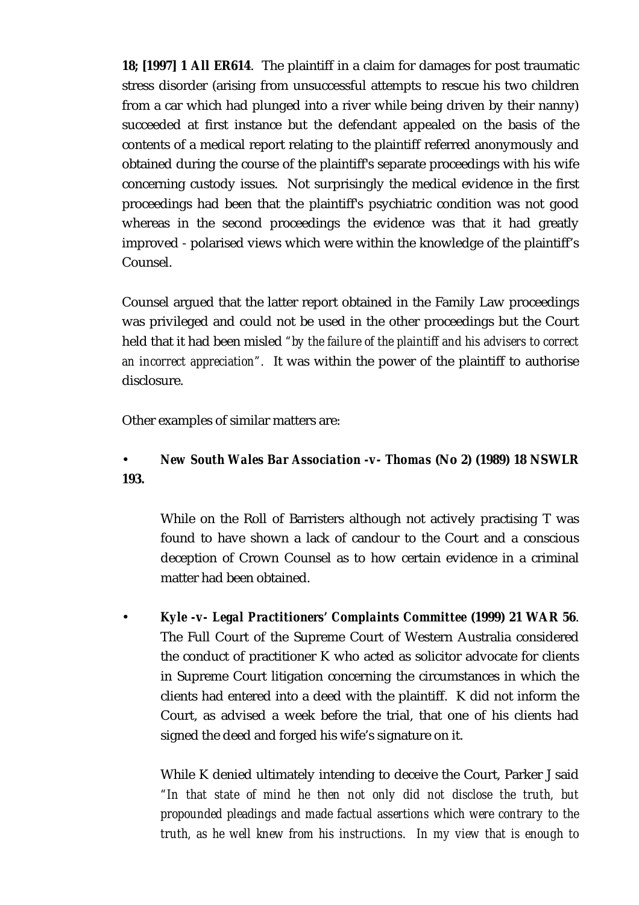**18; [1997] 1 All ER614**. The plaintiff in a claim for damages for post traumatic stress disorder (arising from unsuccessful attempts to rescue his two children from a car which had plunged into a river while being driven by their nanny) succeeded at first instance but the defendant appealed on the basis of the contents of a medical report relating to the plaintiff referred anonymously and obtained during the course of the plaintiff's separate proceedings with his wife concerning custody issues. Not surprisingly the medical evidence in the first proceedings had been that the plaintiff's psychiatric condition was not good whereas in the second proceedings the evidence was that it had greatly improved - polarised views which were within the knowledge of the plaintiff's Counsel.

Counsel argued that the latter report obtained in the Family Law proceedings was privileged and could not be used in the other proceedings but the Court held that it had been misled *"by the failure of the plaintiff and his advisers to correct an incorrect appreciation"*. It was within the power of the plaintiff to authorise disclosure.

Other examples of similar matters are:

- ***New South Wales Bar Association -v- Thomas* (No 2) (1989) 18 NSWLR 193.**

  While on the Roll of Barristers although not actively practising T was found to have shown a lack of candour to the Court and a conscious deception of Crown Counsel as to how certain evidence in a criminal matter had been obtained.

- ***Kyle -v- Legal Practitioners' Complaints Committee* (1999) 21 WAR 56**. The Full Court of the Supreme Court of Western Australia considered the conduct of practitioner K who acted as solicitor advocate for clients in Supreme Court litigation concerning the circumstances in which the clients had entered into a deed with the plaintiff. K did not inform the Court, as advised a week before the trial, that one of his clients had signed the deed and forged his wife's signature on it.

  While K denied ultimately intending to deceive the Court, Parker J said *"In that state of mind he then not only did not disclose the truth, but propounded pleadings and made factual assertions which were contrary to the truth, as he well knew from his instructions. In my view that is enough to*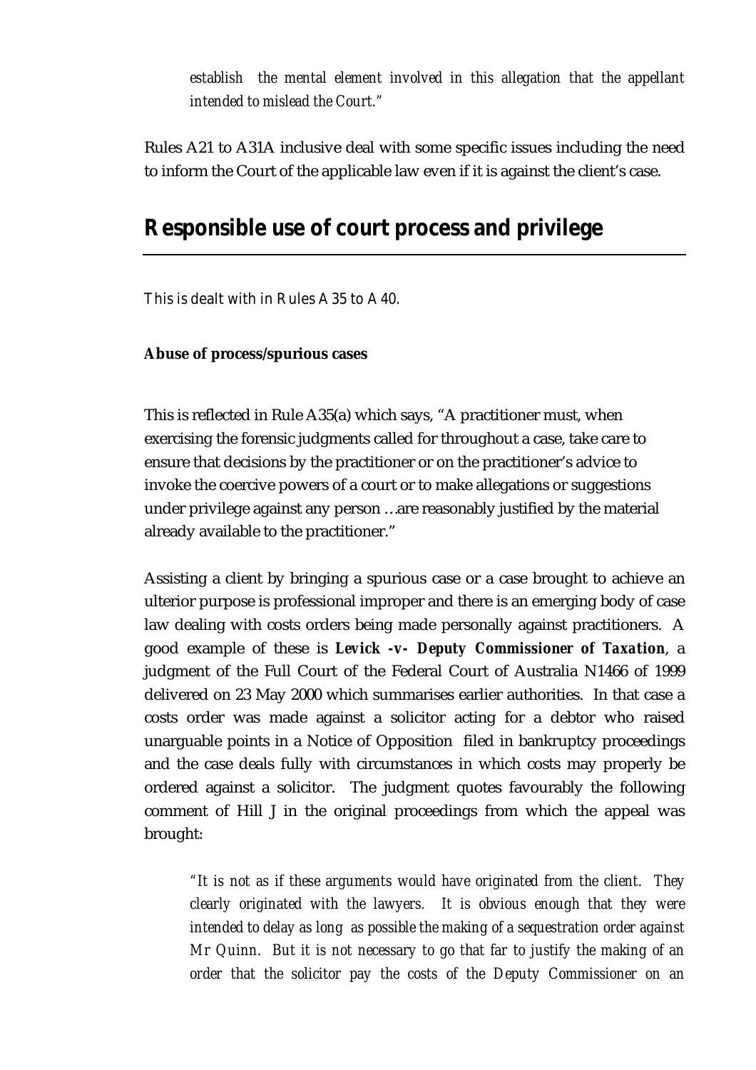*establish the mental element involved in this allegation that the appellant intended to mislead the Court."*

Rules A21 to A31A inclusive deal with some specific issues including the need to inform the Court of the applicable law even if it is against the client's case.

## Responsible use of court process and privilege

*This is dealt with in Rules A35 to A40.*

**Abuse of process/spurious cases**

This is reflected in Rule A35(a) which says, "A practitioner must, when exercising the forensic judgments called for throughout a case, take care to ensure that decisions by the practitioner or on the practitioner's advice to invoke the coercive powers of a court or to make allegations or suggestions under privilege against any person …are reasonably justified by the material already available to the practitioner."

Assisting a client by bringing a spurious case or a case brought to achieve an ulterior purpose is professional improper and there is an emerging body of case law dealing with costs orders being made personally against practitioners. A good example of these is ***Levick -v- Deputy Commissioner of Taxation***, a judgment of the Full Court of the Federal Court of Australia N1466 of 1999 delivered on 23 May 2000 which summarises earlier authorities. In that case a costs order was made against a solicitor acting for a debtor who raised unarguable points in a Notice of Opposition filed in bankruptcy proceedings and the case deals fully with circumstances in which costs may properly be ordered against a solicitor. The judgment quotes favourably the following comment of Hill J in the original proceedings from which the appeal was brought:

> *"It is not as if these arguments would have originated from the client. They clearly originated with the lawyers. It is obvious enough that they were intended to delay as long as possible the making of a sequestration order against Mr Quinn. But it is not necessary to go that far to justify the making of an order that the solicitor pay the costs of the Deputy Commissioner on an*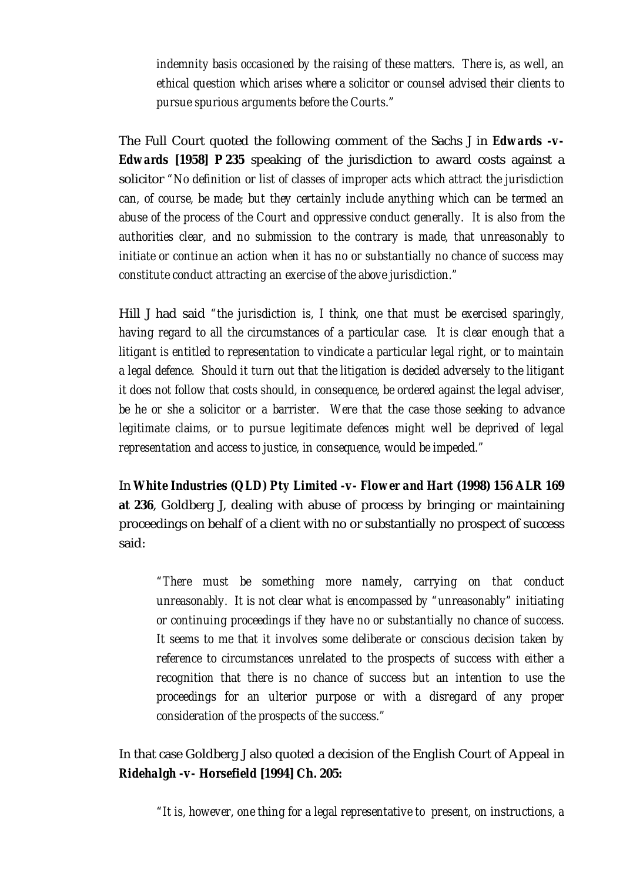> *indemnity basis occasioned by the raising of these matters. There is, as well, an ethical question which arises where a solicitor or counsel advised their clients to pursue spurious arguments before the Courts."*

The Full Court quoted the following comment of the Sachs J in ***Edwards -v- Edwards* [1958] P 235** speaking of the jurisdiction to award costs against a solicitor *"No definition or list of classes of improper acts which attract the jurisdiction can, of course, be made; but they certainly include anything which can be termed an abuse of the process of the Court and oppressive conduct generally. It is also from the authorities clear, and no submission to the contrary is made, that unreasonably to initiate or continue an action when it has no or substantially no chance of success may constitute conduct attracting an exercise of the above jurisdiction."*

Hill J had said *"the jurisdiction is, I think, one that must be exercised sparingly, having regard to all the circumstances of a particular case. It is clear enough that a litigant is entitled to representation to vindicate a particular legal right, or to maintain a legal defence. Should it turn out that the litigation is decided adversely to the litigant it does not follow that costs should, in consequence, be ordered against the legal adviser, be he or she a solicitor or a barrister. Were that the case those seeking to advance legitimate claims, or to pursue legitimate defences might well be deprived of legal representation and access to justice, in consequence, would be impeded."*

In ***White Industries (QLD) Pty Limited -v- Flower and Hart* (1998) 156 ALR 169 at 236**, Goldberg J, dealing with abuse of process by bringing or maintaining proceedings on behalf of a client with no or substantially no prospect of success said:

> *"There must be something more namely, carrying on that conduct unreasonably. It is not clear what is encompassed by "unreasonably" initiating or continuing proceedings if they have no or substantially no chance of success. It seems to me that it involves some deliberate or conscious decision taken by reference to circumstances unrelated to the prospects of success with either a recognition that there is no chance of success but an intention to use the proceedings for an ulterior purpose or with a disregard of any proper consideration of the prospects of the success."*

In that case Goldberg J also quoted a decision of the English Court of Appeal in ***Ridehalgh -v- Horsefield* [1994] Ch. 205:**

> *"It is, however, one thing for a legal representative to present, on instructions, a*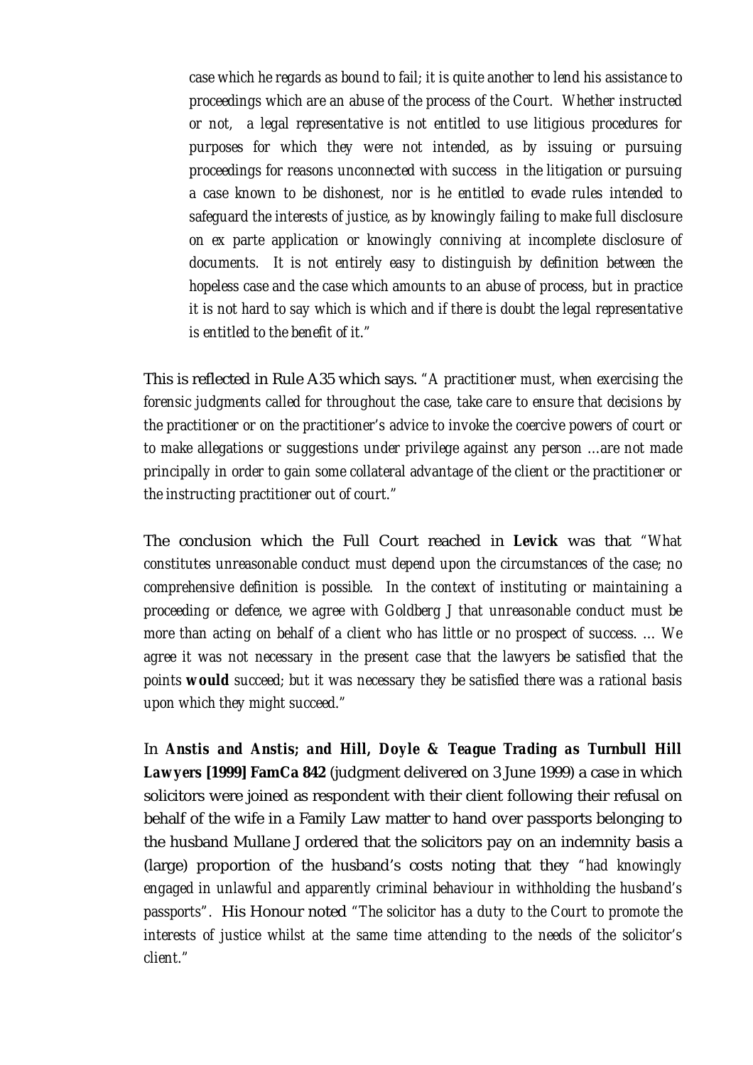> *case which he regards as bound to fail; it is quite another to lend his assistance to proceedings which are an abuse of the process of the Court. Whether instructed or not, a legal representative is not entitled to use litigious procedures for purposes for which they were not intended, as by issuing or pursuing proceedings for reasons unconnected with success in the litigation or pursuing a case known to be dishonest, nor is he entitled to evade rules intended to safeguard the interests of justice, as by knowingly failing to make full disclosure on ex parte application or knowingly conniving at incomplete disclosure of documents. It is not entirely easy to distinguish by definition between the hopeless case and the case which amounts to an abuse of process, but in practice it is not hard to say which is which and if there is doubt the legal representative is entitled to the benefit of it."*

This is reflected in Rule A35 which says. *"A practitioner must, when exercising the forensic judgments called for throughout the case, take care to ensure that decisions by the practitioner or on the practitioner's advice to invoke the coercive powers of court or to make allegations or suggestions under privilege against any person …are not made principally in order to gain some collateral advantage of the client or the practitioner or the instructing practitioner out of court."*

The conclusion which the Full Court reached in **Levick** was that *"What constitutes unreasonable conduct must depend upon the circumstances of the case; no comprehensive definition is possible. In the context of instituting or maintaining a proceeding or defence, we agree with Goldberg J that unreasonable conduct must be more than acting on behalf of a client who has little or no prospect of success. … We agree it was not necessary in the present case that the lawyers be satisfied that the points **would** succeed; but it was necessary they be satisfied there was a rational basis upon which they might succeed."*

In ***Anstis and Anstis; and Hill, Doyle & Teague Trading as Turnbull Hill Lawyers* [1999] FamCa 842** (judgment delivered on 3 June 1999) a case in which solicitors were joined as respondent with their client following their refusal on behalf of the wife in a Family Law matter to hand over passports belonging to the husband Mullane J ordered that the solicitors pay on an indemnity basis a (large) proportion of the husband's costs noting that they *"had knowingly engaged in unlawful and apparently criminal behaviour in withholding the husband's passports"*. His Honour noted *"The solicitor has a duty to the Court to promote the interests of justice whilst at the same time attending to the needs of the solicitor's client."*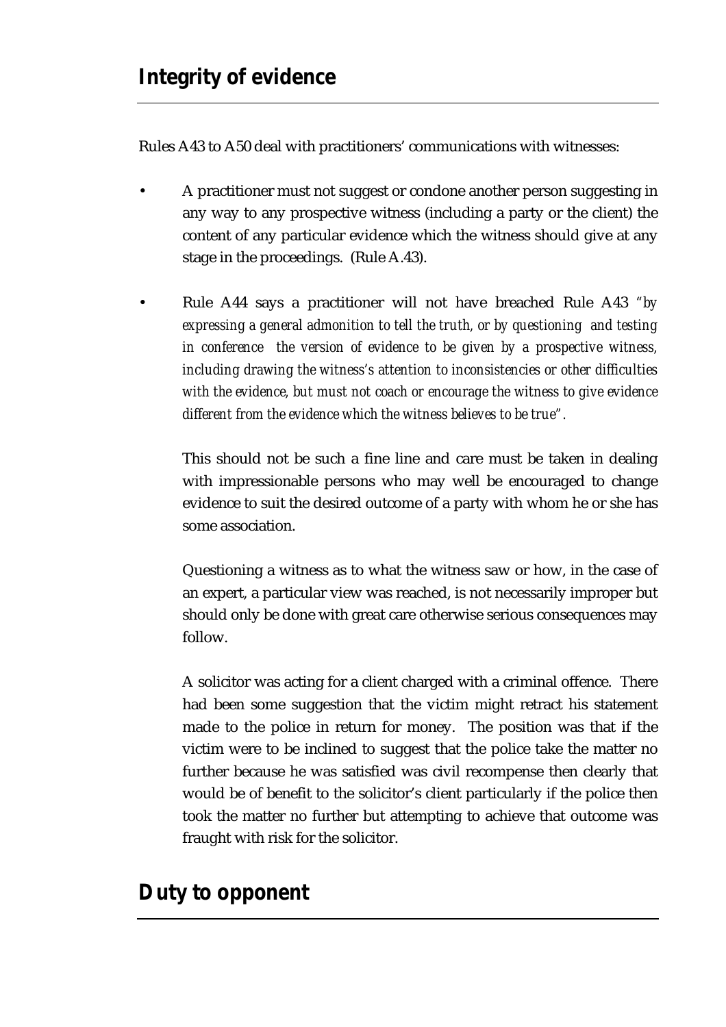## Integrity of evidence

Rules A43 to A50 deal with practitioners' communications with witnesses:

- A practitioner must not suggest or condone another person suggesting in any way to any prospective witness (including a party or the client) the content of any particular evidence which the witness should give at any stage in the proceedings. (Rule A.43).

- Rule A44 says a practitioner will not have breached Rule A43 *"by expressing a general admonition to tell the truth, or by questioning and testing in conference the version of evidence to be given by a prospective witness, including drawing the witness's attention to inconsistencies or other difficulties with the evidence, but must not coach or encourage the witness to give evidence different from the evidence which the witness believes to be true".*

  This should not be such a fine line and care must be taken in dealing with impressionable persons who may well be encouraged to change evidence to suit the desired outcome of a party with whom he or she has some association.

  Questioning a witness as to what the witness saw or how, in the case of an expert, a particular view was reached, is not necessarily improper but should only be done with great care otherwise serious consequences may follow.

  A solicitor was acting for a client charged with a criminal offence. There had been some suggestion that the victim might retract his statement made to the police in return for money. The position was that if the victim were to be inclined to suggest that the police take the matter no further because he was satisfied was civil recompense then clearly that would be of benefit to the solicitor's client particularly if the police then took the matter no further but attempting to achieve that outcome was fraught with risk for the solicitor.

## Duty to opponent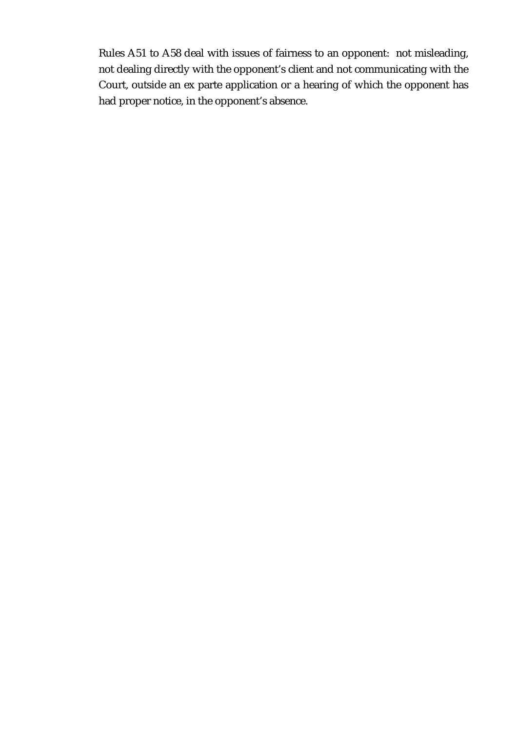Rules A51 to A58 deal with issues of fairness to an opponent: not misleading, not dealing directly with the opponent's client and not communicating with the Court, outside an ex parte application or a hearing of which the opponent has had proper notice, in the opponent's absence.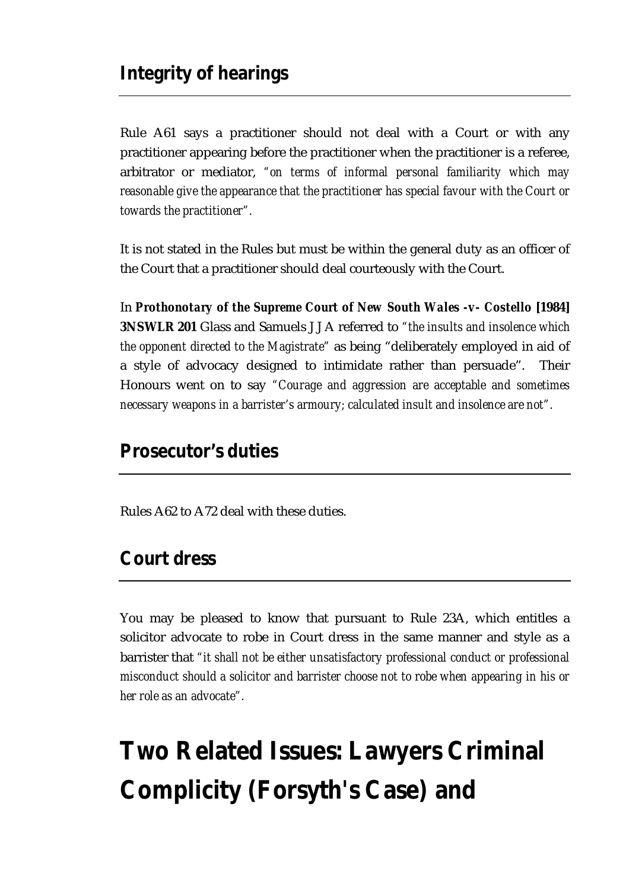## Integrity of hearings

Rule A61 says a practitioner should not deal with a Court or with any practitioner appearing before the practitioner when the practitioner is a referee, arbitrator or mediator, *"on terms of informal personal familiarity which may reasonable give the appearance that the practitioner has special favour with the Court or towards the practitioner"*.

It is not stated in the Rules but must be within the general duty as an officer of the Court that a practitioner should deal courteously with the Court.

In ***Prothonotary of the Supreme Court of New South Wales -v- Costello* [1984] 3NSWLR 201** Glass and Samuels J J A referred to *"the insults and insolence which the opponent directed to the Magistrate"* as being "deliberately employed in aid of a style of advocacy designed to intimidate rather than persuade". Their Honours went on to say *"Courage and aggression are acceptable and sometimes necessary weapons in a barrister's armoury; calculated insult and insolence are not"*.

## Prosecutor's duties

Rules A62 to A72 deal with these duties.

## Court dress

You may be pleased to know that pursuant to Rule 23A, which entitles a solicitor advocate to robe in Court dress in the same manner and style as a barrister that *"it shall not be either unsatisfactory professional conduct or professional misconduct should a solicitor and barrister choose not to robe when appearing in his or her role as an advocate"*.

# Two Related Issues: Lawyers Criminal Complicity (Forsyth's Case) and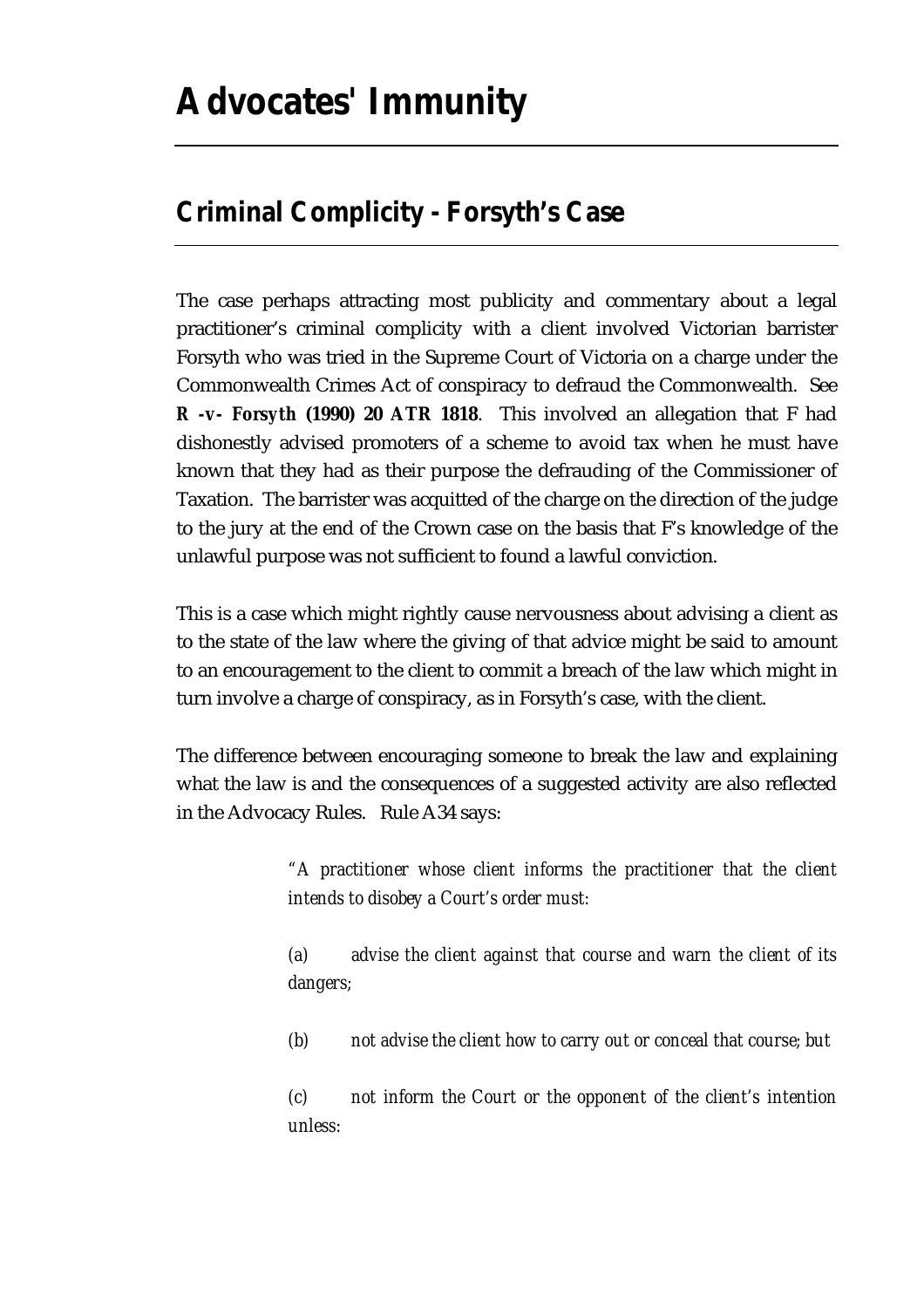# Advocates' Immunity

## Criminal Complicity - Forsyth's Case

The case perhaps attracting most publicity and commentary about a legal practitioner's criminal complicity with a client involved Victorian barrister Forsyth who was tried in the Supreme Court of Victoria on a charge under the Commonwealth Crimes Act of conspiracy to defraud the Commonwealth. See ***R -v- Forsyth* (1990) 20 ATR 1818**. This involved an allegation that F had dishonestly advised promoters of a scheme to avoid tax when he must have known that they had as their purpose the defrauding of the Commissioner of Taxation. The barrister was acquitted of the charge on the direction of the judge to the jury at the end of the Crown case on the basis that F's knowledge of the unlawful purpose was not sufficient to found a lawful conviction.

This is a case which might rightly cause nervousness about advising a client as to the state of the law where the giving of that advice might be said to amount to an encouragement to the client to commit a breach of the law which might in turn involve a charge of conspiracy, as in Forsyth's case, with the client.

The difference between encouraging someone to break the law and explaining what the law is and the consequences of a suggested activity are also reflected in the Advocacy Rules. Rule A34 says:

> *"A practitioner whose client informs the practitioner that the client intends to disobey a Court's order must:*
>
> *(a) advise the client against that course and warn the client of its dangers;*
>
> *(b) not advise the client how to carry out or conceal that course; but*
>
> *(c) not inform the Court or the opponent of the client's intention unless:*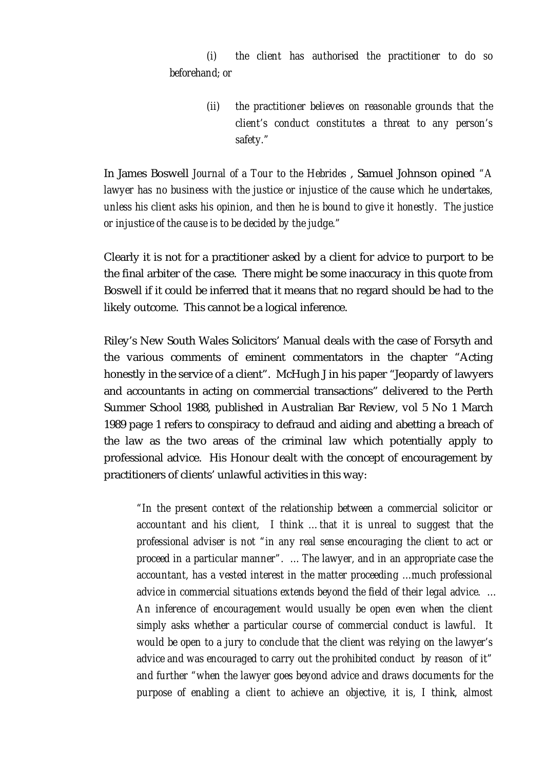> *(i) the client has authorised the practitioner to do so beforehand; or*
>
> *(ii) the practitioner believes on reasonable grounds that the client's conduct constitutes a threat to any person's safety."*

In James Boswell *Journal of a Tour to the Hebrides* , Samuel Johnson opined *"A lawyer has no business with the justice or injustice of the cause which he undertakes, unless his client asks his opinion, and then he is bound to give it honestly. The justice or injustice of the cause is to be decided by the judge."*

Clearly it is not for a practitioner asked by a client for advice to purport to be the final arbiter of the case. There might be some inaccuracy in this quote from Boswell if it could be inferred that it means that no regard should be had to the likely outcome. This cannot be a logical inference.

Riley's New South Wales Solicitors' Manual deals with the case of Forsyth and the various comments of eminent commentators in the chapter "Acting honestly in the service of a client". McHugh J in his paper "Jeopardy of lawyers and accountants in acting on commercial transactions" delivered to the Perth Summer School 1988, published in Australian Bar Review, vol 5 No 1 March 1989 page 1 refers to conspiracy to defraud and aiding and abetting a breach of the law as the two areas of the criminal law which potentially apply to professional advice. His Honour dealt with the concept of encouragement by practitioners of clients' unlawful activities in this way:

> *"In the present context of the relationship between a commercial solicitor or accountant and his client, I think … that it is unreal to suggest that the professional adviser is not "in any real sense encouraging the client to act or proceed in a particular manner". … The lawyer, and in an appropriate case the accountant, has a vested interest in the matter proceeding …much professional advice in commercial situations extends beyond the field of their legal advice. … An inference of encouragement would usually be open even when the client simply asks whether a particular course of commercial conduct is lawful. It would be open to a jury to conclude that the client was relying on the lawyer's advice and was encouraged to carry out the prohibited conduct by reason of it" and further "when the lawyer goes beyond advice and draws documents for the purpose of enabling a client to achieve an objective, it is, I think, almost*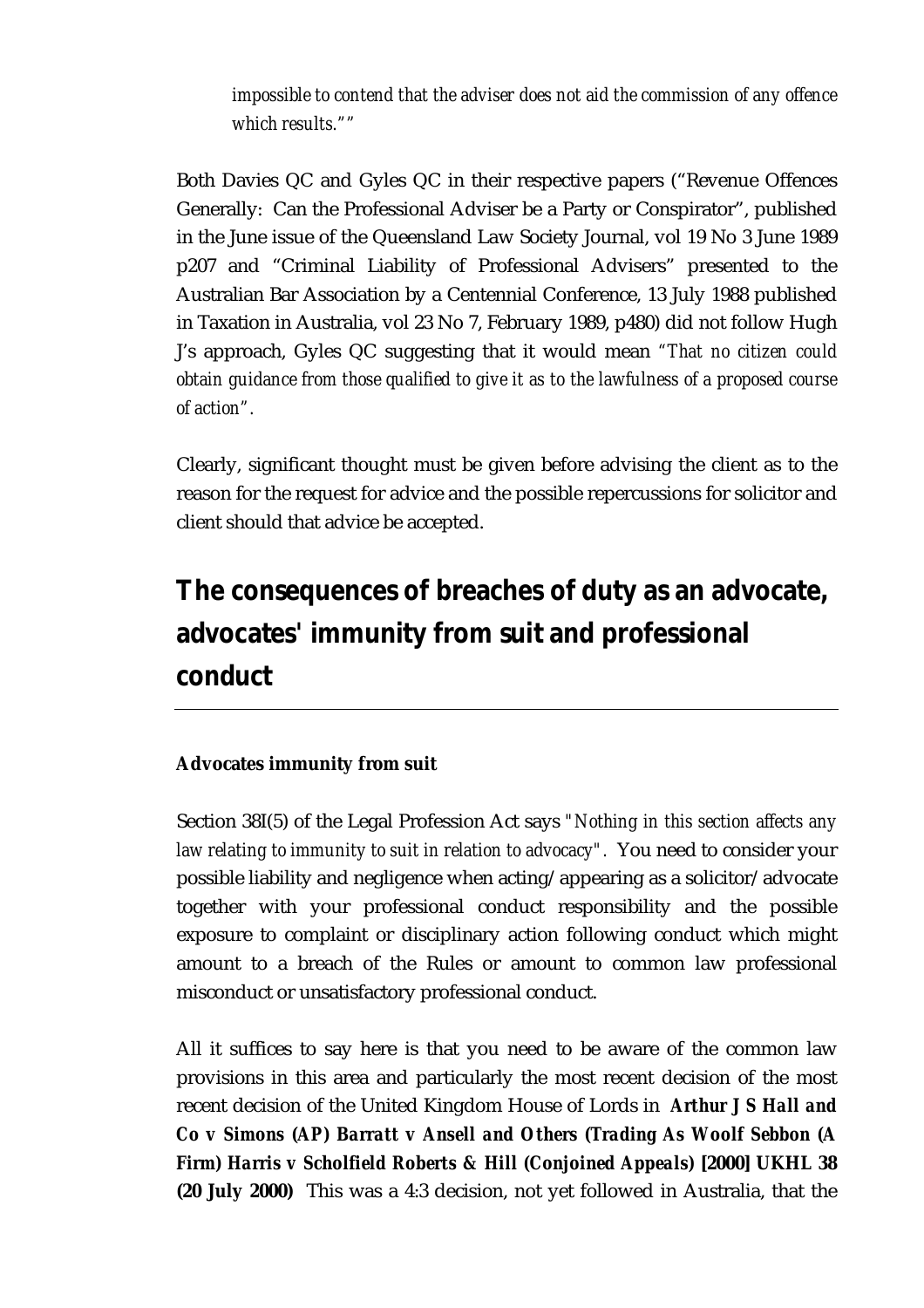*impossible to contend that the adviser does not aid the commission of any offence which results.""*

Both Davies QC and Gyles QC in their respective papers ("Revenue Offences Generally: Can the Professional Adviser be a Party or Conspirator", published in the June issue of the Queensland Law Society Journal, vol 19 No 3 June 1989 p207 and "Criminal Liability of Professional Advisers" presented to the Australian Bar Association by a Centennial Conference, 13 July 1988 published in Taxation in Australia, vol 23 No 7, February 1989, p480) did not follow Hugh J's approach, Gyles QC suggesting that it would mean *"That no citizen could obtain guidance from those qualified to give it as to the lawfulness of a proposed course of action"*.

Clearly, significant thought must be given before advising the client as to the reason for the request for advice and the possible repercussions for solicitor and client should that advice be accepted.

## The consequences of breaches of duty as an advocate, advocates' immunity from suit and professional conduct

---

**Advocates immunity from suit**

Section 38I(5) of the Legal Profession Act says *"Nothing in this section affects any law relating to immunity to suit in relation to advocacy"*. You need to consider your possible liability and negligence when acting/appearing as a solicitor/advocate together with your professional conduct responsibility and the possible exposure to complaint or disciplinary action following conduct which might amount to a breach of the Rules or amount to common law professional misconduct or unsatisfactory professional conduct.

All it suffices to say here is that you need to be aware of the common law provisions in this area and particularly the most recent decision of the most recent decision of the United Kingdom House of Lords in ***Arthur J S Hall and Co v Simons (AP) Barratt v Ansell and Others (Trading As Woolf Sebbon (A Firm) Harris v Scholfield Roberts & Hill (Conjoined Appeals) [2000] UKHL 38 (20 July 2000)*** This was a 4:3 decision, not yet followed in Australia, that the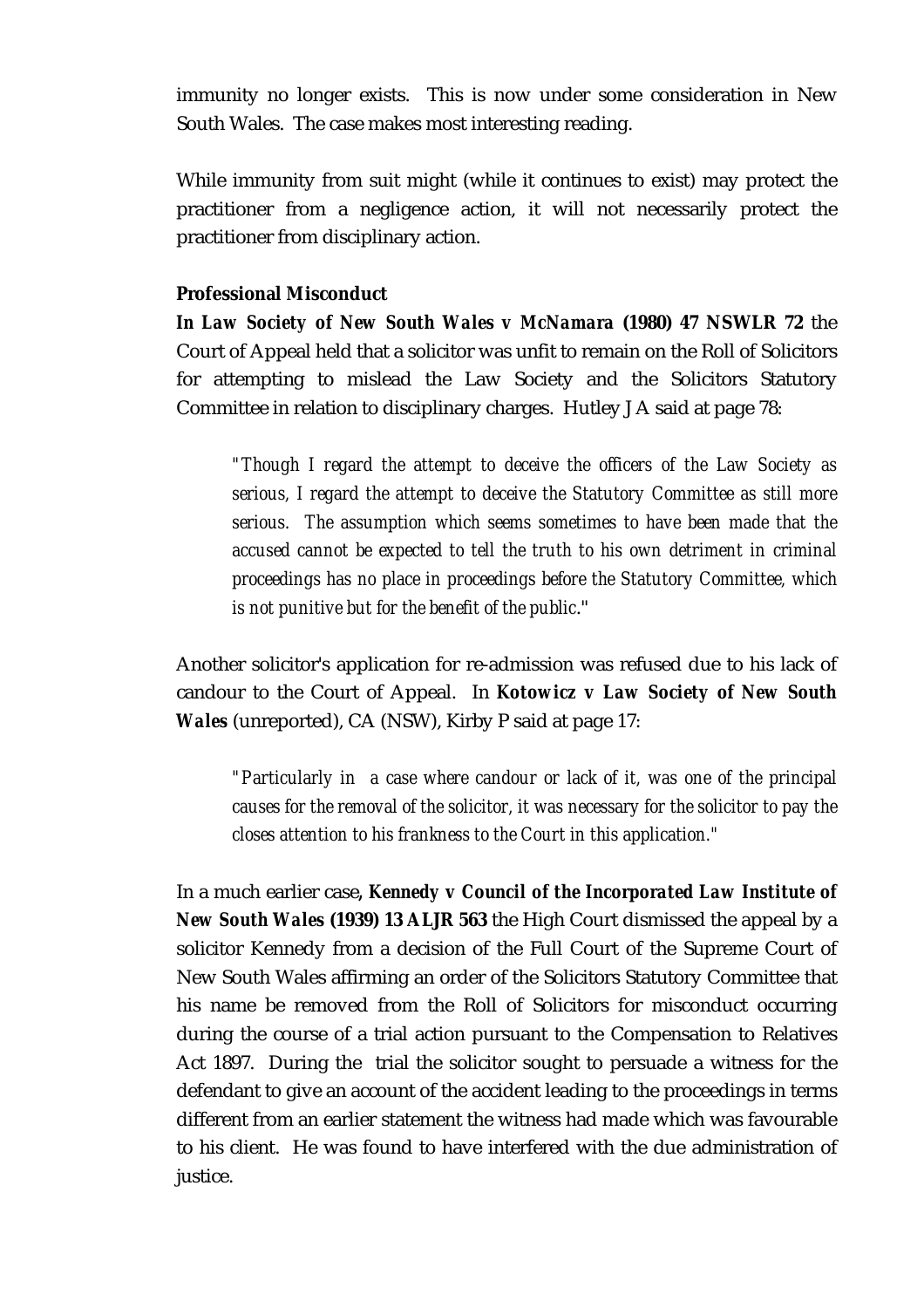immunity no longer exists. This is now under some consideration in New South Wales. The case makes most interesting reading.

While immunity from suit might (while it continues to exist) may protect the practitioner from a negligence action, it will not necessarily protect the practitioner from disciplinary action.

**Professional Misconduct**

***In Law Society of New South Wales v McNamara* (1980) 47 NSWLR 72** the Court of Appeal held that a solicitor was unfit to remain on the Roll of Solicitors for attempting to mislead the Law Society and the Solicitors Statutory Committee in relation to disciplinary charges. Hutley JA said at page 78:

> *"Though I regard the attempt to deceive the officers of the Law Society as serious, I regard the attempt to deceive the Statutory Committee as still more serious. The assumption which seems sometimes to have been made that the accused cannot be expected to tell the truth to his own detriment in criminal proceedings has no place in proceedings before the Statutory Committee, which is not punitive but for the benefit of the public."*

Another solicitor's application for re-admission was refused due to his lack of candour to the Court of Appeal. In ***Kotowicz v Law Society of New South Wales*** (unreported), CA (NSW), Kirby P said at page 17:

> *"Particularly in a case where candour or lack of it, was one of the principal causes for the removal of the solicitor, it was necessary for the solicitor to pay the closes attention to his frankness to the Court in this application."*

In a much earlier case**, *Kennedy v Council of the Incorporated Law Institute of New South Wales* (1939) 13 ALJR 563** the High Court dismissed the appeal by a solicitor Kennedy from a decision of the Full Court of the Supreme Court of New South Wales affirming an order of the Solicitors Statutory Committee that his name be removed from the Roll of Solicitors for misconduct occurring during the course of a trial action pursuant to the Compensation to Relatives Act 1897. During the trial the solicitor sought to persuade a witness for the defendant to give an account of the accident leading to the proceedings in terms different from an earlier statement the witness had made which was favourable to his client. He was found to have interfered with the due administration of justice.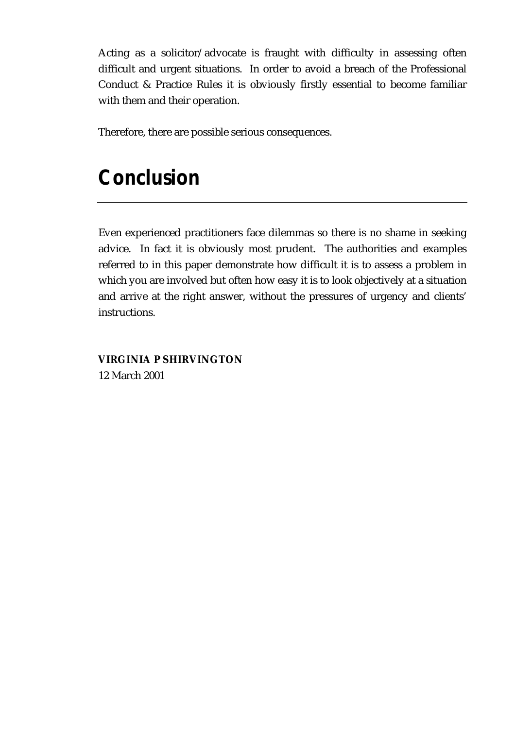Acting as a solicitor/advocate is fraught with difficulty in assessing often difficult and urgent situations. In order to avoid a breach of the Professional Conduct & Practice Rules it is obviously firstly essential to become familiar with them and their operation.

Therefore, there are possible serious consequences.

# Conclusion

Even experienced practitioners face dilemmas so there is no shame in seeking advice. In fact it is obviously most prudent. The authorities and examples referred to in this paper demonstrate how difficult it is to assess a problem in which you are involved but often how easy it is to look objectively at a situation and arrive at the right answer, without the pressures of urgency and clients' instructions.

**VIRGINIA P SHIRVINGTON**
12 March 2001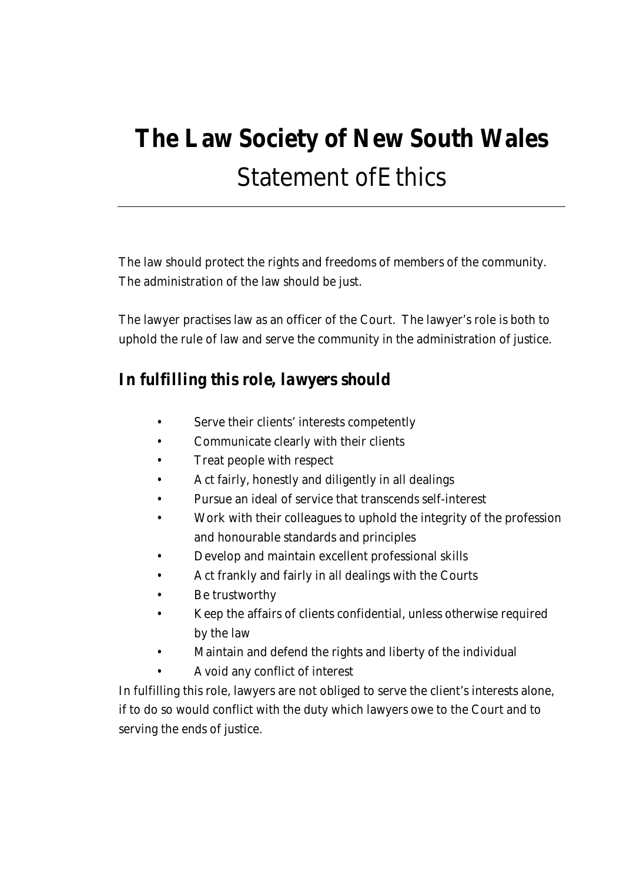# The Law Society of New South Wales
## Statement of Ethics

The law should protect the rights and freedoms of members of the community. The administration of the law should be just.

The lawyer practises law as an officer of the Court. The lawyer's role is both to uphold the rule of law and serve the community in the administration of justice.

### *In fulfilling this role, lawyers should*

- Serve their clients' interests competently
- Communicate clearly with their clients
- Treat people with respect
- Act fairly, honestly and diligently in all dealings
- Pursue an ideal of service that transcends self-interest
- Work with their colleagues to uphold the integrity of the profession and honourable standards and principles
- Develop and maintain excellent professional skills
- Act frankly and fairly in all dealings with the Courts
- Be trustworthy
- Keep the affairs of clients confidential, unless otherwise required by the law
- Maintain and defend the rights and liberty of the individual
- Avoid any conflict of interest

In fulfilling this role, lawyers are not obliged to serve the client's interests alone, if to do so would conflict with the duty which lawyers owe to the Court and to serving the ends of justice.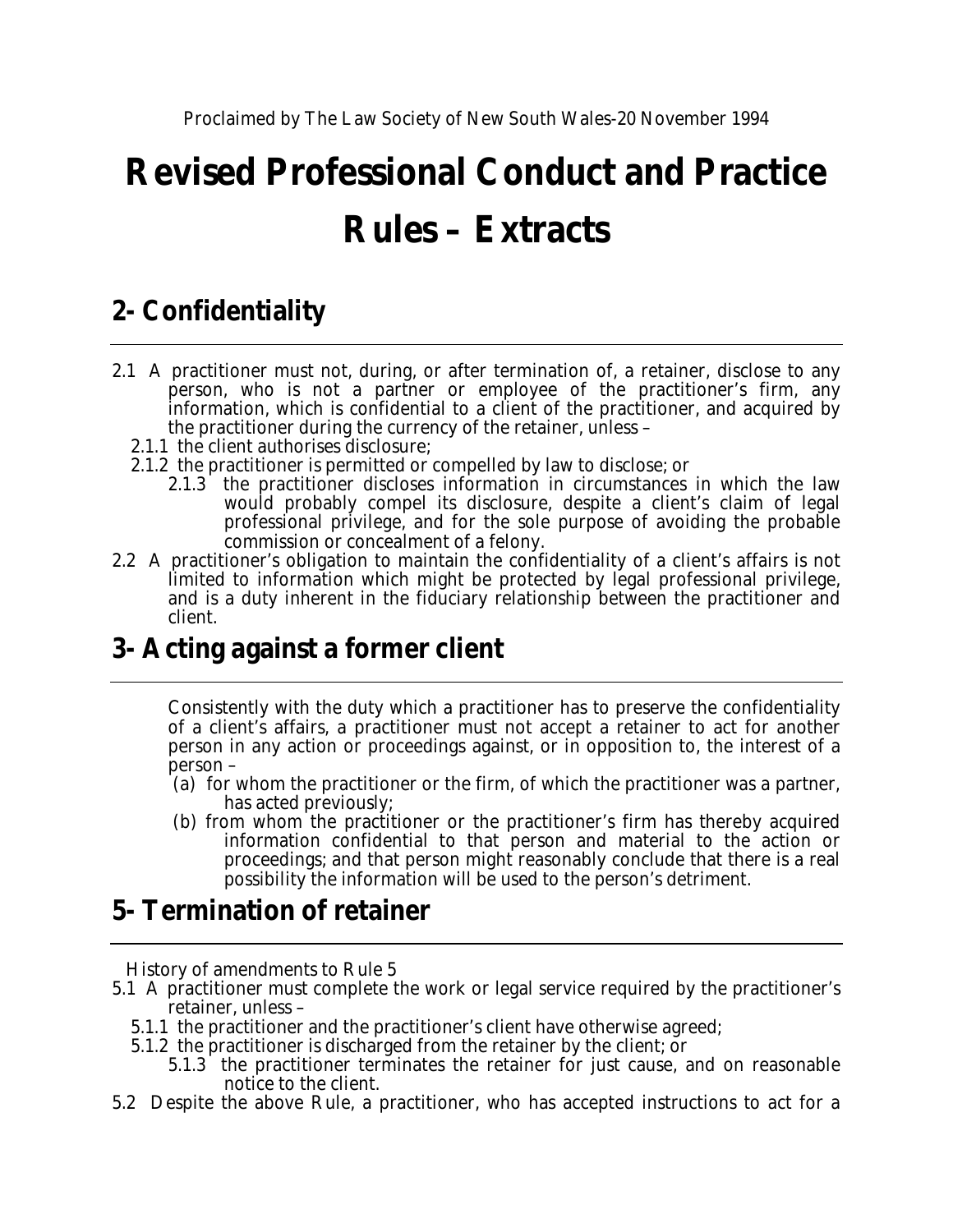Proclaimed by The Law Society of New South Wales-20 November 1994

# Revised Professional Conduct and Practice Rules – Extracts

## 2- Confidentiality

2.1 A practitioner must not, during, or after termination of, a retainer, disclose to any person, who is not a partner or employee of the practitioner's firm, any information, which is confidential to a client of the practitioner, and acquired by the practitioner during the currency of the retainer, unless –

- 2.1.1 the client authorises disclosure;
- 2.1.2 the practitioner is permitted or compelled by law to disclose; or
  - 2.1.3 the practitioner discloses information in circumstances in which the law would probably compel its disclosure, despite a client's claim of legal professional privilege, and for the sole purpose of avoiding the probable commission or concealment of a felony.

2.2 A practitioner's obligation to maintain the confidentiality of a client's affairs is not limited to information which might be protected by legal professional privilege, and is a duty inherent in the fiduciary relationship between the practitioner and client.

## 3- Acting against a former client

Consistently with the duty which a practitioner has to preserve the confidentiality of a client's affairs, a practitioner must not accept a retainer to act for another person in any action or proceedings against, or in opposition to, the interest of a person –

- (a) for whom the practitioner or the firm, of which the practitioner was a partner, has acted previously;
- (b) from whom the practitioner or the practitioner's firm has thereby acquired information confidential to that person and material to the action or proceedings; and that person might reasonably conclude that there is a real possibility the information will be used to the person's detriment.

## 5- Termination of retainer

History of amendments to Rule 5

5.1 A practitioner must complete the work or legal service required by the practitioner's retainer, unless –

- 5.1.1 the practitioner and the practitioner's client have otherwise agreed;
- 5.1.2 the practitioner is discharged from the retainer by the client; or
  - 5.1.3 the practitioner terminates the retainer for just cause, and on reasonable notice to the client.

5.2 Despite the above Rule, a practitioner, who has accepted instructions to act for a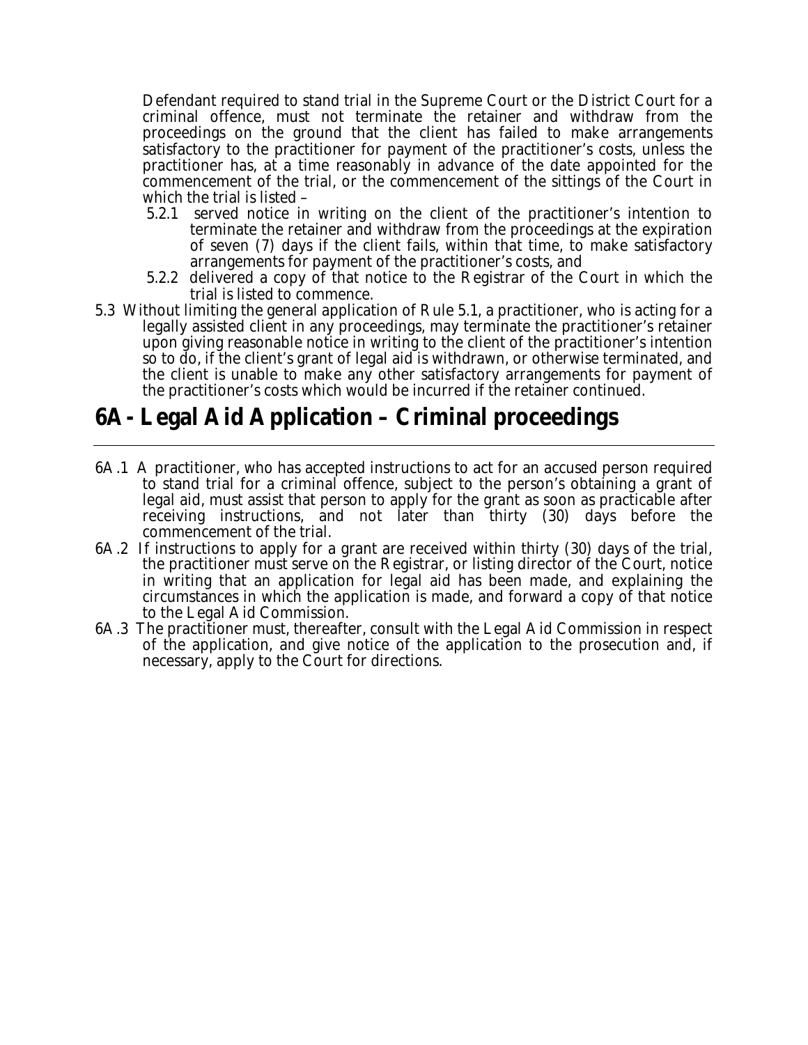Defendant required to stand trial in the Supreme Court or the District Court for a criminal offence, must not terminate the retainer and withdraw from the proceedings on the ground that the client has failed to make arrangements satisfactory to the practitioner for payment of the practitioner's costs, unless the practitioner has, at a time reasonably in advance of the date appointed for the commencement of the trial, or the commencement of the sittings of the Court in which the trial is listed –

- 5.2.1 served notice in writing on the client of the practitioner's intention to terminate the retainer and withdraw from the proceedings at the expiration of seven (7) days if the client fails, within that time, to make satisfactory arrangements for payment of the practitioner's costs, and
- 5.2.2 delivered a copy of that notice to the Registrar of the Court in which the trial is listed to commence.

5.3 Without limiting the general application of Rule 5.1, a practitioner, who is acting for a legally assisted client in any proceedings, may terminate the practitioner's retainer upon giving reasonable notice in writing to the client of the practitioner's intention so to do, if the client's grant of legal aid is withdrawn, or otherwise terminated, and the client is unable to make any other satisfactory arrangements for payment of the practitioner's costs which would be incurred if the retainer continued.

# 6A - Legal Aid Application – Criminal proceedings

6A.1 A practitioner, who has accepted instructions to act for an accused person required to stand trial for a criminal offence, subject to the person's obtaining a grant of legal aid, must assist that person to apply for the grant as soon as practicable after receiving instructions, and not later than thirty (30) days before the commencement of the trial.

6A.2 If instructions to apply for a grant are received within thirty (30) days of the trial, the practitioner must serve on the Registrar, or listing director of the Court, notice in writing that an application for legal aid has been made, and explaining the circumstances in which the application is made, and forward a copy of that notice to the Legal Aid Commission.

6A.3 The practitioner must, thereafter, consult with the Legal Aid Commission in respect of the application, and give notice of the application to the prosecution and, if necessary, apply to the Court for directions.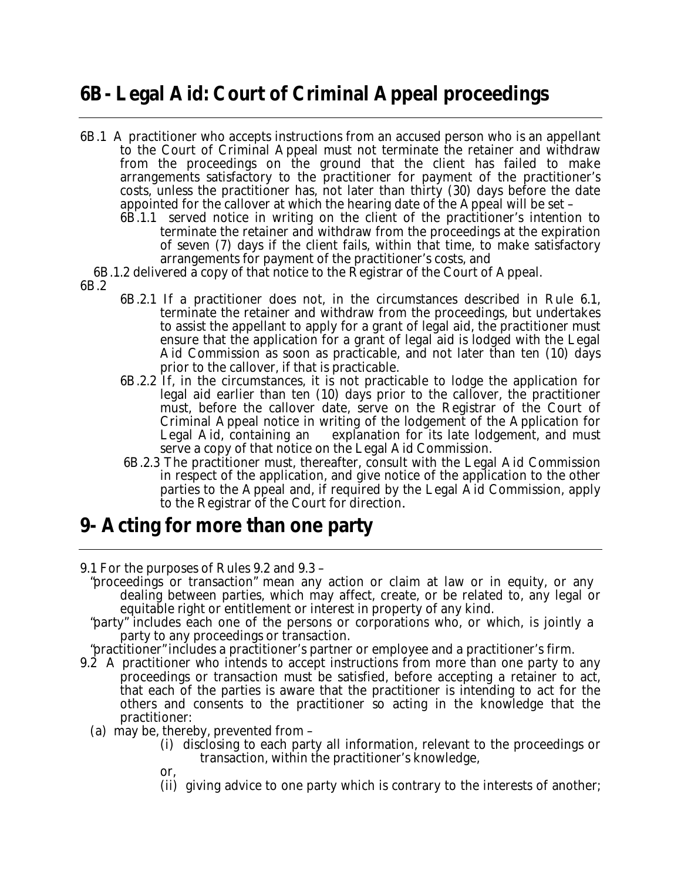## 6B - Legal Aid: Court of Criminal Appeal proceedings

6B.1 A practitioner who accepts instructions from an accused person who is an appellant to the Court of Criminal Appeal must not terminate the retainer and withdraw from the proceedings on the ground that the client has failed to make arrangements satisfactory to the practitioner for payment of the practitioner's costs, unless the practitioner has, not later than thirty (30) days before the date appointed for the callover at which the hearing date of the Appeal will be set –

6B.1.1 served notice in writing on the client of the practitioner's intention to terminate the retainer and withdraw from the proceedings at the expiration of seven (7) days if the client fails, within that time, to make satisfactory arrangements for payment of the practitioner's costs, and

6B.1.2 delivered a copy of that notice to the Registrar of the Court of Appeal.

6B.2

6B.2.1 If a practitioner does not, in the circumstances described in Rule 6.1, terminate the retainer and withdraw from the proceedings, but undertakes to assist the appellant to apply for a grant of legal aid, the practitioner must ensure that the application for a grant of legal aid is lodged with the Legal Aid Commission as soon as practicable, and not later than ten (10) days prior to the callover, if that is practicable.

6B.2.2 If, in the circumstances, it is not practicable to lodge the application for legal aid earlier than ten (10) days prior to the callover, the practitioner must, before the callover date, serve on the Registrar of the Court of Criminal Appeal notice in writing of the lodgement of the Application for Legal Aid, containing an explanation for its late lodgement, and must serve a copy of that notice on the Legal Aid Commission.

6B.2.3 The practitioner must, thereafter, consult with the Legal Aid Commission in respect of the application, and give notice of the application to the other parties to the Appeal and, if required by the Legal Aid Commission, apply to the Registrar of the Court for direction.

## 9- Acting for more than one party

9.1 For the purposes of Rules 9.2 and 9.3 –

"proceedings or transaction" mean any action or claim at law or in equity, or any dealing between parties, which may affect, create, or be related to, any legal or equitable right or entitlement or interest in property of any kind.

"party" includes each one of the persons or corporations who, or which, is jointly a party to any proceedings or transaction.

"practitioner" includes a practitioner's partner or employee and a practitioner's firm.

9.2 A practitioner who intends to accept instructions from more than one party to any proceedings or transaction must be satisfied, before accepting a retainer to act, that each of the parties is aware that the practitioner is intending to act for the others and consents to the practitioner so acting in the knowledge that the practitioner:

(a) may be, thereby, prevented from –

(i) disclosing to each party all information, relevant to the proceedings or transaction, within the practitioner's knowledge,

or,

(ii) giving advice to one party which is contrary to the interests of another;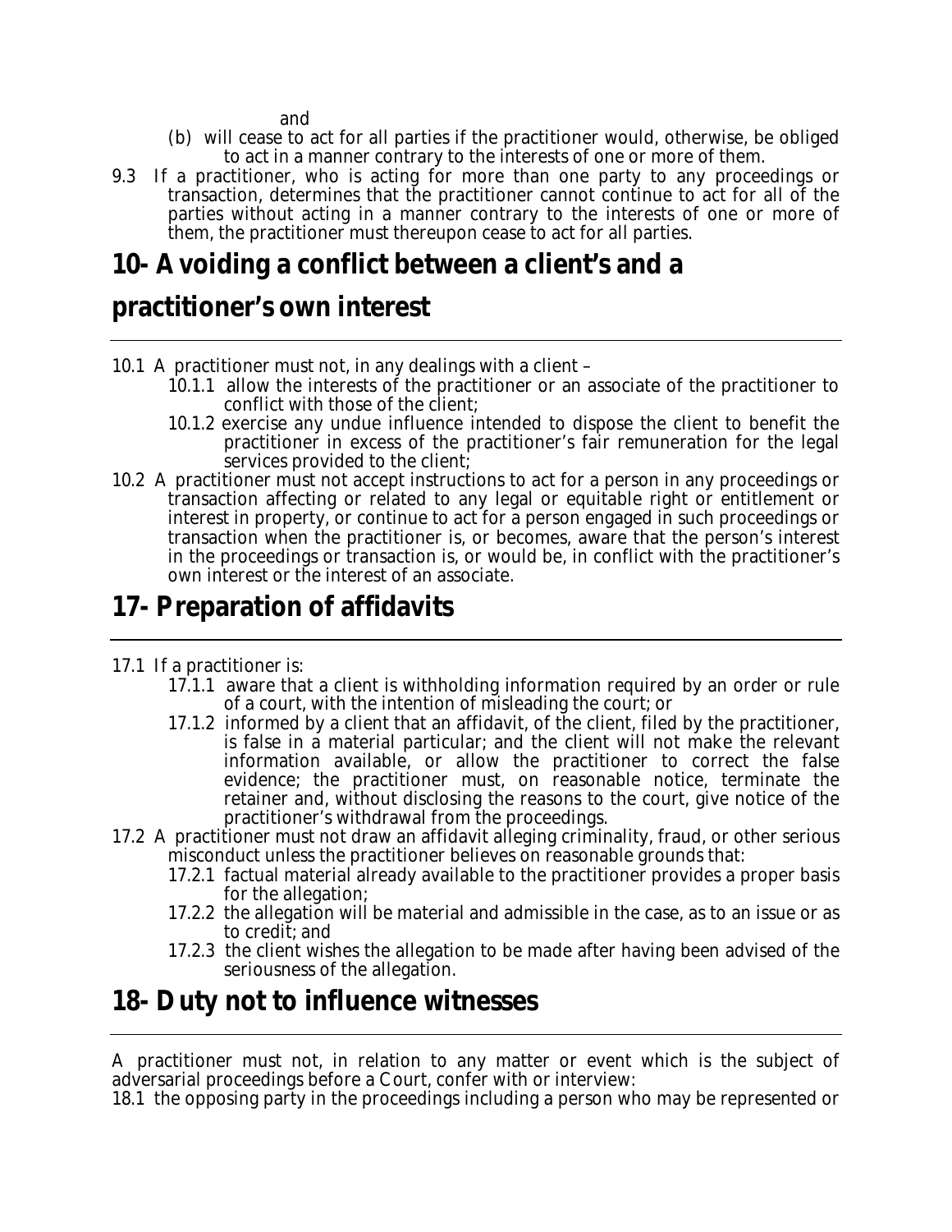and

(b) will cease to act for all parties if the practitioner would, otherwise, be obliged to act in a manner contrary to the interests of one or more of them.

9.3 If a practitioner, who is acting for more than one party to any proceedings or transaction, determines that the practitioner cannot continue to act for all of the parties without acting in a manner contrary to the interests of one or more of them, the practitioner must thereupon cease to act for all parties.

## 10- Avoiding a conflict between a client's and a practitioner's own interest

10.1 A practitioner must not, in any dealings with a client –

10.1.1 allow the interests of the practitioner or an associate of the practitioner to conflict with those of the client;

10.1.2 exercise any undue influence intended to dispose the client to benefit the practitioner in excess of the practitioner's fair remuneration for the legal services provided to the client;

10.2 A practitioner must not accept instructions to act for a person in any proceedings or transaction affecting or related to any legal or equitable right or entitlement or interest in property, or continue to act for a person engaged in such proceedings or transaction when the practitioner is, or becomes, aware that the person's interest in the proceedings or transaction is, or would be, in conflict with the practitioner's own interest or the interest of an associate.

## 17- Preparation of affidavits

17.1 If a practitioner is:

17.1.1 aware that a client is withholding information required by an order or rule of a court, with the intention of misleading the court; or

17.1.2 informed by a client that an affidavit, of the client, filed by the practitioner, is false in a material particular; and the client will not make the relevant information available, or allow the practitioner to correct the false evidence; the practitioner must, on reasonable notice, terminate the retainer and, without disclosing the reasons to the court, give notice of the practitioner's withdrawal from the proceedings.

17.2 A practitioner must not draw an affidavit alleging criminality, fraud, or other serious misconduct unless the practitioner believes on reasonable grounds that:

17.2.1 factual material already available to the practitioner provides a proper basis for the allegation;

17.2.2 the allegation will be material and admissible in the case, as to an issue or as to credit; and

17.2.3 the client wishes the allegation to be made after having been advised of the seriousness of the allegation.

## 18- Duty not to influence witnesses

A practitioner must not, in relation to any matter or event which is the subject of adversarial proceedings before a Court, confer with or interview:

18.1 the opposing party in the proceedings including a person who may be represented or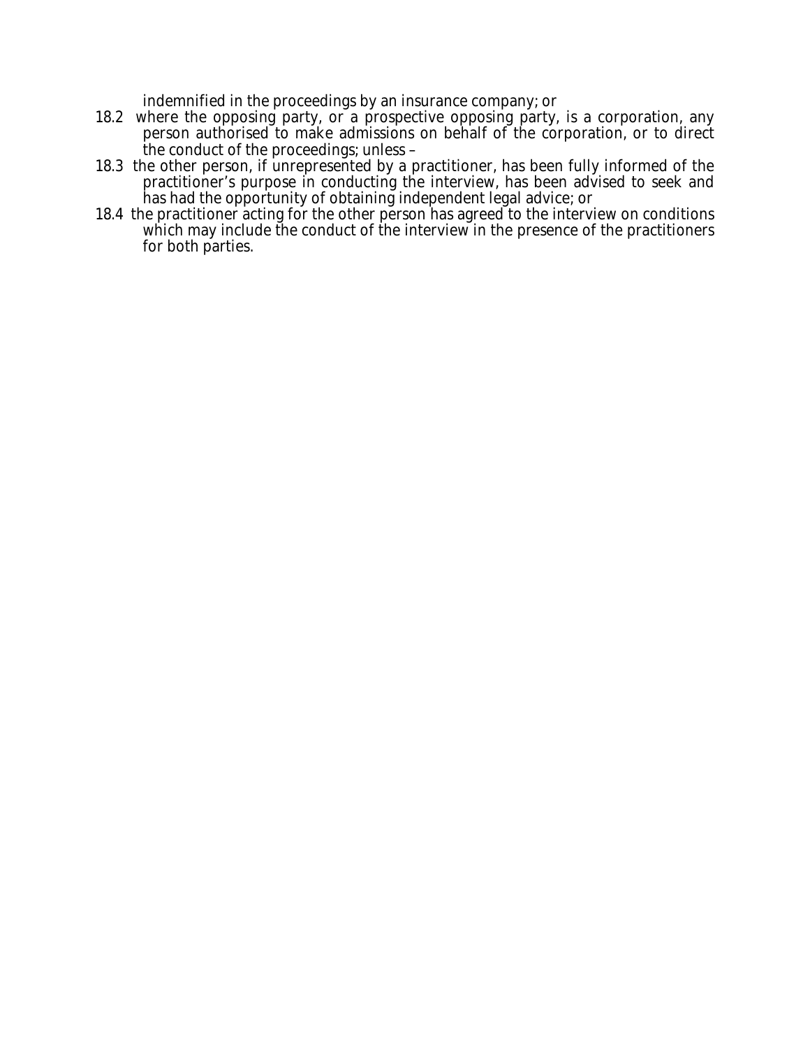indemnified in the proceedings by an insurance company; or

18.2 where the opposing party, or a prospective opposing party, is a corporation, any person authorised to make admissions on behalf of the corporation, or to direct the conduct of the proceedings; unless –

18.3 the other person, if unrepresented by a practitioner, has been fully informed of the practitioner's purpose in conducting the interview, has been advised to seek and has had the opportunity of obtaining independent legal advice; or

18.4 the practitioner acting for the other person has agreed to the interview on conditions which may include the conduct of the interview in the presence of the practitioners for both parties.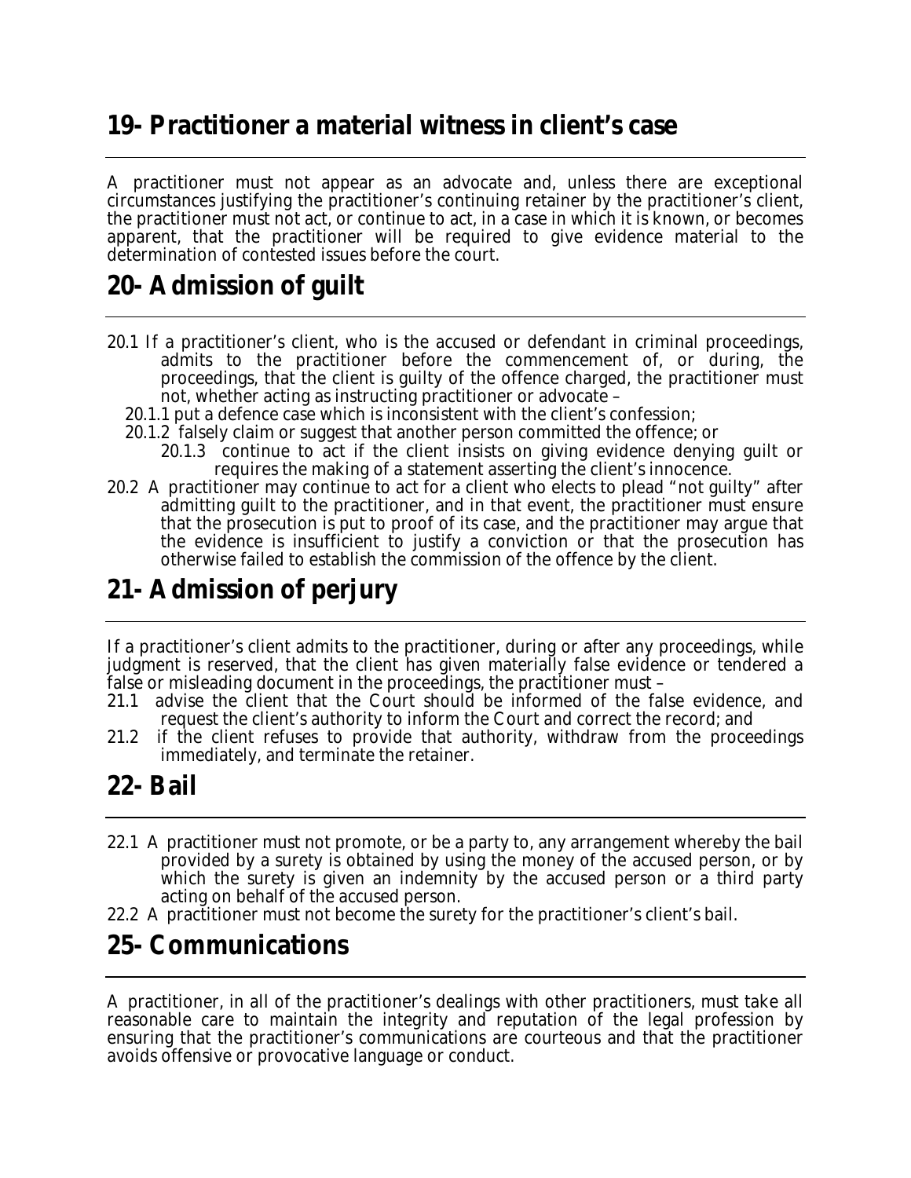## 19- Practitioner a material witness in client's case

A practitioner must not appear as an advocate and, unless there are exceptional circumstances justifying the practitioner's continuing retainer by the practitioner's client, the practitioner must not act, or continue to act, in a case in which it is known, or becomes apparent, that the practitioner will be required to give evidence material to the determination of contested issues before the court.

## 20- Admission of guilt

20.1 If a practitioner's client, who is the accused or defendant in criminal proceedings, admits to the practitioner before the commencement of, or during, the proceedings, that the client is guilty of the offence charged, the practitioner must not, whether acting as instructing practitioner or advocate –

20.1.1 put a defence case which is inconsistent with the client's confession;

20.1.2 falsely claim or suggest that another person committed the offence; or

20.1.3 continue to act if the client insists on giving evidence denying guilt or requires the making of a statement asserting the client's innocence.

20.2 A practitioner may continue to act for a client who elects to plead "not guilty" after admitting guilt to the practitioner, and in that event, the practitioner must ensure that the prosecution is put to proof of its case, and the practitioner may argue that the evidence is insufficient to justify a conviction or that the prosecution has otherwise failed to establish the commission of the offence by the client.

## 21- Admission of perjury

If a practitioner's client admits to the practitioner, during or after any proceedings, while judgment is reserved, that the client has given materially false evidence or tendered a false or misleading document in the proceedings, the practitioner must –

21.1 advise the client that the Court should be informed of the false evidence, and request the client's authority to inform the Court and correct the record; and

21.2 if the client refuses to provide that authority, withdraw from the proceedings immediately, and terminate the retainer.

## 22- Bail

22.1 A practitioner must not promote, or be a party to, any arrangement whereby the bail provided by a surety is obtained by using the money of the accused person, or by which the surety is given an indemnity by the accused person or a third party acting on behalf of the accused person.

22.2 A practitioner must not become the surety for the practitioner's client's bail.

## 25- Communications

A practitioner, in all of the practitioner's dealings with other practitioners, must take all reasonable care to maintain the integrity and reputation of the legal profession by ensuring that the practitioner's communications are courteous and that the practitioner avoids offensive or provocative language or conduct.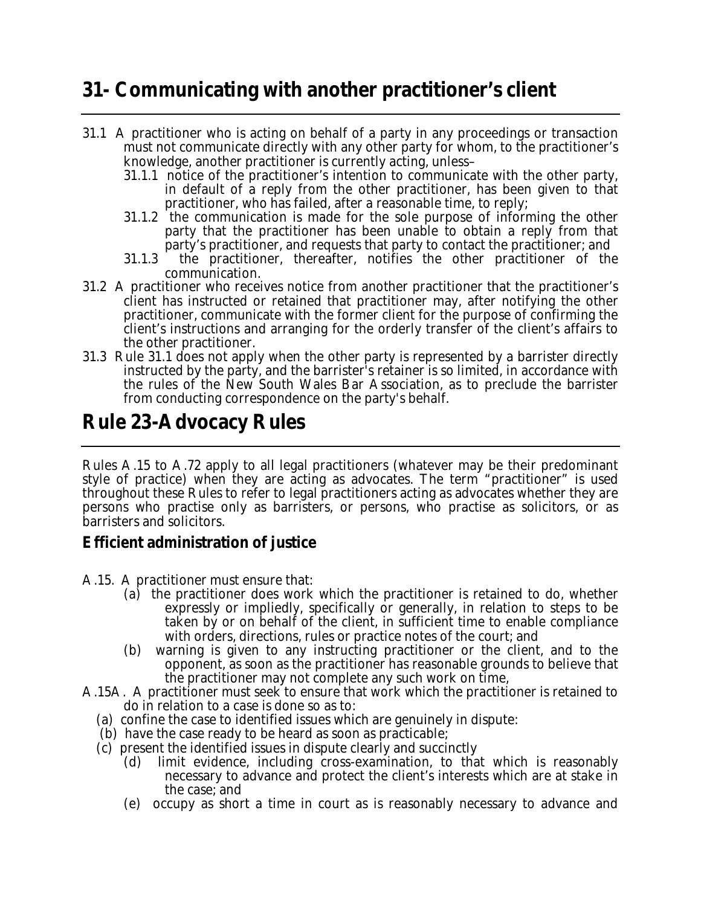# 31- Communicating with another practitioner's client

31.1 A practitioner who is acting on behalf of a party in any proceedings or transaction must not communicate directly with any other party for whom, to the practitioner's knowledge, another practitioner is currently acting, unless–

- 31.1.1 notice of the practitioner's intention to communicate with the other party, in default of a reply from the other practitioner, has been given to that practitioner, who has failed, after a reasonable time, to reply;
- 31.1.2 the communication is made for the sole purpose of informing the other party that the practitioner has been unable to obtain a reply from that party's practitioner, and requests that party to contact the practitioner; and
- 31.1.3 the practitioner, thereafter, notifies the other practitioner of the communication.

31.2 A practitioner who receives notice from another practitioner that the practitioner's client has instructed or retained that practitioner may, after notifying the other practitioner, communicate with the former client for the purpose of confirming the client's instructions and arranging for the orderly transfer of the client's affairs to the other practitioner.

31.3 Rule 31.1 does not apply when the other party is represented by a barrister directly instructed by the party, and the barrister's retainer is so limited, in accordance with the rules of the New South Wales Bar Association, as to preclude the barrister from conducting correspondence on the party's behalf.

# Rule 23-Advocacy Rules

Rules A.15 to A.72 apply to all legal practitioners (whatever may be their predominant style of practice) when they are acting as advocates. The term "practitioner" is used throughout these Rules to refer to legal practitioners acting as advocates whether they are persons who practise only as barristers, or persons, who practise as solicitors, or as barristers and solicitors.

## Efficient administration of justice

A.15. A practitioner must ensure that:

- (a) the practitioner does work which the practitioner is retained to do, whether expressly or impliedly, specifically or generally, in relation to steps to be taken by or on behalf of the client, in sufficient time to enable compliance with orders, directions, rules or practice notes of the court; and
- (b) warning is given to any instructing practitioner or the client, and to the opponent, as soon as the practitioner has reasonable grounds to believe that the practitioner may not complete any such work on time,

A.15A. A practitioner must seek to ensure that work which the practitioner is retained to do in relation to a case is done so as to:

- (a) confine the case to identified issues which are genuinely in dispute:
- (b) have the case ready to be heard as soon as practicable;
- (c) present the identified issues in dispute clearly and succinctly
- (d) limit evidence, including cross-examination, to that which is reasonably necessary to advance and protect the client's interests which are at stake in the case; and
- (e) occupy as short a time in court as is reasonably necessary to advance and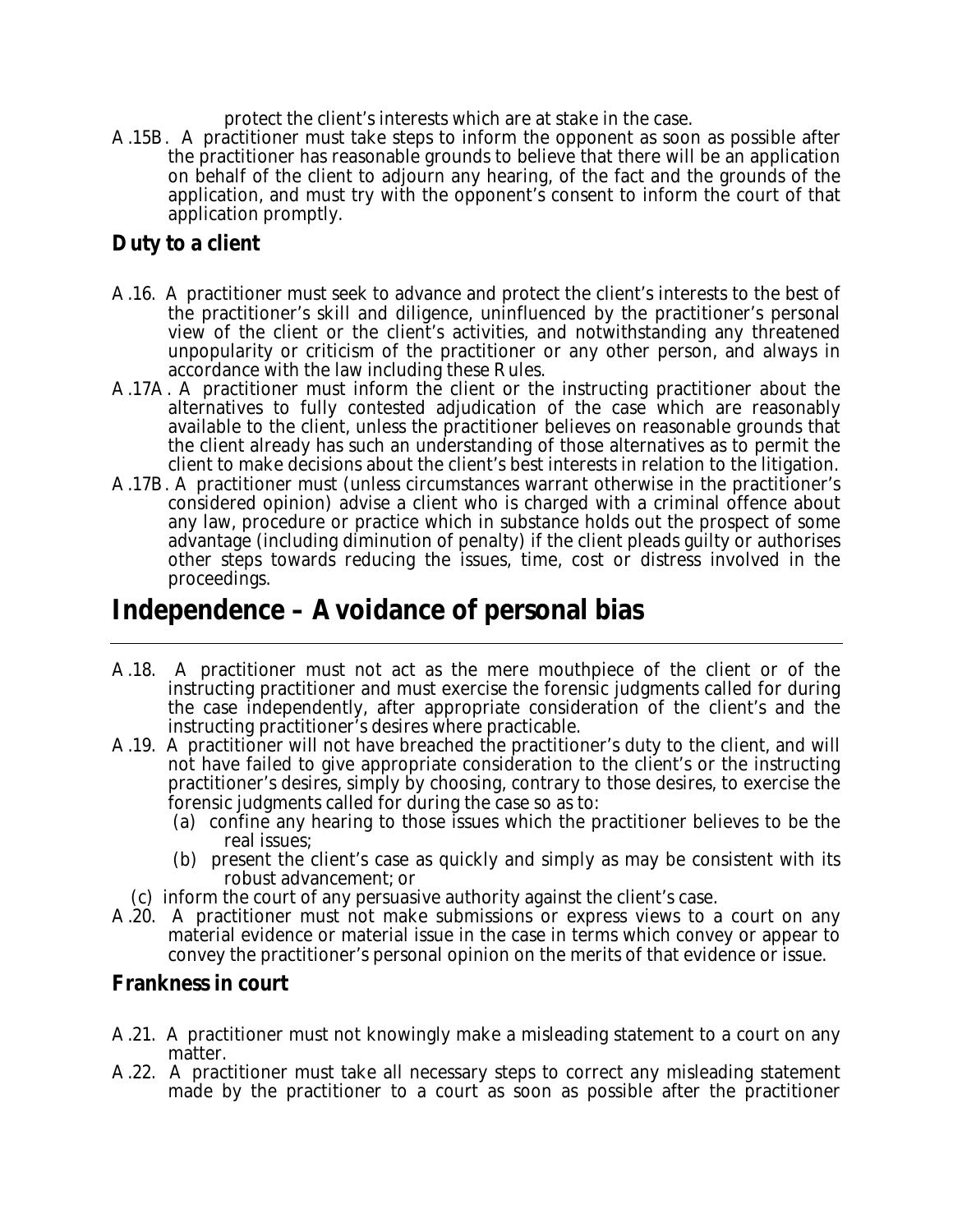protect the client's interests which are at stake in the case.

A.15B. A practitioner must take steps to inform the opponent as soon as possible after the practitioner has reasonable grounds to believe that there will be an application on behalf of the client to adjourn any hearing, of the fact and the grounds of the application, and must try with the opponent's consent to inform the court of that application promptly.

### Duty to a client

A.16. A practitioner must seek to advance and protect the client's interests to the best of the practitioner's skill and diligence, uninfluenced by the practitioner's personal view of the client or the client's activities, and notwithstanding any threatened unpopularity or criticism of the practitioner or any other person, and always in accordance with the law including these Rules.

A.17A. A practitioner must inform the client or the instructing practitioner about the alternatives to fully contested adjudication of the case which are reasonably available to the client, unless the practitioner believes on reasonable grounds that the client already has such an understanding of those alternatives as to permit the client to make decisions about the client's best interests in relation to the litigation.

A.17B. A practitioner must (unless circumstances warrant otherwise in the practitioner's considered opinion) advise a client who is charged with a criminal offence about any law, procedure or practice which in substance holds out the prospect of some advantage (including diminution of penalty) if the client pleads guilty or authorises other steps towards reducing the issues, time, cost or distress involved in the proceedings.

## Independence – Avoidance of personal bias

A.18. A practitioner must not act as the mere mouthpiece of the client or of the instructing practitioner and must exercise the forensic judgments called for during the case independently, after appropriate consideration of the client's and the instructing practitioner's desires where practicable.

A.19. A practitioner will not have breached the practitioner's duty to the client, and will not have failed to give appropriate consideration to the client's or the instructing practitioner's desires, simply by choosing, contrary to those desires, to exercise the forensic judgments called for during the case so as to:

(a) confine any hearing to those issues which the practitioner believes to be the real issues;

(b) present the client's case as quickly and simply as may be consistent with its robust advancement; or

(c) inform the court of any persuasive authority against the client's case.

A.20. A practitioner must not make submissions or express views to a court on any material evidence or material issue in the case in terms which convey or appear to convey the practitioner's personal opinion on the merits of that evidence or issue.

### Frankness in court

A.21. A practitioner must not knowingly make a misleading statement to a court on any matter.

A.22. A practitioner must take all necessary steps to correct any misleading statement made by the practitioner to a court as soon as possible after the practitioner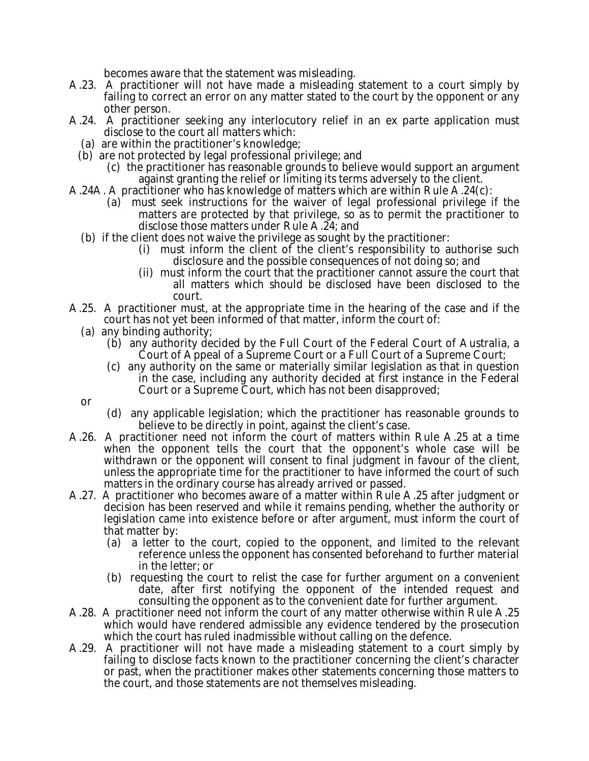becomes aware that the statement was misleading.

A.23. A practitioner will not have made a misleading statement to a court simply by failing to correct an error on any matter stated to the court by the opponent or any other person.

A.24. A practitioner seeking any interlocutory relief in an ex parte application must disclose to the court all matters which:

(a) are within the practitioner's knowledge;

(b) are not protected by legal professional privilege; and

(c) the practitioner has reasonable grounds to believe would support an argument against granting the relief or limiting its terms adversely to the client.

A.24A. A practitioner who has knowledge of matters which are within Rule A.24(c):

(a) must seek instructions for the waiver of legal professional privilege if the matters are protected by that privilege, so as to permit the practitioner to disclose those matters under Rule A.24; and

(b) if the client does not waive the privilege as sought by the practitioner:

(i) must inform the client of the client's responsibility to authorise such disclosure and the possible consequences of not doing so; and

(ii) must inform the court that the practitioner cannot assure the court that all matters which should be disclosed have been disclosed to the court.

A.25. A practitioner must, at the appropriate time in the hearing of the case and if the court has not yet been informed of that matter, inform the court of:

(a) any binding authority;

(b) any authority decided by the Full Court of the Federal Court of Australia, a Court of Appeal of a Supreme Court or a Full Court of a Supreme Court;

(c) any authority on the same or materially similar legislation as that in question in the case, including any authority decided at first instance in the Federal Court or a Supreme Court, which has not been disapproved;

or

(d) any applicable legislation; which the practitioner has reasonable grounds to believe to be directly in point, against the client's case.

A.26. A practitioner need not inform the court of matters within Rule A.25 at a time when the opponent tells the court that the opponent's whole case will be withdrawn or the opponent will consent to final judgment in favour of the client, unless the appropriate time for the practitioner to have informed the court of such matters in the ordinary course has already arrived or passed.

A.27. A practitioner who becomes aware of a matter within Rule A.25 after judgment or decision has been reserved and while it remains pending, whether the authority or legislation came into existence before or after argument, must inform the court of that matter by:

(a) a letter to the court, copied to the opponent, and limited to the relevant reference unless the opponent has consented beforehand to further material in the letter; or

(b) requesting the court to relist the case for further argument on a convenient date, after first notifying the opponent of the intended request and consulting the opponent as to the convenient date for further argument.

A.28. A practitioner need not inform the court of any matter otherwise within Rule A.25 which would have rendered admissible any evidence tendered by the prosecution which the court has ruled inadmissible without calling on the defence.

A.29. A practitioner will not have made a misleading statement to a court simply by failing to disclose facts known to the practitioner concerning the client's character or past, when the practitioner makes other statements concerning those matters to the court, and those statements are not themselves misleading.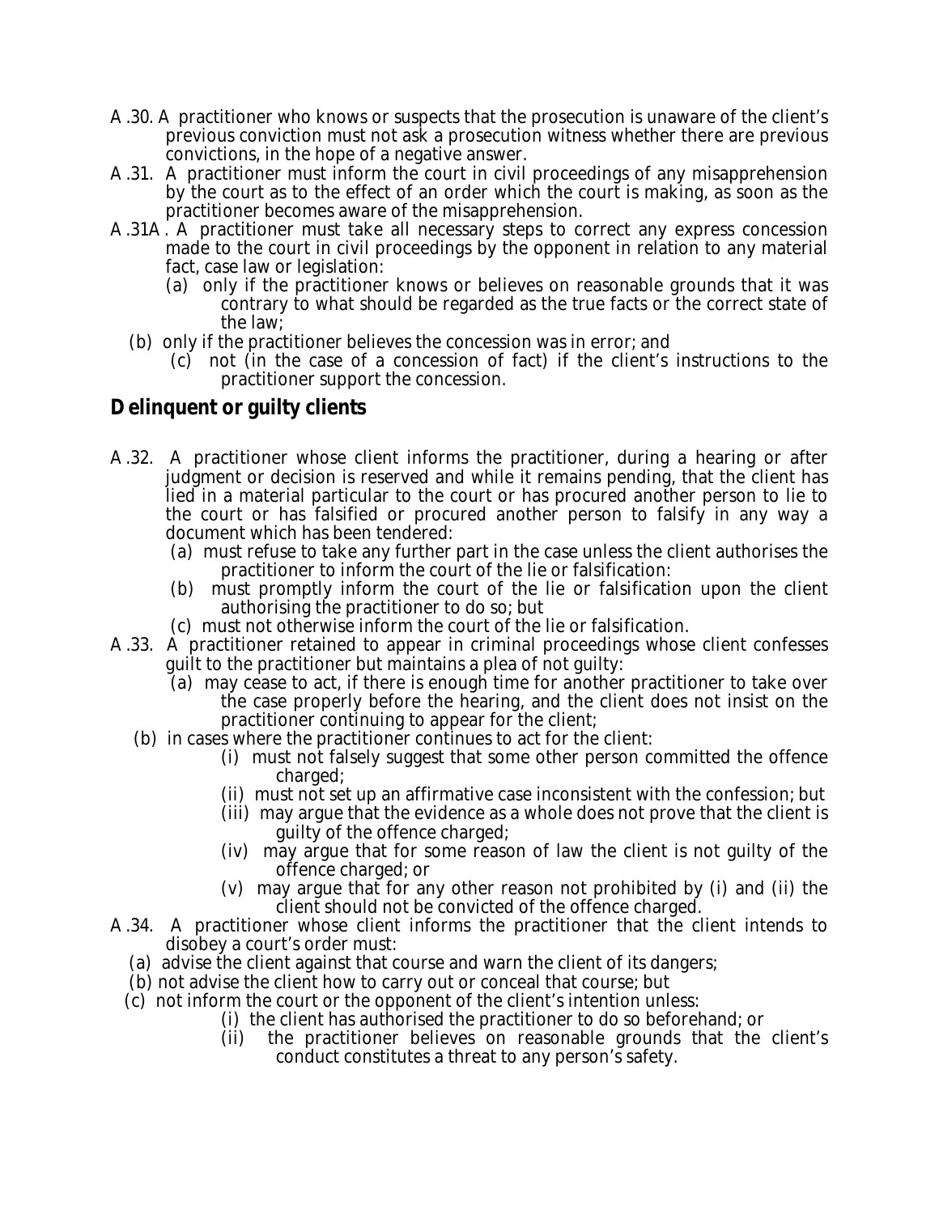A.30. A practitioner who knows or suspects that the prosecution is unaware of the client's previous conviction must not ask a prosecution witness whether there are previous convictions, in the hope of a negative answer.

A.31. A practitioner must inform the court in civil proceedings of any misapprehension by the court as to the effect of an order which the court is making, as soon as the practitioner becomes aware of the misapprehension.

A.31A. A practitioner must take all necessary steps to correct any express concession made to the court in civil proceedings by the opponent in relation to any material fact, case law or legislation:

(a) only if the practitioner knows or believes on reasonable grounds that it was contrary to what should be regarded as the true facts or the correct state of the law;

(b) only if the practitioner believes the concession was in error; and

(c) not (in the case of a concession of fact) if the client's instructions to the practitioner support the concession.

## Delinquent or guilty clients

A.32. A practitioner whose client informs the practitioner, during a hearing or after judgment or decision is reserved and while it remains pending, that the client has lied in a material particular to the court or has procured another person to lie to the court or has falsified or procured another person to falsify in any way a document which has been tendered:

(a) must refuse to take any further part in the case unless the client authorises the practitioner to inform the court of the lie or falsification:

(b) must promptly inform the court of the lie or falsification upon the client authorising the practitioner to do so; but

(c) must not otherwise inform the court of the lie or falsification.

A.33. A practitioner retained to appear in criminal proceedings whose client confesses guilt to the practitioner but maintains a plea of not guilty:

(a) may cease to act, if there is enough time for another practitioner to take over the case properly before the hearing, and the client does not insist on the practitioner continuing to appear for the client;

(b) in cases where the practitioner continues to act for the client:

(i) must not falsely suggest that some other person committed the offence charged;

(ii) must not set up an affirmative case inconsistent with the confession; but

(iii) may argue that the evidence as a whole does not prove that the client is guilty of the offence charged;

(iv) may argue that for some reason of law the client is not guilty of the offence charged; or

(v) may argue that for any other reason not prohibited by (i) and (ii) the client should not be convicted of the offence charged.

A.34. A practitioner whose client informs the practitioner that the client intends to disobey a court's order must:

(a) advise the client against that course and warn the client of its dangers;

(b) not advise the client how to carry out or conceal that course; but

(c) not inform the court or the opponent of the client's intention unless:

(i) the client has authorised the practitioner to do so beforehand; or

(ii) the practitioner believes on reasonable grounds that the client's conduct constitutes a threat to any person's safety.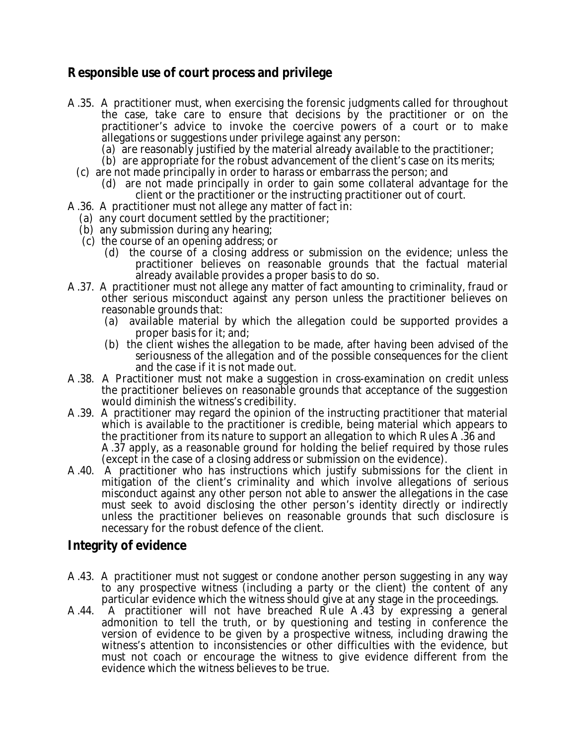## Responsible use of court process and privilege

A.35. A practitioner must, when exercising the forensic judgments called for throughout the case, take care to ensure that decisions by the practitioner or on the practitioner's advice to invoke the coercive powers of a court or to make allegations or suggestions under privilege against any person:

(a) are reasonably justified by the material already available to the practitioner;
(b) are appropriate for the robust advancement of the client's case on its merits;
(c) are not made principally in order to harass or embarrass the person; and
(d) are not made principally in order to gain some collateral advantage for the client or the practitioner or the instructing practitioner out of court.

A.36. A practitioner must not allege any matter of fact in:

(a) any court document settled by the practitioner;
(b) any submission during any hearing;
(c) the course of an opening address; or
(d) the course of a closing address or submission on the evidence; unless the practitioner believes on reasonable grounds that the factual material already available provides a proper basis to do so.

A.37. A practitioner must not allege any matter of fact amounting to criminality, fraud or other serious misconduct against any person unless the practitioner believes on reasonable grounds that:

(a) available material by which the allegation could be supported provides a proper basis for it; and;
(b) the client wishes the allegation to be made, after having been advised of the seriousness of the allegation and of the possible consequences for the client and the case if it is not made out.

A.38. A Practitioner must not make a suggestion in cross-examination on credit unless the practitioner believes on reasonable grounds that acceptance of the suggestion would diminish the witness's credibility.

A.39. A practitioner may regard the opinion of the instructing practitioner that material which is available to the practitioner is credible, being material which appears to the practitioner from its nature to support an allegation to which Rules A.36 and A.37 apply, as a reasonable ground for holding the belief required by those rules (except in the case of a closing address or submission on the evidence).

A.40. A practitioner who has instructions which justify submissions for the client in mitigation of the client's criminality and which involve allegations of serious misconduct against any other person not able to answer the allegations in the case must seek to avoid disclosing the other person's identity directly or indirectly unless the practitioner believes on reasonable grounds that such disclosure is necessary for the robust defence of the client.

## Integrity of evidence

A.43. A practitioner must not suggest or condone another person suggesting in any way to any prospective witness (including a party or the client) the content of any particular evidence which the witness should give at any stage in the proceedings.

A.44. A practitioner will not have breached Rule A.43 by expressing a general admonition to tell the truth, or by questioning and testing in conference the version of evidence to be given by a prospective witness, including drawing the witness's attention to inconsistencies or other difficulties with the evidence, but must not coach or encourage the witness to give evidence different from the evidence which the witness believes to be true.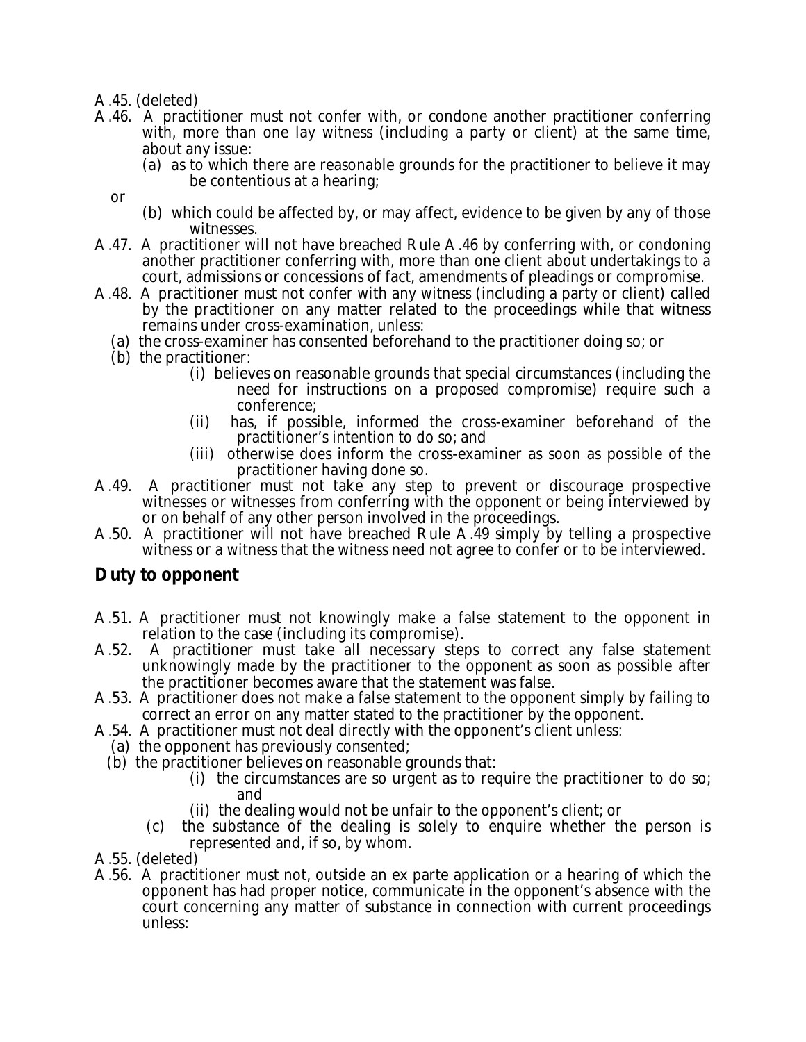A.45. (deleted)

A.46. A practitioner must not confer with, or condone another practitioner conferring with, more than one lay witness (including a party or client) at the same time, about any issue:

(a) as to which there are reasonable grounds for the practitioner to believe it may be contentious at a hearing;

or

(b) which could be affected by, or may affect, evidence to be given by any of those witnesses.

A.47. A practitioner will not have breached Rule A.46 by conferring with, or condoning another practitioner conferring with, more than one client about undertakings to a court, admissions or concessions of fact, amendments of pleadings or compromise.

A.48. A practitioner must not confer with any witness (including a party or client) called by the practitioner on any matter related to the proceedings while that witness remains under cross-examination, unless:

(a) the cross-examiner has consented beforehand to the practitioner doing so; or

(b) the practitioner:

(i) believes on reasonable grounds that special circumstances (including the need for instructions on a proposed compromise) require such a conference;

(ii) has, if possible, informed the cross-examiner beforehand of the practitioner's intention to do so; and

(iii) otherwise does inform the cross-examiner as soon as possible of the practitioner having done so.

A.49. A practitioner must not take any step to prevent or discourage prospective witnesses or witnesses from conferring with the opponent or being interviewed by or on behalf of any other person involved in the proceedings.

A.50. A practitioner will not have breached Rule A.49 simply by telling a prospective witness or a witness that the witness need not agree to confer or to be interviewed.

## Duty to opponent

A.51. A practitioner must not knowingly make a false statement to the opponent in relation to the case (including its compromise).

A.52. A practitioner must take all necessary steps to correct any false statement unknowingly made by the practitioner to the opponent as soon as possible after the practitioner becomes aware that the statement was false.

A.53. A practitioner does not make a false statement to the opponent simply by failing to correct an error on any matter stated to the practitioner by the opponent.

A.54. A practitioner must not deal directly with the opponent's client unless:

(a) the opponent has previously consented;

(b) the practitioner believes on reasonable grounds that:

(i) the circumstances are so urgent as to require the practitioner to do so; and

(ii) the dealing would not be unfair to the opponent's client; or

(c) the substance of the dealing is solely to enquire whether the person is represented and, if so, by whom.

A.55. (deleted)

A.56. A practitioner must not, outside an ex parte application or a hearing of which the opponent has had proper notice, communicate in the opponent's absence with the court concerning any matter of substance in connection with current proceedings unless: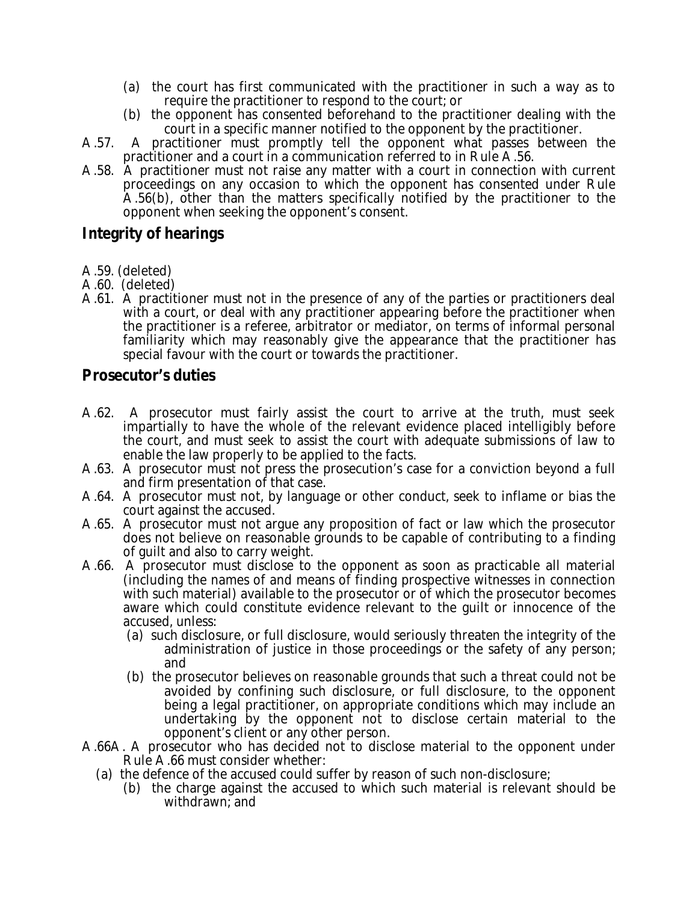(a) the court has first communicated with the practitioner in such a way as to require the practitioner to respond to the court; or

(b) the opponent has consented beforehand to the practitioner dealing with the court in a specific manner notified to the opponent by the practitioner.

A.57. A practitioner must promptly tell the opponent what passes between the practitioner and a court in a communication referred to in Rule A.56.

A.58. A practitioner must not raise any matter with a court in connection with current proceedings on any occasion to which the opponent has consented under Rule A.56(b), other than the matters specifically notified by the practitioner to the opponent when seeking the opponent's consent.

## Integrity of hearings

A.59. (deleted)

A.60. (deleted)

A.61. A practitioner must not in the presence of any of the parties or practitioners deal with a court, or deal with any practitioner appearing before the practitioner when the practitioner is a referee, arbitrator or mediator, on terms of informal personal familiarity which may reasonably give the appearance that the practitioner has special favour with the court or towards the practitioner.

## Prosecutor's duties

A.62. A prosecutor must fairly assist the court to arrive at the truth, must seek impartially to have the whole of the relevant evidence placed intelligibly before the court, and must seek to assist the court with adequate submissions of law to enable the law properly to be applied to the facts.

A.63. A prosecutor must not press the prosecution's case for a conviction beyond a full and firm presentation of that case.

A.64. A prosecutor must not, by language or other conduct, seek to inflame or bias the court against the accused.

A.65. A prosecutor must not argue any proposition of fact or law which the prosecutor does not believe on reasonable grounds to be capable of contributing to a finding of guilt and also to carry weight.

A.66. A prosecutor must disclose to the opponent as soon as practicable all material (including the names of and means of finding prospective witnesses in connection with such material) available to the prosecutor or of which the prosecutor becomes aware which could constitute evidence relevant to the guilt or innocence of the accused, unless:

(a) such disclosure, or full disclosure, would seriously threaten the integrity of the administration of justice in those proceedings or the safety of any person; and

(b) the prosecutor believes on reasonable grounds that such a threat could not be avoided by confining such disclosure, or full disclosure, to the opponent being a legal practitioner, on appropriate conditions which may include an undertaking by the opponent not to disclose certain material to the opponent's client or any other person.

A.66A. A prosecutor who has decided not to disclose material to the opponent under Rule A.66 must consider whether:

(a) the defence of the accused could suffer by reason of such non-disclosure;

(b) the charge against the accused to which such material is relevant should be withdrawn; and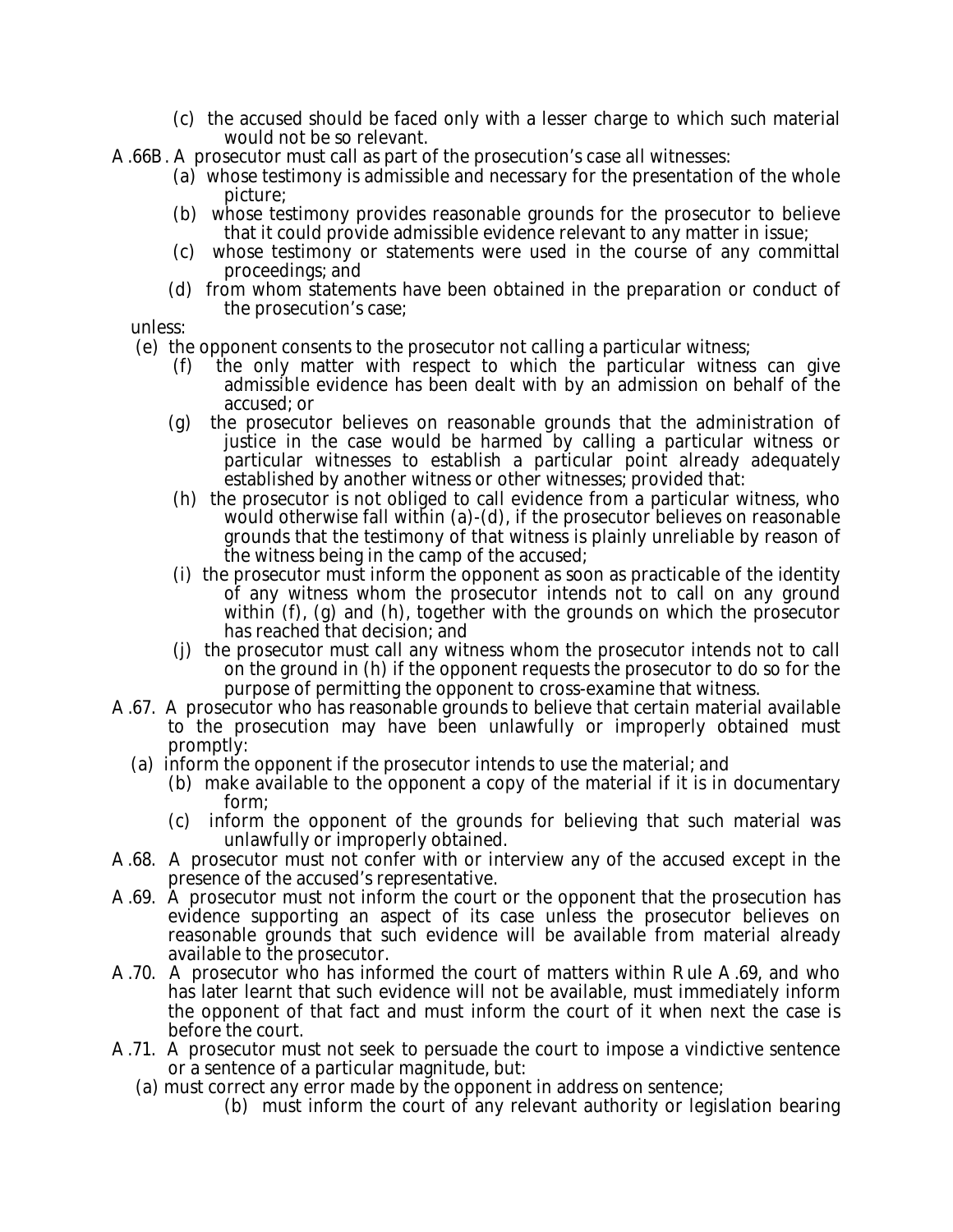(c) the accused should be faced only with a lesser charge to which such material would not be so relevant.

A.66B. A prosecutor must call as part of the prosecution's case all witnesses:

(a) whose testimony is admissible and necessary for the presentation of the whole picture;

(b) whose testimony provides reasonable grounds for the prosecutor to believe that it could provide admissible evidence relevant to any matter in issue;

(c) whose testimony or statements were used in the course of any committal proceedings; and

(d) from whom statements have been obtained in the preparation or conduct of the prosecution's case;

unless:

(e) the opponent consents to the prosecutor not calling a particular witness;

(f) the only matter with respect to which the particular witness can give admissible evidence has been dealt with by an admission on behalf of the accused; or

(g) the prosecutor believes on reasonable grounds that the administration of justice in the case would be harmed by calling a particular witness or particular witnesses to establish a particular point already adequately established by another witness or other witnesses; provided that:

(h) the prosecutor is not obliged to call evidence from a particular witness, who would otherwise fall within (a)-(d), if the prosecutor believes on reasonable grounds that the testimony of that witness is plainly unreliable by reason of the witness being in the camp of the accused;

(i) the prosecutor must inform the opponent as soon as practicable of the identity of any witness whom the prosecutor intends not to call on any ground within (f), (g) and (h), together with the grounds on which the prosecutor has reached that decision; and

(j) the prosecutor must call any witness whom the prosecutor intends not to call on the ground in (h) if the opponent requests the prosecutor to do so for the purpose of permitting the opponent to cross-examine that witness.

A.67. A prosecutor who has reasonable grounds to believe that certain material available to the prosecution may have been unlawfully or improperly obtained must promptly:

(a) inform the opponent if the prosecutor intends to use the material; and

(b) make available to the opponent a copy of the material if it is in documentary form;

(c) inform the opponent of the grounds for believing that such material was unlawfully or improperly obtained.

A.68. A prosecutor must not confer with or interview any of the accused except in the presence of the accused's representative.

A.69. A prosecutor must not inform the court or the opponent that the prosecution has evidence supporting an aspect of its case unless the prosecutor believes on reasonable grounds that such evidence will be available from material already available to the prosecutor.

A.70. A prosecutor who has informed the court of matters within Rule A.69, and who has later learnt that such evidence will not be available, must immediately inform the opponent of that fact and must inform the court of it when next the case is before the court.

A.71. A prosecutor must not seek to persuade the court to impose a vindictive sentence or a sentence of a particular magnitude, but:

(a) must correct any error made by the opponent in address on sentence;

(b) must inform the court of any relevant authority or legislation bearing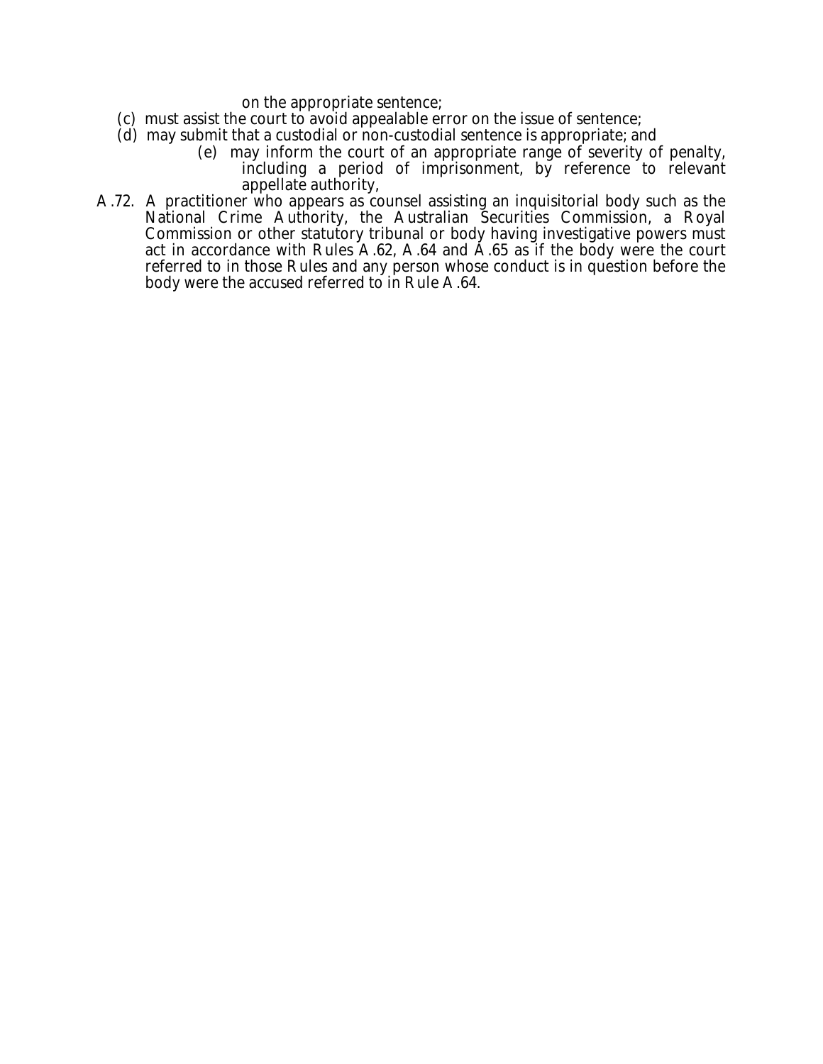on the appropriate sentence;

(c) must assist the court to avoid appealable error on the issue of sentence;

(d) may submit that a custodial or non-custodial sentence is appropriate; and

(e) may inform the court of an appropriate range of severity of penalty, including a period of imprisonment, by reference to relevant appellate authority,

A.72. A practitioner who appears as counsel assisting an inquisitorial body such as the National Crime Authority, the Australian Securities Commission, a Royal Commission or other statutory tribunal or body having investigative powers must act in accordance with Rules A.62, A.64 and A.65 as if the body were the court referred to in those Rules and any person whose conduct is in question before the body were the accused referred to in Rule A.64.